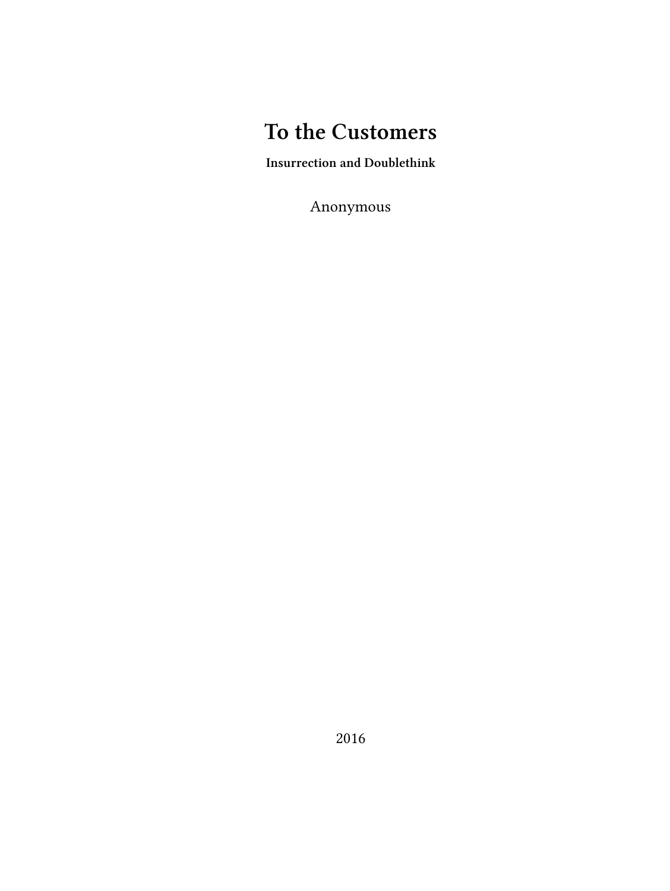# To the Customers

**Insurrection and Doublethink**

Anonymous

2016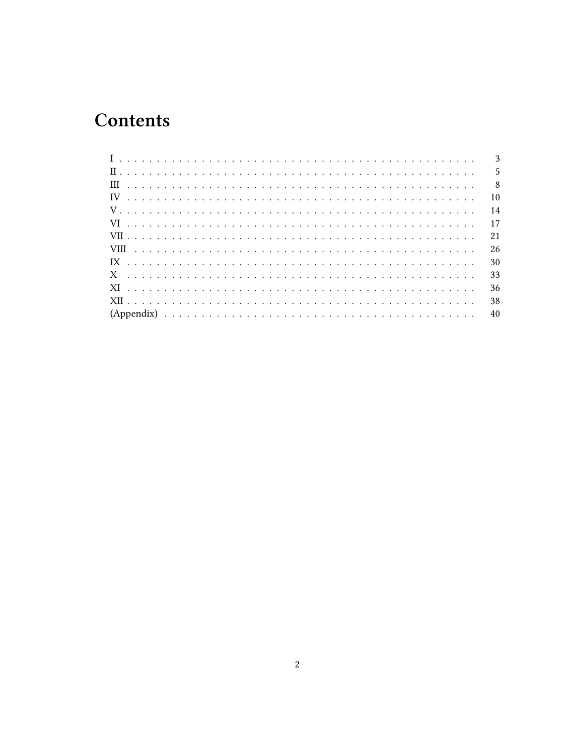# Contents

- I . . . . . . . . . . 3
- II . . . . . . . . . . 5
- III . . . . . . . . . . 8
- IV . . . . . . . . . . 10
- V . . . . . . . . . . 14
- VI . . . . . . . . . . 17
- VII . . . . . . . . . . 21
- VIII . . . . . . . . . . 26
- IX . . . . . . . . . . 30
- X . . . . . . . . . . 33
- XI . . . . . . . . . . 36
- XII . . . . . . . . . . 38
- (Appendix) . . . . . . . . . . 40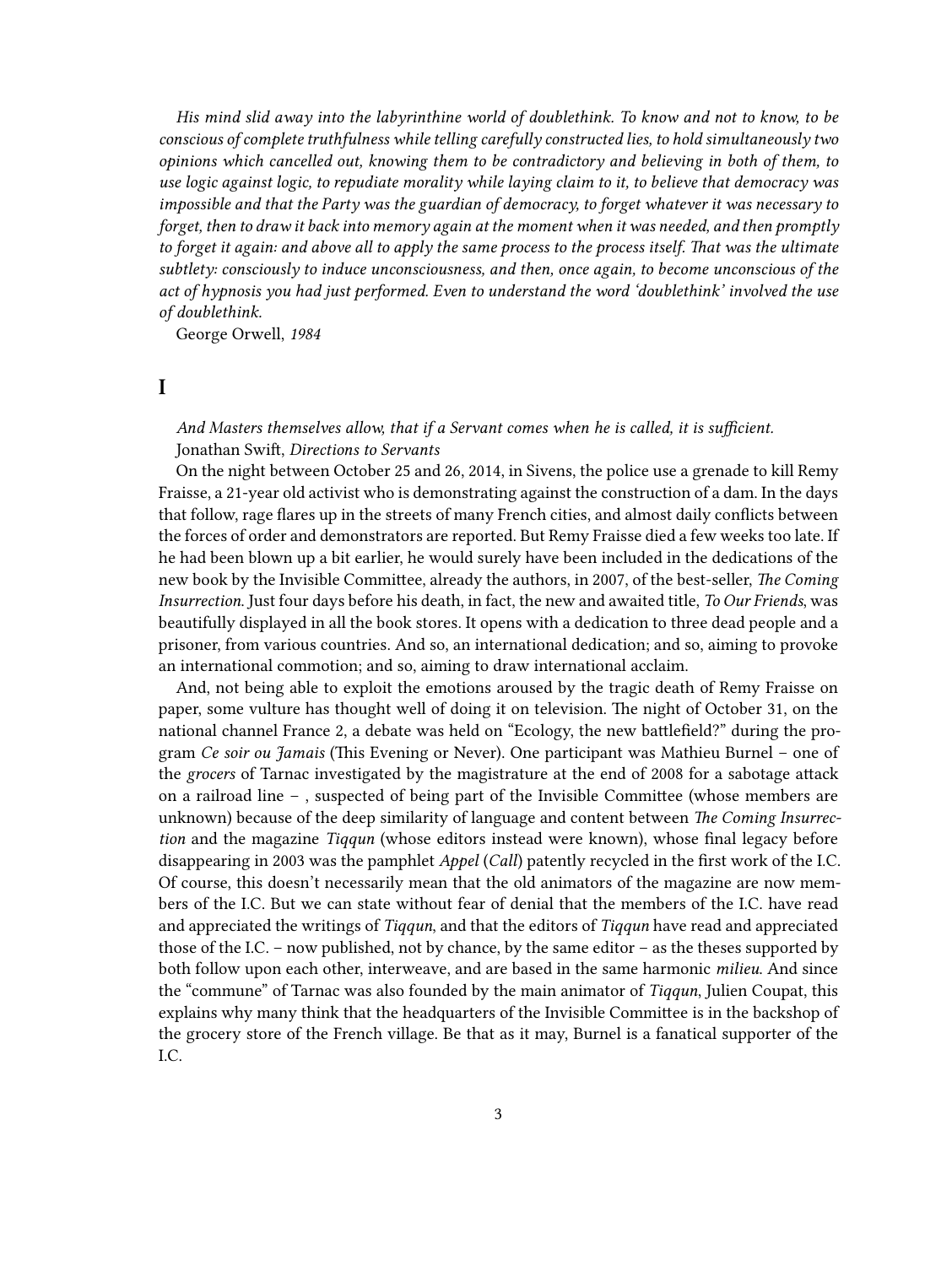*His mind slid away into the labyrinthine world of doublethink. To know and not to know, to be conscious of complete truthfulness while telling carefully constructed lies, to hold simultaneously two opinions which cancelled out, knowing them to be contradictory and believing in both of them, to use logic against logic, to repudiate morality while laying claim to it, to believe that democracy was impossible and that the Party was the guardian of democracy, to forget whatever it was necessary to forget, then to draw it back into memory again at the moment when it was needed, and then promptly to forget it again: and above all to apply the same process to the process itself. That was the ultimate subtlety: consciously to induce unconsciousness, and then, once again, to become unconscious of the act of hypnosis you had just performed. Even to understand the word 'doublethink' involved the use of doublethink.*

George Orwell, *1984*

# I

*And Masters themselves allow, that if a Servant comes when he is called, it is sufficient.*

Jonathan Swift, *Directions to Servants*

On the night between October 25 and 26, 2014, in Sivens, the police use a grenade to kill Remy Fraisse, a 21-year old activist who is demonstrating against the construction of a dam. In the days that follow, rage flares up in the streets of many French cities, and almost daily conflicts between the forces of order and demonstrators are reported. But Remy Fraisse died a few weeks too late. If he had been blown up a bit earlier, he would surely have been included in the dedications of the new book by the Invisible Committee, already the authors, in 2007, of the best-seller, *The Coming Insurrection*. Just four days before his death, in fact, the new and awaited title, *To Our Friends*, was beautifully displayed in all the book stores. It opens with a dedication to three dead people and a prisoner, from various countries. And so, an international dedication; and so, aiming to provoke an international commotion; and so, aiming to draw international acclaim.

And, not being able to exploit the emotions aroused by the tragic death of Remy Fraisse on paper, some vulture has thought well of doing it on television. The night of October 31, on the national channel France 2, a debate was held on "Ecology, the new battlefield?" during the program *Ce soir ou Jamais* (This Evening or Never). One participant was Mathieu Burnel – one of the *grocers* of Tarnac investigated by the magistrature at the end of 2008 for a sabotage attack on a railroad line – , suspected of being part of the Invisible Committee (whose members are unknown) because of the deep similarity of language and content between *The Coming Insurrection* and the magazine *Tiqqun* (whose editors instead were known), whose final legacy before disappearing in 2003 was the pamphlet *Appel* (*Call*) patently recycled in the first work of the I.C. Of course, this doesn't necessarily mean that the old animators of the magazine are now members of the I.C. But we can state without fear of denial that the members of the I.C. have read and appreciated the writings of *Tiqqun*, and that the editors of *Tiqqun* have read and appreciated those of the I.C. – now published, not by chance, by the same editor – as the theses supported by both follow upon each other, interweave, and are based in the same harmonic *milieu*. And since the "commune" of Tarnac was also founded by the main animator of *Tiqqun*, Julien Coupat, this explains why many think that the headquarters of the Invisible Committee is in the backshop of the grocery store of the French village. Be that as it may, Burnel is a fanatical supporter of the I.C.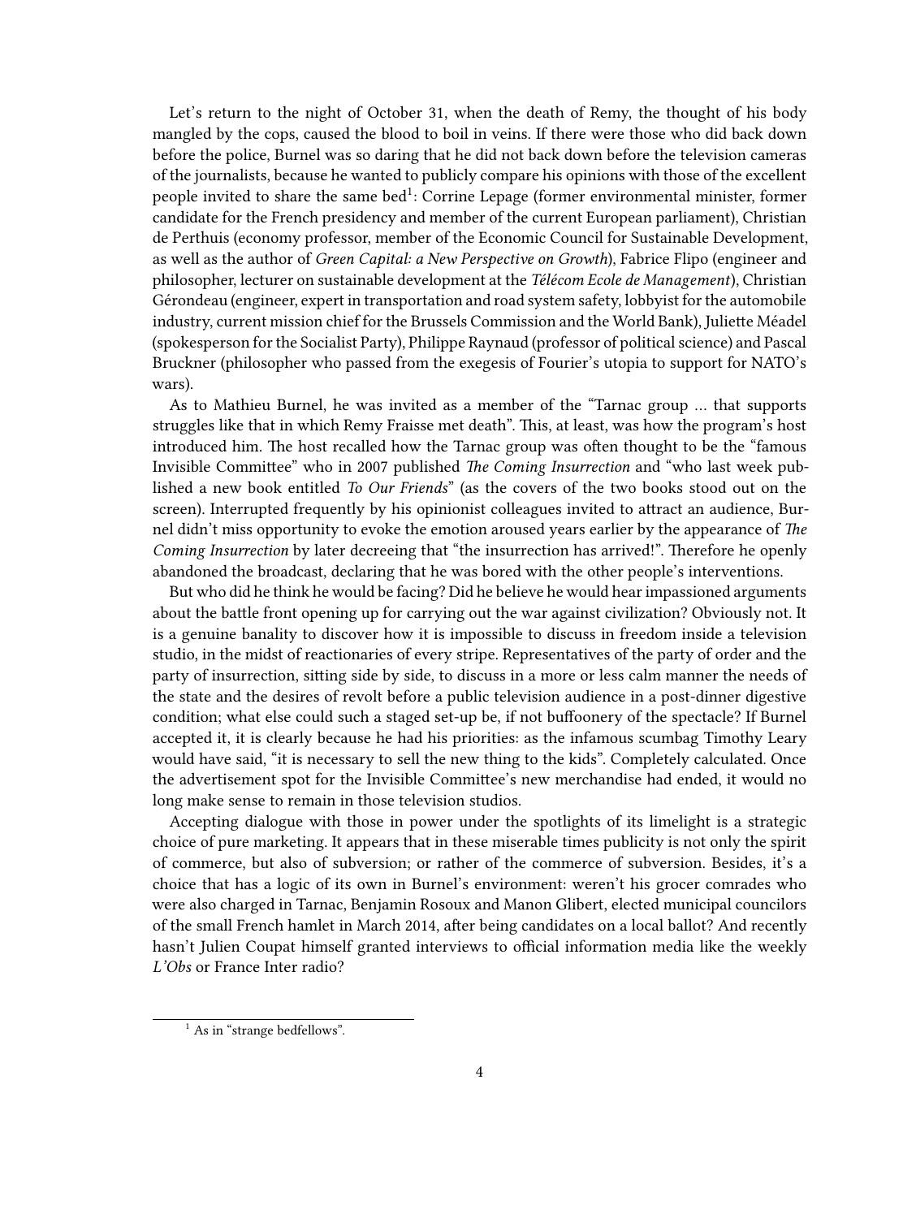Let's return to the night of October 31, when the death of Remy, the thought of his body mangled by the cops, caused the blood to boil in veins. If there were those who did back down before the police, Burnel was so daring that he did not back down before the television cameras of the journalists, because he wanted to publicly compare his opinions with those of the excellent people invited to share the same bed[1]: Corrine Lepage (former environmental minister, former candidate for the French presidency and member of the current European parliament), Christian de Perthuis (economy professor, member of the Economic Council for Sustainable Development, as well as the author of *Green Capital: a New Perspective on Growth*), Fabrice Flipo (engineer and philosopher, lecturer on sustainable development at the *Télécom Ecole de Management*), Christian Gérondeau (engineer, expert in transportation and road system safety, lobbyist for the automobile industry, current mission chief for the Brussels Commission and the World Bank), Juliette Méadel (spokesperson for the Socialist Party), Philippe Raynaud (professor of political science) and Pascal Bruckner (philosopher who passed from the exegesis of Fourier's utopia to support for NATO's wars).

As to Mathieu Burnel, he was invited as a member of the "Tarnac group … that supports struggles like that in which Remy Fraisse met death". This, at least, was how the program's host introduced him. The host recalled how the Tarnac group was often thought to be the "famous Invisible Committee" who in 2007 published *The Coming Insurrection* and "who last week published a new book entitled *To Our Friends*" (as the covers of the two books stood out on the screen). Interrupted frequently by his opinionist colleagues invited to attract an audience, Burnel didn't miss opportunity to evoke the emotion aroused years earlier by the appearance of *The Coming Insurrection* by later decreeing that "the insurrection has arrived!". Therefore he openly abandoned the broadcast, declaring that he was bored with the other people's interventions.

But who did he think he would be facing? Did he believe he would hear impassioned arguments about the battle front opening up for carrying out the war against civilization? Obviously not. It is a genuine banality to discover how it is impossible to discuss in freedom inside a television studio, in the midst of reactionaries of every stripe. Representatives of the party of order and the party of insurrection, sitting side by side, to discuss in a more or less calm manner the needs of the state and the desires of revolt before a public television audience in a post-dinner digestive condition; what else could such a staged set-up be, if not buffoonery of the spectacle? If Burnel accepted it, it is clearly because he had his priorities: as the infamous scumbag Timothy Leary would have said, "it is necessary to sell the new thing to the kids". Completely calculated. Once the advertisement spot for the Invisible Committee's new merchandise had ended, it would no long make sense to remain in those television studios.

Accepting dialogue with those in power under the spotlights of its limelight is a strategic choice of pure marketing. It appears that in these miserable times publicity is not only the spirit of commerce, but also of subversion; or rather of the commerce of subversion. Besides, it's a choice that has a logic of its own in Burnel's environment: weren't his grocer comrades who were also charged in Tarnac, Benjamin Rosoux and Manon Glibert, elected municipal councilors of the small French hamlet in March 2014, after being candidates on a local ballot? And recently hasn't Julien Coupat himself granted interviews to official information media like the weekly *L'Obs* or France Inter radio?

[1] As in "strange bedfellows".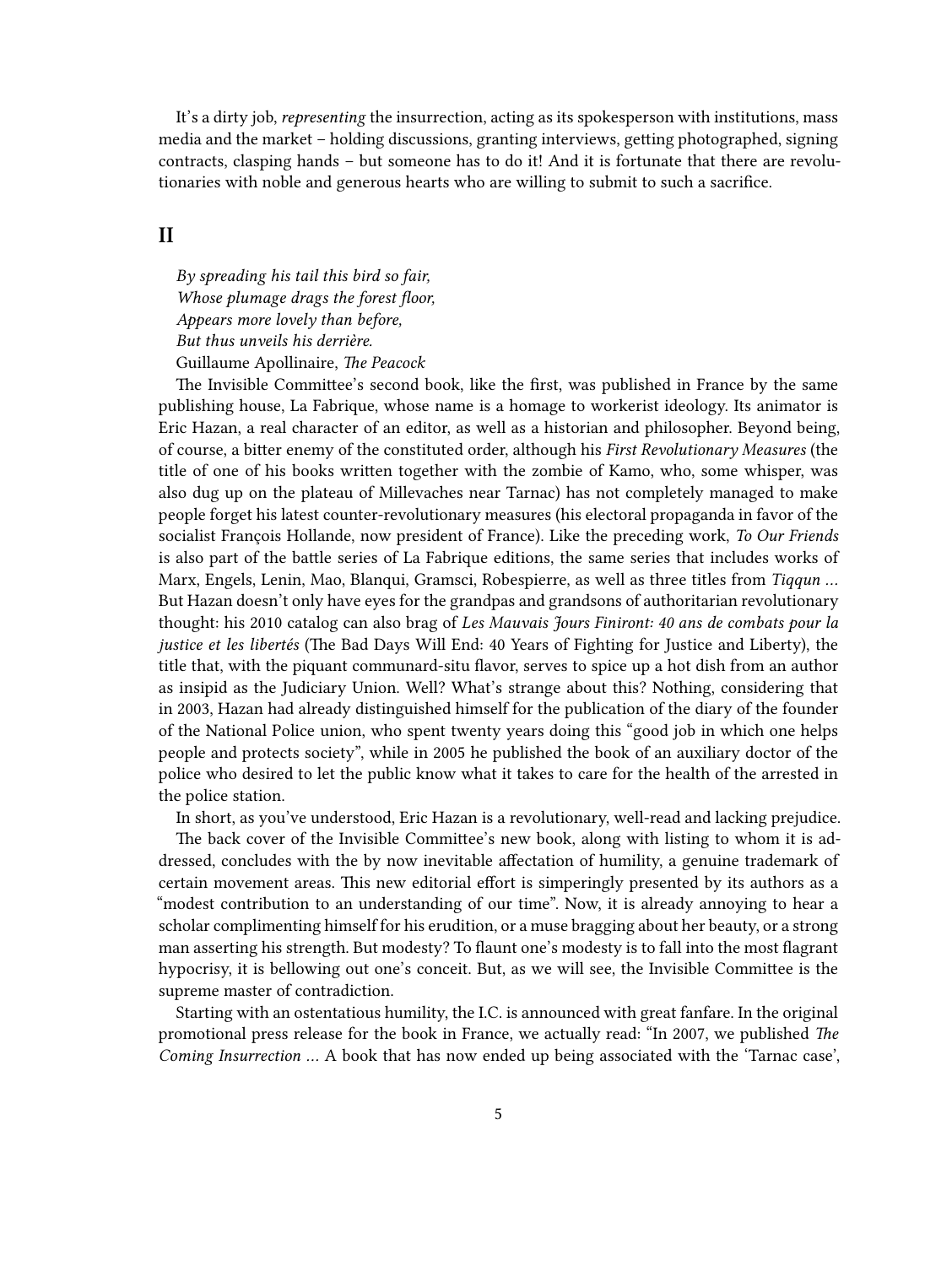It's a dirty job, *representing* the insurrection, acting as its spokesperson with institutions, mass media and the market – holding discussions, granting interviews, getting photographed, signing contracts, clasping hands – but someone has to do it! And it is fortunate that there are revolutionaries with noble and generous hearts who are willing to submit to such a sacrifice.

## II

*By spreading his tail this bird so fair,*
*Whose plumage drags the forest floor,*
*Appears more lovely than before,*
*But thus unveils his derrière.*
Guillaume Apollinaire, *The Peacock*

The Invisible Committee's second book, like the first, was published in France by the same publishing house, La Fabrique, whose name is a homage to workerist ideology. Its animator is Eric Hazan, a real character of an editor, as well as a historian and philosopher. Beyond being, of course, a bitter enemy of the constituted order, although his *First Revolutionary Measures* (the title of one of his books written together with the zombie of Kamo, who, some whisper, was also dug up on the plateau of Millevaches near Tarnac) has not completely managed to make people forget his latest counter-revolutionary measures (his electoral propaganda in favor of the socialist François Hollande, now president of France). Like the preceding work, *To Our Friends* is also part of the battle series of La Fabrique editions, the same series that includes works of Marx, Engels, Lenin, Mao, Blanqui, Gramsci, Robespierre, as well as three titles from *Tiqqun* … But Hazan doesn't only have eyes for the grandpas and grandsons of authoritarian revolutionary thought: his 2010 catalog can also brag of *Les Mauvais Jours Finiront: 40 ans de combats pour la justice et les libertés* (The Bad Days Will End: 40 Years of Fighting for Justice and Liberty), the title that, with the piquant communard-situ flavor, serves to spice up a hot dish from an author as insipid as the Judiciary Union. Well? What's strange about this? Nothing, considering that in 2003, Hazan had already distinguished himself for the publication of the diary of the founder of the National Police union, who spent twenty years doing this "good job in which one helps people and protects society", while in 2005 he published the book of an auxiliary doctor of the police who desired to let the public know what it takes to care for the health of the arrested in the police station.

In short, as you've understood, Eric Hazan is a revolutionary, well-read and lacking prejudice.

The back cover of the Invisible Committee's new book, along with listing to whom it is addressed, concludes with the by now inevitable affectation of humility, a genuine trademark of certain movement areas. This new editorial effort is simperingly presented by its authors as a "modest contribution to an understanding of our time". Now, it is already annoying to hear a scholar complimenting himself for his erudition, or a muse bragging about her beauty, or a strong man asserting his strength. But modesty? To flaunt one's modesty is to fall into the most flagrant hypocrisy, it is bellowing out one's conceit. But, as we will see, the Invisible Committee is the supreme master of contradiction.

Starting with an ostentatious humility, the I.C. is announced with great fanfare. In the original promotional press release for the book in France, we actually read: "In 2007, we published *The Coming Insurrection* … A book that has now ended up being associated with the 'Tarnac case',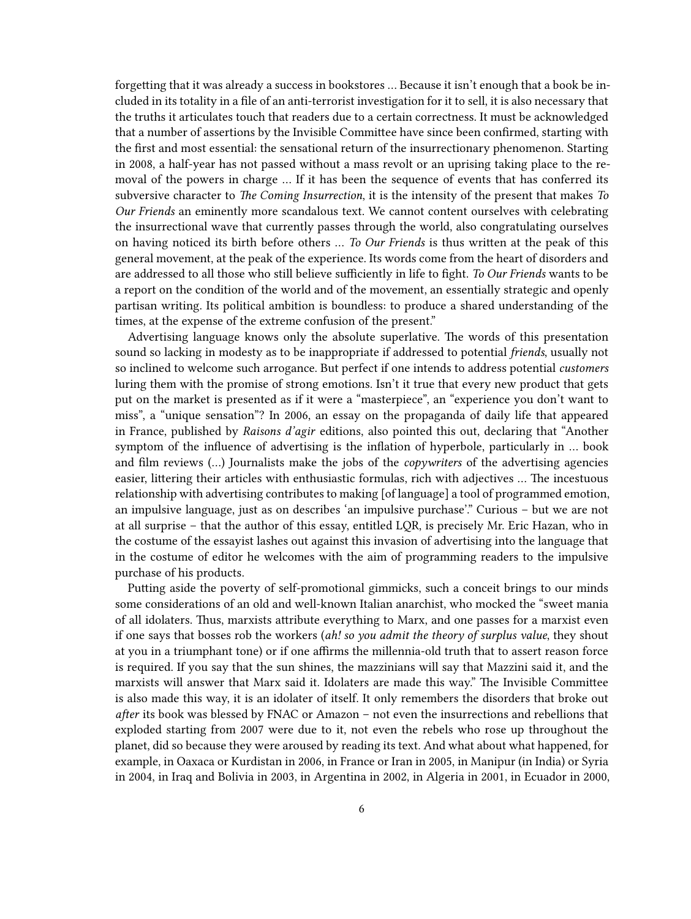forgetting that it was already a success in bookstores … Because it isn't enough that a book be included in its totality in a file of an anti-terrorist investigation for it to sell, it is also necessary that the truths it articulates touch that readers due to a certain correctness. It must be acknowledged that a number of assertions by the Invisible Committee have since been confirmed, starting with the first and most essential: the sensational return of the insurrectionary phenomenon. Starting in 2008, a half-year has not passed without a mass revolt or an uprising taking place to the removal of the powers in charge … If it has been the sequence of events that has conferred its subversive character to *The Coming Insurrection*, it is the intensity of the present that makes *To Our Friends* an eminently more scandalous text. We cannot content ourselves with celebrating the insurrectional wave that currently passes through the world, also congratulating ourselves on having noticed its birth before others … *To Our Friends* is thus written at the peak of this general movement, at the peak of the experience. Its words come from the heart of disorders and are addressed to all those who still believe sufficiently in life to fight. *To Our Friends* wants to be a report on the condition of the world and of the movement, an essentially strategic and openly partisan writing. Its political ambition is boundless: to produce a shared understanding of the times, at the expense of the extreme confusion of the present."

Advertising language knows only the absolute superlative. The words of this presentation sound so lacking in modesty as to be inappropriate if addressed to potential *friends*, usually not so inclined to welcome such arrogance. But perfect if one intends to address potential *customers* luring them with the promise of strong emotions. Isn't it true that every new product that gets put on the market is presented as if it were a "masterpiece", an "experience you don't want to miss", a "unique sensation"? In 2006, an essay on the propaganda of daily life that appeared in France, published by *Raisons d'agir* editions, also pointed this out, declaring that "Another symptom of the influence of advertising is the inflation of hyperbole, particularly in … book and film reviews (…) Journalists make the jobs of the *copywriters* of the advertising agencies easier, littering their articles with enthusiastic formulas, rich with adjectives … The incestuous relationship with advertising contributes to making [of language] a tool of programmed emotion, an impulsive language, just as on describes 'an impulsive purchase'." Curious – but we are not at all surprise – that the author of this essay, entitled LQR, is precisely Mr. Eric Hazan, who in the costume of the essayist lashes out against this invasion of advertising into the language that in the costume of editor he welcomes with the aim of programming readers to the impulsive purchase of his products.

Putting aside the poverty of self-promotional gimmicks, such a conceit brings to our minds some considerations of an old and well-known Italian anarchist, who mocked the "sweet mania of all idolaters. Thus, marxists attribute everything to Marx, and one passes for a marxist even if one says that bosses rob the workers (*ah! so you admit the theory of surplus value*, they shout at you in a triumphant tone) or if one affirms the millennia-old truth that to assert reason force is required. If you say that the sun shines, the mazzinians will say that Mazzini said it, and the marxists will answer that Marx said it. Idolaters are made this way." The Invisible Committee is also made this way, it is an idolater of itself. It only remembers the disorders that broke out *after* its book was blessed by FNAC or Amazon – not even the insurrections and rebellions that exploded starting from 2007 were due to it, not even the rebels who rose up throughout the planet, did so because they were aroused by reading its text. And what about what happened, for example, in Oaxaca or Kurdistan in 2006, in France or Iran in 2005, in Manipur (in India) or Syria in 2004, in Iraq and Bolivia in 2003, in Argentina in 2002, in Algeria in 2001, in Ecuador in 2000,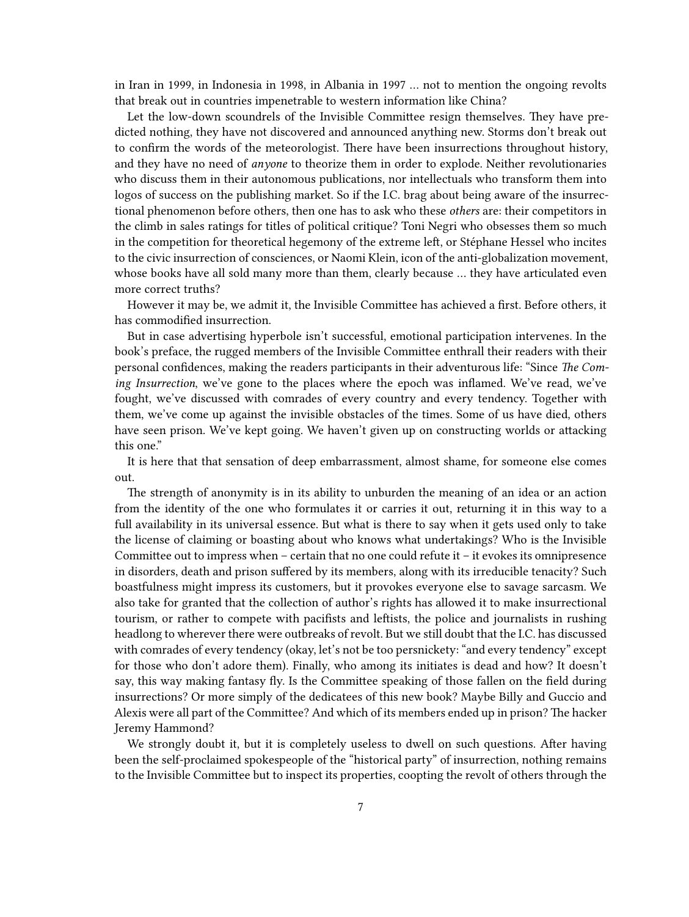in Iran in 1999, in Indonesia in 1998, in Albania in 1997 … not to mention the ongoing revolts that break out in countries impenetrable to western information like China?

Let the low-down scoundrels of the Invisible Committee resign themselves. They have predicted nothing, they have not discovered and announced anything new. Storms don't break out to confirm the words of the meteorologist. There have been insurrections throughout history, and they have no need of *anyone* to theorize them in order to explode. Neither revolutionaries who discuss them in their autonomous publications, nor intellectuals who transform them into logos of success on the publishing market. So if the I.C. brag about being aware of the insurrectional phenomenon before others, then one has to ask who these *others* are: their competitors in the climb in sales ratings for titles of political critique? Toni Negri who obsesses them so much in the competition for theoretical hegemony of the extreme left, or Stéphane Hessel who incites to the civic insurrection of consciences, or Naomi Klein, icon of the anti-globalization movement, whose books have all sold many more than them, clearly because … they have articulated even more correct truths?

However it may be, we admit it, the Invisible Committee has achieved a first. Before others, it has commodified insurrection.

But in case advertising hyperbole isn't successful, emotional participation intervenes. In the book's preface, the rugged members of the Invisible Committee enthrall their readers with their personal confidences, making the readers participants in their adventurous life: "Since *The Coming Insurrection*, we've gone to the places where the epoch was inflamed. We've read, we've fought, we've discussed with comrades of every country and every tendency. Together with them, we've come up against the invisible obstacles of the times. Some of us have died, others have seen prison. We've kept going. We haven't given up on constructing worlds or attacking this one."

It is here that that sensation of deep embarrassment, almost shame, for someone else comes out.

The strength of anonymity is in its ability to unburden the meaning of an idea or an action from the identity of the one who formulates it or carries it out, returning it in this way to a full availability in its universal essence. But what is there to say when it gets used only to take the license of claiming or boasting about who knows what undertakings? Who is the Invisible Committee out to impress when – certain that no one could refute it – it evokes its omnipresence in disorders, death and prison suffered by its members, along with its irreducible tenacity? Such boastfulness might impress its customers, but it provokes everyone else to savage sarcasm. We also take for granted that the collection of author's rights has allowed it to make insurrectional tourism, or rather to compete with pacifists and leftists, the police and journalists in rushing headlong to wherever there were outbreaks of revolt. But we still doubt that the I.C. has discussed with comrades of every tendency (okay, let's not be too persnickety: "and every tendency" except for those who don't adore them). Finally, who among its initiates is dead and how? It doesn't say, this way making fantasy fly. Is the Committee speaking of those fallen on the field during insurrections? Or more simply of the dedicatees of this new book? Maybe Billy and Guccio and Alexis were all part of the Committee? And which of its members ended up in prison? The hacker Jeremy Hammond?

We strongly doubt it, but it is completely useless to dwell on such questions. After having been the self-proclaimed spokespeople of the "historical party" of insurrection, nothing remains to the Invisible Committee but to inspect its properties, coopting the revolt of others through the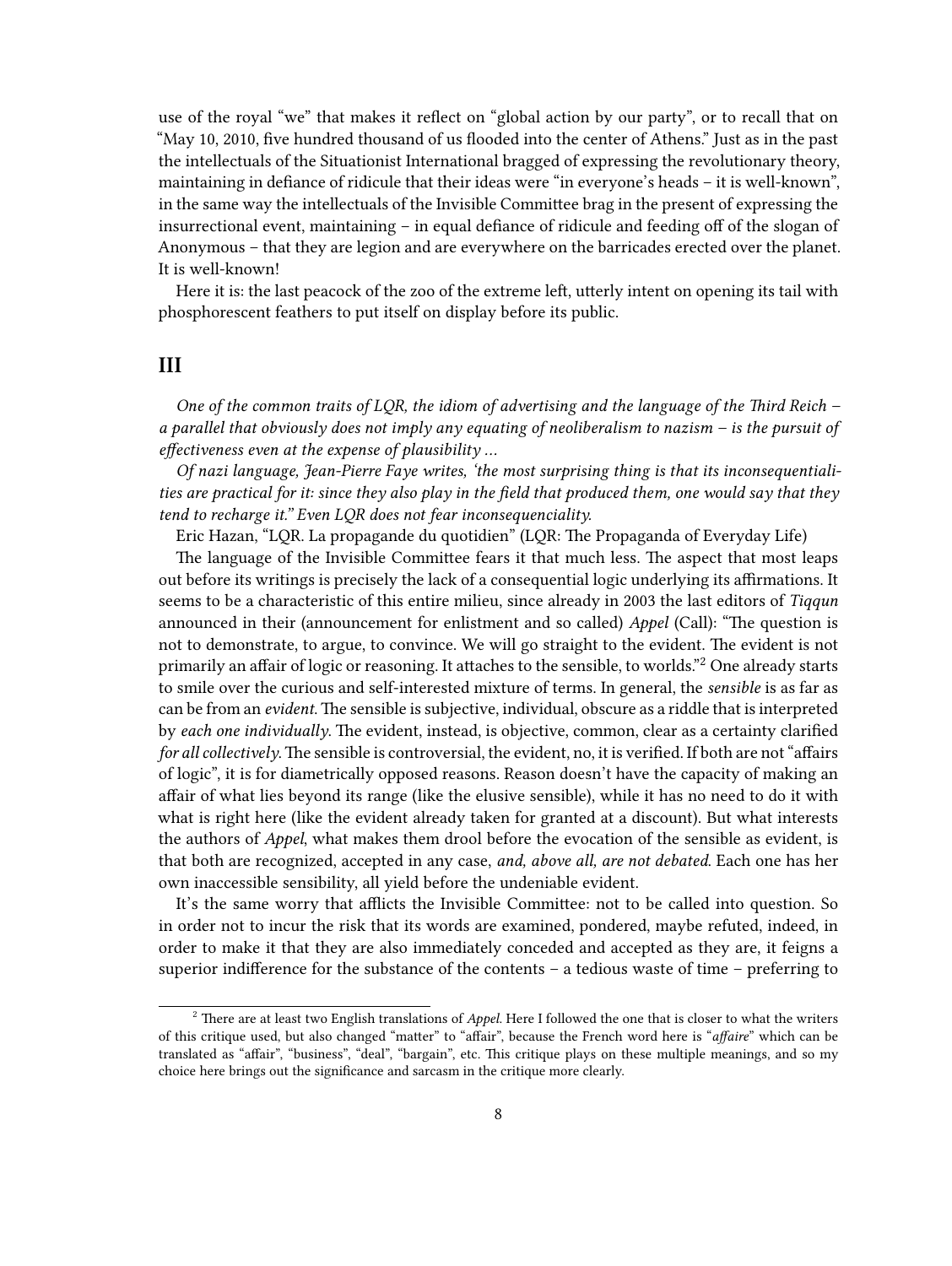use of the royal "we" that makes it reflect on "global action by our party", or to recall that on "May 10, 2010, five hundred thousand of us flooded into the center of Athens." Just as in the past the intellectuals of the Situationist International bragged of expressing the revolutionary theory, maintaining in defiance of ridicule that their ideas were "in everyone's heads – it is well-known", in the same way the intellectuals of the Invisible Committee brag in the present of expressing the insurrectional event, maintaining – in equal defiance of ridicule and feeding off of the slogan of Anonymous – that they are legion and are everywhere on the barricades erected over the planet. It is well-known!

Here it is: the last peacock of the zoo of the extreme left, utterly intent on opening its tail with phosphorescent feathers to put itself on display before its public.

## III

*One of the common traits of LQR, the idiom of advertising and the language of the Third Reich – a parallel that obviously does not imply any equating of neoliberalism to nazism – is the pursuit of effectiveness even at the expense of plausibility …*

*Of nazi language, Jean-Pierre Faye writes, 'the most surprising thing is that its inconsequentialities are practical for it: since they also play in the field that produced them, one would say that they tend to recharge it." Even LQR does not fear inconsequenciality.*

Eric Hazan, "LQR. La propagande du quotidien" (LQR: The Propaganda of Everyday Life)

The language of the Invisible Committee fears it that much less. The aspect that most leaps out before its writings is precisely the lack of a consequential logic underlying its affirmations. It seems to be a characteristic of this entire milieu, since already in 2003 the last editors of *Tiqqun* announced in their (announcement for enlistment and so called) *Appel* (Call): "The question is not to demonstrate, to argue, to convince. We will go straight to the evident. The evident is not primarily an affair of logic or reasoning. It attaches to the sensible, to worlds."[2] One already starts to smile over the curious and self-interested mixture of terms. In general, the *sensible* is as far as can be from an *evident*. The sensible is subjective, individual, obscure as a riddle that is interpreted by *each one individually*. The evident, instead, is objective, common, clear as a certainty clarified *for all collectively*. The sensible is controversial, the evident, no, it is verified. If both are not "affairs of logic", it is for diametrically opposed reasons. Reason doesn't have the capacity of making an affair of what lies beyond its range (like the elusive sensible), while it has no need to do it with what is right here (like the evident already taken for granted at a discount). But what interests the authors of *Appel*, what makes them drool before the evocation of the sensible as evident, is that both are recognized, accepted in any case, *and, above all, are not debated*. Each one has her own inaccessible sensibility, all yield before the undeniable evident.

It's the same worry that afflicts the Invisible Committee: not to be called into question. So in order not to incur the risk that its words are examined, pondered, maybe refuted, indeed, in order to make it that they are also immediately conceded and accepted as they are, it feigns a superior indifference for the substance of the contents – a tedious waste of time – preferring to

[2] There are at least two English translations of *Appel*. Here I followed the one that is closer to what the writers of this critique used, but also changed "matter" to "affair", because the French word here is "*affaire*" which can be translated as "affair", "business", "deal", "bargain", etc. This critique plays on these multiple meanings, and so my choice here brings out the significance and sarcasm in the critique more clearly.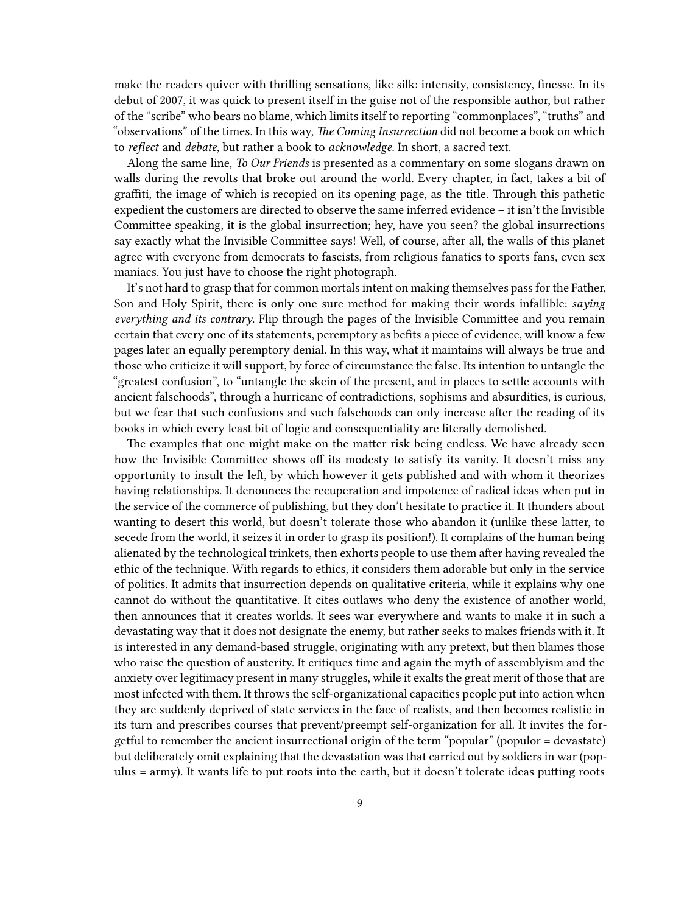make the readers quiver with thrilling sensations, like silk: intensity, consistency, finesse. In its debut of 2007, it was quick to present itself in the guise not of the responsible author, but rather of the "scribe" who bears no blame, which limits itself to reporting "commonplaces", "truths" and "observations" of the times. In this way, *The Coming Insurrection* did not become a book on which to *reflect* and *debate*, but rather a book to *acknowledge.* In short, a sacred text.

Along the same line, *To Our Friends* is presented as a commentary on some slogans drawn on walls during the revolts that broke out around the world. Every chapter, in fact, takes a bit of graffiti, the image of which is recopied on its opening page, as the title. Through this pathetic expedient the customers are directed to observe the same inferred evidence – it isn't the Invisible Committee speaking, it is the global insurrection; hey, have you seen? the global insurrections say exactly what the Invisible Committee says! Well, of course, after all, the walls of this planet agree with everyone from democrats to fascists, from religious fanatics to sports fans, even sex maniacs. You just have to choose the right photograph.

It's not hard to grasp that for common mortals intent on making themselves pass for the Father, Son and Holy Spirit, there is only one sure method for making their words infallible: *saying everything and its contrary*. Flip through the pages of the Invisible Committee and you remain certain that every one of its statements, peremptory as befits a piece of evidence, will know a few pages later an equally peremptory denial. In this way, what it maintains will always be true and those who criticize it will support, by force of circumstance the false. Its intention to untangle the "greatest confusion", to "untangle the skein of the present, and in places to settle accounts with ancient falsehoods", through a hurricane of contradictions, sophisms and absurdities, is curious, but we fear that such confusions and such falsehoods can only increase after the reading of its books in which every least bit of logic and consequentiality are literally demolished.

The examples that one might make on the matter risk being endless. We have already seen how the Invisible Committee shows off its modesty to satisfy its vanity. It doesn't miss any opportunity to insult the left, by which however it gets published and with whom it theorizes having relationships. It denounces the recuperation and impotence of radical ideas when put in the service of the commerce of publishing, but they don't hesitate to practice it. It thunders about wanting to desert this world, but doesn't tolerate those who abandon it (unlike these latter, to secede from the world, it seizes it in order to grasp its position!). It complains of the human being alienated by the technological trinkets, then exhorts people to use them after having revealed the ethic of the technique. With regards to ethics, it considers them adorable but only in the service of politics. It admits that insurrection depends on qualitative criteria, while it explains why one cannot do without the quantitative. It cites outlaws who deny the existence of another world, then announces that it creates worlds. It sees war everywhere and wants to make it in such a devastating way that it does not designate the enemy, but rather seeks to makes friends with it. It is interested in any demand-based struggle, originating with any pretext, but then blames those who raise the question of austerity. It critiques time and again the myth of assemblyism and the anxiety over legitimacy present in many struggles, while it exalts the great merit of those that are most infected with them. It throws the self-organizational capacities people put into action when they are suddenly deprived of state services in the face of realists, and then becomes realistic in its turn and prescribes courses that prevent/preempt self-organization for all. It invites the forgetful to remember the ancient insurrectional origin of the term "popular" (populor = devastate) but deliberately omit explaining that the devastation was that carried out by soldiers in war (populus = army). It wants life to put roots into the earth, but it doesn't tolerate ideas putting roots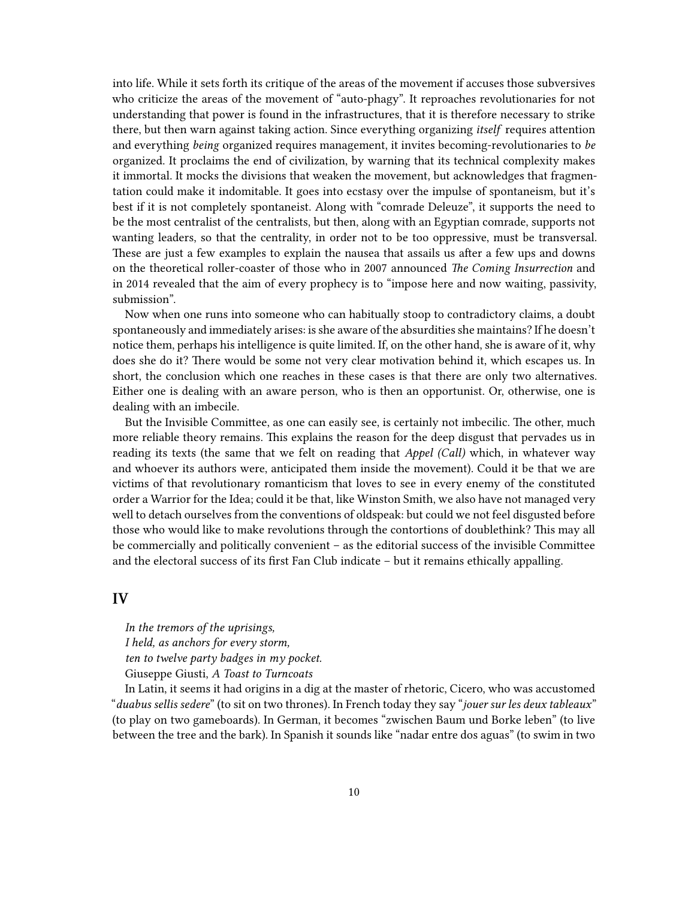into life. While it sets forth its critique of the areas of the movement if accuses those subversives who criticize the areas of the movement of "auto-phagy". It reproaches revolutionaries for not understanding that power is found in the infrastructures, that it is therefore necessary to strike there, but then warn against taking action. Since everything organizing *itself* requires attention and everything *being* organized requires management, it invites becoming-revolutionaries to *be* organized. It proclaims the end of civilization, by warning that its technical complexity makes it immortal. It mocks the divisions that weaken the movement, but acknowledges that fragmentation could make it indomitable. It goes into ecstasy over the impulse of spontaneism, but it's best if it is not completely spontaneist. Along with "comrade Deleuze", it supports the need to be the most centralist of the centralists, but then, along with an Egyptian comrade, supports not wanting leaders, so that the centrality, in order not to be too oppressive, must be transversal. These are just a few examples to explain the nausea that assails us after a few ups and downs on the theoretical roller-coaster of those who in 2007 announced *The Coming Insurrection* and in 2014 revealed that the aim of every prophecy is to "impose here and now waiting, passivity, submission".

Now when one runs into someone who can habitually stoop to contradictory claims, a doubt spontaneously and immediately arises: is she aware of the absurdities she maintains? If he doesn't notice them, perhaps his intelligence is quite limited. If, on the other hand, she is aware of it, why does she do it? There would be some not very clear motivation behind it, which escapes us. In short, the conclusion which one reaches in these cases is that there are only two alternatives. Either one is dealing with an aware person, who is then an opportunist. Or, otherwise, one is dealing with an imbecile.

But the Invisible Committee, as one can easily see, is certainly not imbecilic. The other, much more reliable theory remains. This explains the reason for the deep disgust that pervades us in reading its texts (the same that we felt on reading that *Appel (Call)* which, in whatever way and whoever its authors were, anticipated them inside the movement). Could it be that we are victims of that revolutionary romanticism that loves to see in every enemy of the constituted order a Warrior for the Idea; could it be that, like Winston Smith, we also have not managed very well to detach ourselves from the conventions of oldspeak: but could we not feel disgusted before those who would like to make revolutions through the contortions of doublethink? This may all be commercially and politically convenient – as the editorial success of the invisible Committee and the electoral success of its first Fan Club indicate – but it remains ethically appalling.

## IV

*In the tremors of the uprisings,*
*I held, as anchors for every storm,*
*ten to twelve party badges in my pocket.*
Giuseppe Giusti, *A Toast to Turncoats*

In Latin, it seems it had origins in a dig at the master of rhetoric, Cicero, who was accustomed "*duabus sellis sedere*" (to sit on two thrones). In French today they say "*jouer sur les deux tableaux*" (to play on two gameboards). In German, it becomes "zwischen Baum und Borke leben" (to live between the tree and the bark). In Spanish it sounds like "nadar entre dos aguas" (to swim in two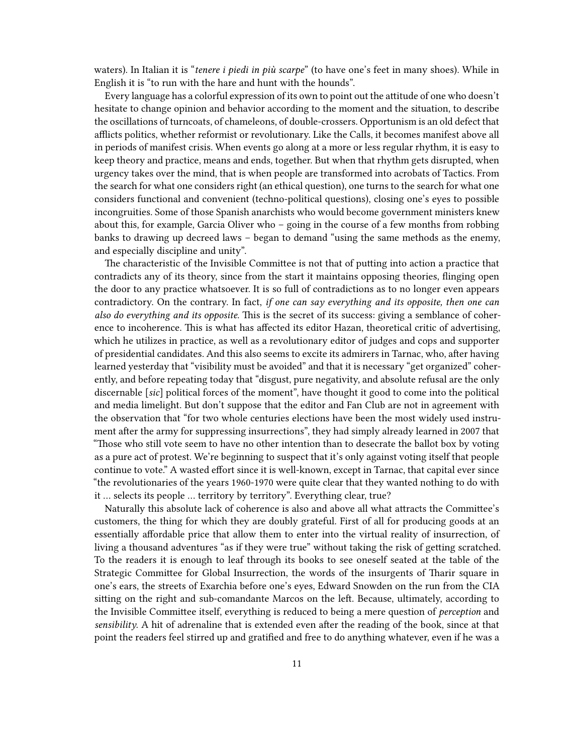waters). In Italian it is "*tenere i piedi in più scarpe*" (to have one's feet in many shoes). While in English it is "to run with the hare and hunt with the hounds".

Every language has a colorful expression of its own to point out the attitude of one who doesn't hesitate to change opinion and behavior according to the moment and the situation, to describe the oscillations of turncoats, of chameleons, of double-crossers. Opportunism is an old defect that afflicts politics, whether reformist or revolutionary. Like the Calls, it becomes manifest above all in periods of manifest crisis. When events go along at a more or less regular rhythm, it is easy to keep theory and practice, means and ends, together. But when that rhythm gets disrupted, when urgency takes over the mind, that is when people are transformed into acrobats of Tactics. From the search for what one considers right (an ethical question), one turns to the search for what one considers functional and convenient (techno-political questions), closing one's eyes to possible incongruities. Some of those Spanish anarchists who would become government ministers knew about this, for example, Garcia Oliver who – going in the course of a few months from robbing banks to drawing up decreed laws – began to demand "using the same methods as the enemy, and especially discipline and unity".

The characteristic of the Invisible Committee is not that of putting into action a practice that contradicts any of its theory, since from the start it maintains opposing theories, flinging open the door to any practice whatsoever. It is so full of contradictions as to no longer even appears contradictory. On the contrary. In fact, *if one can say everything and its opposite, then one can also do everything and its opposite.* This is the secret of its success: giving a semblance of coherence to incoherence. This is what has affected its editor Hazan, theoretical critic of advertising, which he utilizes in practice, as well as a revolutionary editor of judges and cops and supporter of presidential candidates. And this also seems to excite its admirers in Tarnac, who, after having learned yesterday that "visibility must be avoided" and that it is necessary "get organized" coherently, and before repeating today that "disgust, pure negativity, and absolute refusal are the only discernable [*sic*] political forces of the moment", have thought it good to come into the political and media limelight. But don't suppose that the editor and Fan Club are not in agreement with the observation that "for two whole centuries elections have been the most widely used instrument after the army for suppressing insurrections", they had simply already learned in 2007 that "Those who still vote seem to have no other intention than to desecrate the ballot box by voting as a pure act of protest. We're beginning to suspect that it's only against voting itself that people continue to vote." A wasted effort since it is well-known, except in Tarnac, that capital ever since "the revolutionaries of the years 1960-1970 were quite clear that they wanted nothing to do with it … selects its people … territory by territory". Everything clear, true?

Naturally this absolute lack of coherence is also and above all what attracts the Committee's customers, the thing for which they are doubly grateful. First of all for producing goods at an essentially affordable price that allow them to enter into the virtual reality of insurrection, of living a thousand adventures "as if they were true" without taking the risk of getting scratched. To the readers it is enough to leaf through its books to see oneself seated at the table of the Strategic Committee for Global Insurrection, the words of the insurgents of Tharir square in one's ears, the streets of Exarchia before one's eyes, Edward Snowden on the run from the CIA sitting on the right and sub-comandante Marcos on the left. Because, ultimately, according to the Invisible Committee itself, everything is reduced to being a mere question of *perception* and *sensibility*. A hit of adrenaline that is extended even after the reading of the book, since at that point the readers feel stirred up and gratified and free to do anything whatever, even if he was a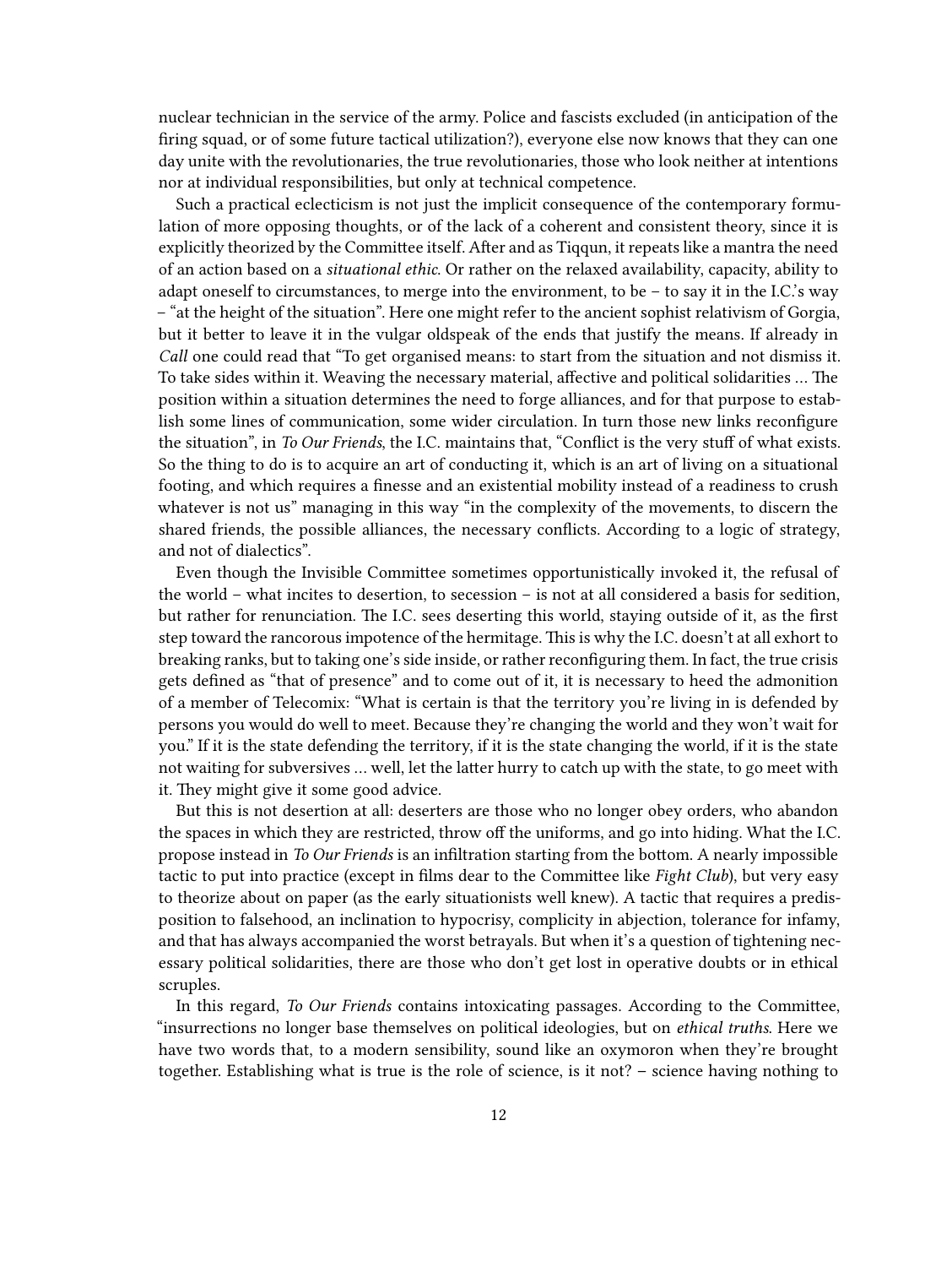nuclear technician in the service of the army. Police and fascists excluded (in anticipation of the firing squad, or of some future tactical utilization?), everyone else now knows that they can one day unite with the revolutionaries, the true revolutionaries, those who look neither at intentions nor at individual responsibilities, but only at technical competence.

Such a practical eclecticism is not just the implicit consequence of the contemporary formulation of more opposing thoughts, or of the lack of a coherent and consistent theory, since it is explicitly theorized by the Committee itself. After and as Tiqqun, it repeats like a mantra the need of an action based on a *situational ethic*. Or rather on the relaxed availability, capacity, ability to adapt oneself to circumstances, to merge into the environment, to be – to say it in the I.C.'s way – "at the height of the situation". Here one might refer to the ancient sophist relativism of Gorgia, but it better to leave it in the vulgar oldspeak of the ends that justify the means. If already in *Call* one could read that "To get organised means: to start from the situation and not dismiss it. To take sides within it. Weaving the necessary material, affective and political solidarities … The position within a situation determines the need to forge alliances, and for that purpose to establish some lines of communication, some wider circulation. In turn those new links reconfigure the situation", in *To Our Friends*, the I.C. maintains that, "Conflict is the very stuff of what exists. So the thing to do is to acquire an art of conducting it, which is an art of living on a situational footing, and which requires a finesse and an existential mobility instead of a readiness to crush whatever is not us" managing in this way "in the complexity of the movements, to discern the shared friends, the possible alliances, the necessary conflicts. According to a logic of strategy, and not of dialectics".

Even though the Invisible Committee sometimes opportunistically invoked it, the refusal of the world – what incites to desertion, to secession – is not at all considered a basis for sedition, but rather for renunciation. The I.C. sees deserting this world, staying outside of it, as the first step toward the rancorous impotence of the hermitage. This is why the I.C. doesn't at all exhort to breaking ranks, but to taking one's side inside, or rather reconfiguring them. In fact, the true crisis gets defined as "that of presence" and to come out of it, it is necessary to heed the admonition of a member of Telecomix: "What is certain is that the territory you're living in is defended by persons you would do well to meet. Because they're changing the world and they won't wait for you." If it is the state defending the territory, if it is the state changing the world, if it is the state not waiting for subversives … well, let the latter hurry to catch up with the state, to go meet with it. They might give it some good advice.

But this is not desertion at all: deserters are those who no longer obey orders, who abandon the spaces in which they are restricted, throw off the uniforms, and go into hiding. What the I.C. propose instead in *To Our Friends* is an infiltration starting from the bottom. A nearly impossible tactic to put into practice (except in films dear to the Committee like *Fight Club*), but very easy to theorize about on paper (as the early situationists well knew). A tactic that requires a predisposition to falsehood, an inclination to hypocrisy, complicity in abjection, tolerance for infamy, and that has always accompanied the worst betrayals. But when it's a question of tightening necessary political solidarities, there are those who don't get lost in operative doubts or in ethical scruples.

In this regard, *To Our Friends* contains intoxicating passages. According to the Committee, "insurrections no longer base themselves on political ideologies, but on *ethical truths*. Here we have two words that, to a modern sensibility, sound like an oxymoron when they're brought together. Establishing what is true is the role of science, is it not? – science having nothing to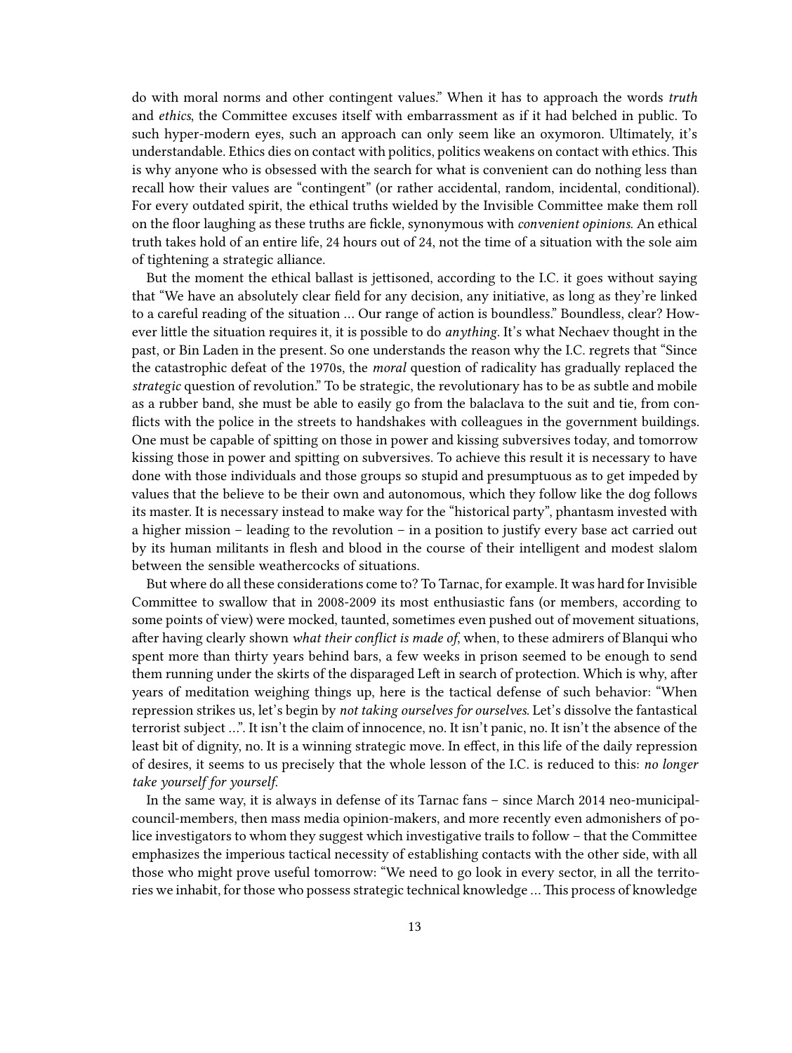do with moral norms and other contingent values." When it has to approach the words *truth* and *ethics*, the Committee excuses itself with embarrassment as if it had belched in public. To such hyper-modern eyes, such an approach can only seem like an oxymoron. Ultimately, it's understandable. Ethics dies on contact with politics, politics weakens on contact with ethics. This is why anyone who is obsessed with the search for what is convenient can do nothing less than recall how their values are "contingent" (or rather accidental, random, incidental, conditional). For every outdated spirit, the ethical truths wielded by the Invisible Committee make them roll on the floor laughing as these truths are fickle, synonymous with *convenient opinions*. An ethical truth takes hold of an entire life, 24 hours out of 24, not the time of a situation with the sole aim of tightening a strategic alliance.

But the moment the ethical ballast is jettisoned, according to the I.C. it goes without saying that "We have an absolutely clear field for any decision, any initiative, as long as they're linked to a careful reading of the situation … Our range of action is boundless." Boundless, clear? However little the situation requires it, it is possible to do *anything*. It's what Nechaev thought in the past, or Bin Laden in the present. So one understands the reason why the I.C. regrets that "Since the catastrophic defeat of the 1970s, the *moral* question of radicality has gradually replaced the *strategic* question of revolution." To be strategic, the revolutionary has to be as subtle and mobile as a rubber band, she must be able to easily go from the balaclava to the suit and tie, from conflicts with the police in the streets to handshakes with colleagues in the government buildings. One must be capable of spitting on those in power and kissing subversives today, and tomorrow kissing those in power and spitting on subversives. To achieve this result it is necessary to have done with those individuals and those groups so stupid and presumptuous as to get impeded by values that the believe to be their own and autonomous, which they follow like the dog follows its master. It is necessary instead to make way for the "historical party", phantasm invested with a higher mission – leading to the revolution – in a position to justify every base act carried out by its human militants in flesh and blood in the course of their intelligent and modest slalom between the sensible weathercocks of situations.

But where do all these considerations come to? To Tarnac, for example. It was hard for Invisible Committee to swallow that in 2008-2009 its most enthusiastic fans (or members, according to some points of view) were mocked, taunted, sometimes even pushed out of movement situations, after having clearly shown *what their conflict is made of*, when, to these admirers of Blanqui who spent more than thirty years behind bars, a few weeks in prison seemed to be enough to send them running under the skirts of the disparaged Left in search of protection. Which is why, after years of meditation weighing things up, here is the tactical defense of such behavior: "When repression strikes us, let's begin by *not taking ourselves for ourselves*. Let's dissolve the fantastical terrorist subject …". It isn't the claim of innocence, no. It isn't panic, no. It isn't the absence of the least bit of dignity, no. It is a winning strategic move. In effect, in this life of the daily repression of desires, it seems to us precisely that the whole lesson of the I.C. is reduced to this: *no longer take yourself for yourself*.

In the same way, it is always in defense of its Tarnac fans – since March 2014 neo-municipal-council-members, then mass media opinion-makers, and more recently even admonishers of police investigators to whom they suggest which investigative trails to follow – that the Committee emphasizes the imperious tactical necessity of establishing contacts with the other side, with all those who might prove useful tomorrow: "We need to go look in every sector, in all the territories we inhabit, for those who possess strategic technical knowledge … This process of knowledge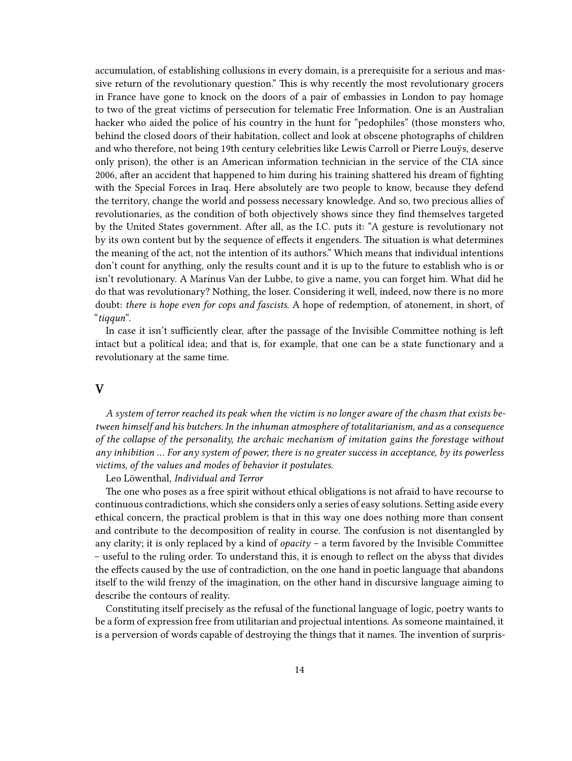accumulation, of establishing collusions in every domain, is a prerequisite for a serious and massive return of the revolutionary question." This is why recently the most revolutionary grocers in France have gone to knock on the doors of a pair of embassies in London to pay homage to two of the great victims of persecution for telematic Free Information. One is an Australian hacker who aided the police of his country in the hunt for "pedophiles" (those monsters who, behind the closed doors of their habitation, collect and look at obscene photographs of children and who therefore, not being 19th century celebrities like Lewis Carroll or Pierre Louÿs, deserve only prison), the other is an American information technician in the service of the CIA since 2006, after an accident that happened to him during his training shattered his dream of fighting with the Special Forces in Iraq. Here absolutely are two people to know, because they defend the territory, change the world and possess necessary knowledge. And so, two precious allies of revolutionaries, as the condition of both objectively shows since they find themselves targeted by the United States government. After all, as the I.C. puts it: "A gesture is revolutionary not by its own content but by the sequence of effects it engenders. The situation is what determines the meaning of the act, not the intention of its authors." Which means that individual intentions don't count for anything, only the results count and it is up to the future to establish who is or isn't revolutionary. A Marinus Van der Lubbe, to give a name, you can forget him. What did he do that was revolutionary? Nothing, the loser. Considering it well, indeed, now there is no more doubt: *there is hope even for cops and fascists*. A hope of redemption, of atonement, in short, of "*tiqqun*".

In case it isn't sufficiently clear, after the passage of the Invisible Committee nothing is left intact but a political idea; and that is, for example, that one can be a state functionary and a revolutionary at the same time.

## V

*A system of terror reached its peak when the victim is no longer aware of the chasm that exists between himself and his butchers. In the inhuman atmosphere of totalitarianism, and as a consequence of the collapse of the personality, the archaic mechanism of imitation gains the forestage without any inhibition … For any system of power, there is no greater success in acceptance, by its powerless victims, of the values and modes of behavior it postulates.*

Leo Löwenthal, *Individual and Terror*

The one who poses as a free spirit without ethical obligations is not afraid to have recourse to continuous contradictions, which she considers only a series of easy solutions. Setting aside every ethical concern, the practical problem is that in this way one does nothing more than consent and contribute to the decomposition of reality in course. The confusion is not disentangled by any clarity; it is only replaced by a kind of *opacity* – a term favored by the Invisible Committee – useful to the ruling order. To understand this, it is enough to reflect on the abyss that divides the effects caused by the use of contradiction, on the one hand in poetic language that abandons itself to the wild frenzy of the imagination, on the other hand in discursive language aiming to describe the contours of reality.

Constituting itself precisely as the refusal of the functional language of logic, poetry wants to be a form of expression free from utilitarian and projectual intentions. As someone maintained, it is a perversion of words capable of destroying the things that it names. The invention of surpris-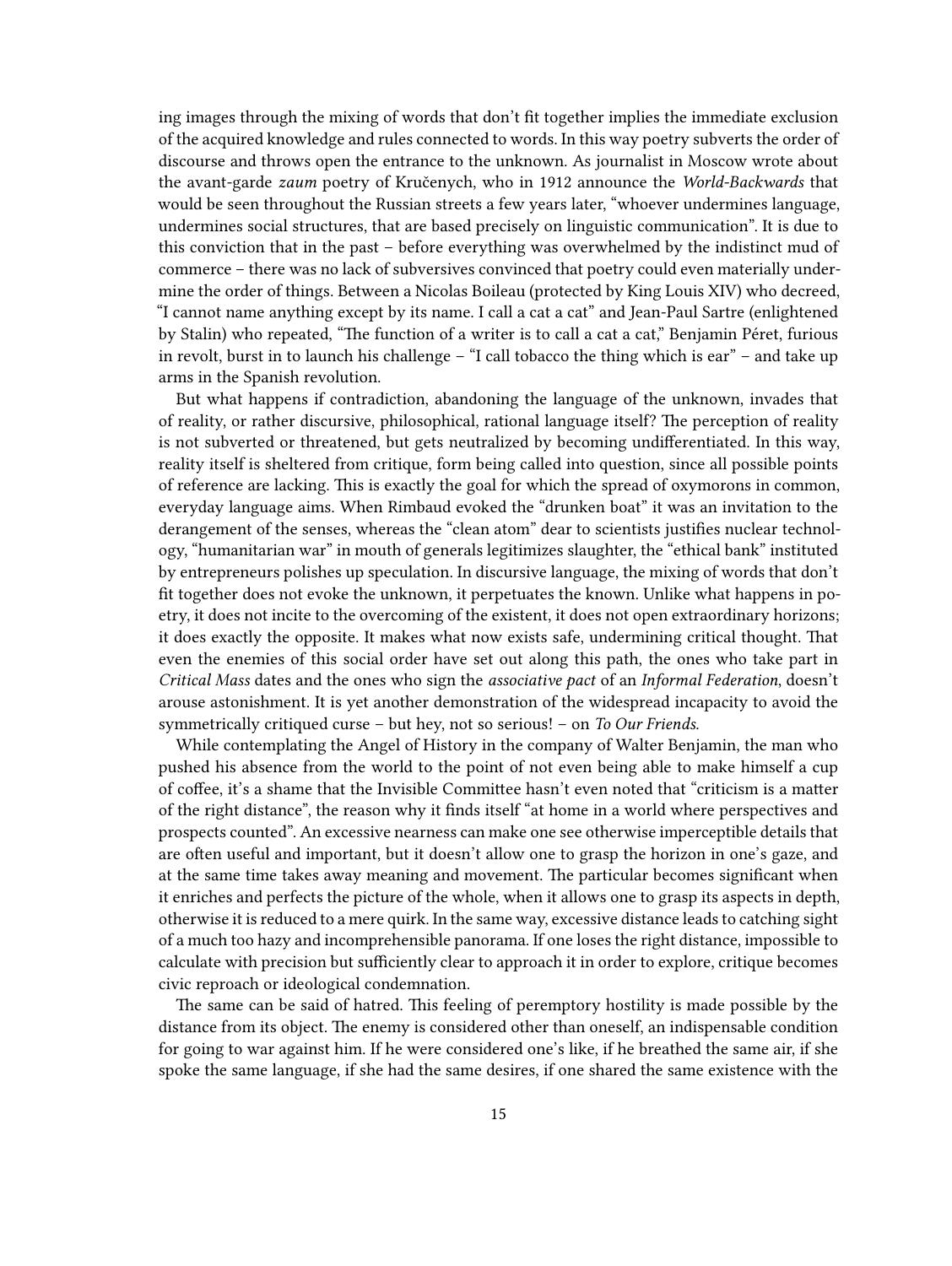ing images through the mixing of words that don't fit together implies the immediate exclusion of the acquired knowledge and rules connected to words. In this way poetry subverts the order of discourse and throws open the entrance to the unknown. As journalist in Moscow wrote about the avant-garde *zaum* poetry of Kručenych, who in 1912 announce the *World-Backwards* that would be seen throughout the Russian streets a few years later, "whoever undermines language, undermines social structures, that are based precisely on linguistic communication". It is due to this conviction that in the past – before everything was overwhelmed by the indistinct mud of commerce – there was no lack of subversives convinced that poetry could even materially undermine the order of things. Between a Nicolas Boileau (protected by King Louis XIV) who decreed, "I cannot name anything except by its name. I call a cat a cat" and Jean-Paul Sartre (enlightened by Stalin) who repeated, "The function of a writer is to call a cat a cat," Benjamin Péret, furious in revolt, burst in to launch his challenge – "I call tobacco the thing which is ear" – and take up arms in the Spanish revolution.

But what happens if contradiction, abandoning the language of the unknown, invades that of reality, or rather discursive, philosophical, rational language itself? The perception of reality is not subverted or threatened, but gets neutralized by becoming undifferentiated. In this way, reality itself is sheltered from critique, form being called into question, since all possible points of reference are lacking. This is exactly the goal for which the spread of oxymorons in common, everyday language aims. When Rimbaud evoked the "drunken boat" it was an invitation to the derangement of the senses, whereas the "clean atom" dear to scientists justifies nuclear technology, "humanitarian war" in mouth of generals legitimizes slaughter, the "ethical bank" instituted by entrepreneurs polishes up speculation. In discursive language, the mixing of words that don't fit together does not evoke the unknown, it perpetuates the known. Unlike what happens in poetry, it does not incite to the overcoming of the existent, it does not open extraordinary horizons; it does exactly the opposite. It makes what now exists safe, undermining critical thought. That even the enemies of this social order have set out along this path, the ones who take part in *Critical Mass* dates and the ones who sign the *associative pact* of an *Informal Federation*, doesn't arouse astonishment. It is yet another demonstration of the widespread incapacity to avoid the symmetrically critiqued curse – but hey, not so serious! – on *To Our Friends*.

While contemplating the Angel of History in the company of Walter Benjamin, the man who pushed his absence from the world to the point of not even being able to make himself a cup of coffee, it's a shame that the Invisible Committee hasn't even noted that "criticism is a matter of the right distance", the reason why it finds itself "at home in a world where perspectives and prospects counted". An excessive nearness can make one see otherwise imperceptible details that are often useful and important, but it doesn't allow one to grasp the horizon in one's gaze, and at the same time takes away meaning and movement. The particular becomes significant when it enriches and perfects the picture of the whole, when it allows one to grasp its aspects in depth, otherwise it is reduced to a mere quirk. In the same way, excessive distance leads to catching sight of a much too hazy and incomprehensible panorama. If one loses the right distance, impossible to calculate with precision but sufficiently clear to approach it in order to explore, critique becomes civic reproach or ideological condemnation.

The same can be said of hatred. This feeling of peremptory hostility is made possible by the distance from its object. The enemy is considered other than oneself, an indispensable condition for going to war against him. If he were considered one's like, if he breathed the same air, if she spoke the same language, if she had the same desires, if one shared the same existence with the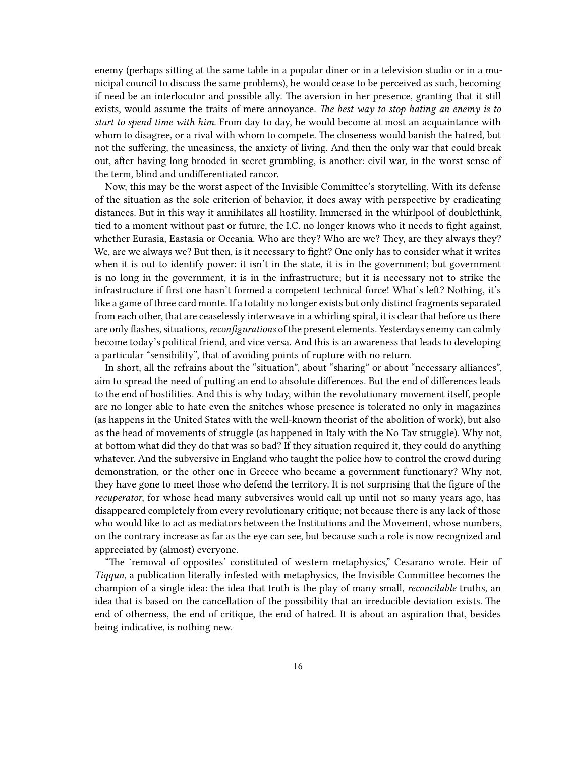enemy (perhaps sitting at the same table in a popular diner or in a television studio or in a municipal council to discuss the same problems), he would cease to be perceived as such, becoming if need be an interlocutor and possible ally. The aversion in her presence, granting that it still exists, would assume the traits of mere annoyance. *The best way to stop hating an enemy is to start to spend time with him.* From day to day, he would become at most an acquaintance with whom to disagree, or a rival with whom to compete. The closeness would banish the hatred, but not the suffering, the uneasiness, the anxiety of living. And then the only war that could break out, after having long brooded in secret grumbling, is another: civil war, in the worst sense of the term, blind and undifferentiated rancor.

Now, this may be the worst aspect of the Invisible Committee's storytelling. With its defense of the situation as the sole criterion of behavior, it does away with perspective by eradicating distances. But in this way it annihilates all hostility. Immersed in the whirlpool of doublethink, tied to a moment without past or future, the I.C. no longer knows who it needs to fight against, whether Eurasia, Eastasia or Oceania. Who are they? Who are we? They, are they always they? We, are we always we? But then, is it necessary to fight? One only has to consider what it writes when it is out to identify power: it isn't in the state, it is in the government; but government is no long in the government, it is in the infrastructure; but it is necessary not to strike the infrastructure if first one hasn't formed a competent technical force! What's left? Nothing, it's like a game of three card monte. If a totality no longer exists but only distinct fragments separated from each other, that are ceaselessly interweave in a whirling spiral, it is clear that before us there are only flashes, situations, *reconfigurations* of the present elements. Yesterdays enemy can calmly become today's political friend, and vice versa. And this is an awareness that leads to developing a particular "sensibility", that of avoiding points of rupture with no return.

In short, all the refrains about the "situation", about "sharing" or about "necessary alliances", aim to spread the need of putting an end to absolute differences. But the end of differences leads to the end of hostilities. And this is why today, within the revolutionary movement itself, people are no longer able to hate even the snitches whose presence is tolerated no only in magazines (as happens in the United States with the well-known theorist of the abolition of work), but also as the head of movements of struggle (as happened in Italy with the No Tav struggle). Why not, at bottom what did they do that was so bad? If they situation required it, they could do anything whatever. And the subversive in England who taught the police how to control the crowd during demonstration, or the other one in Greece who became a government functionary? Why not, they have gone to meet those who defend the territory. It is not surprising that the figure of the *recuperator*, for whose head many subversives would call up until not so many years ago, has disappeared completely from every revolutionary critique; not because there is any lack of those who would like to act as mediators between the Institutions and the Movement, whose numbers, on the contrary increase as far as the eye can see, but because such a role is now recognized and appreciated by (almost) everyone.

"The 'removal of opposites' constituted of western metaphysics," Cesarano wrote. Heir of *Tiqqun*, a publication literally infested with metaphysics, the Invisible Committee becomes the champion of a single idea: the idea that truth is the play of many small, *reconcilable* truths, an idea that is based on the cancellation of the possibility that an irreducible deviation exists. The end of otherness, the end of critique, the end of hatred. It is about an aspiration that, besides being indicative, is nothing new.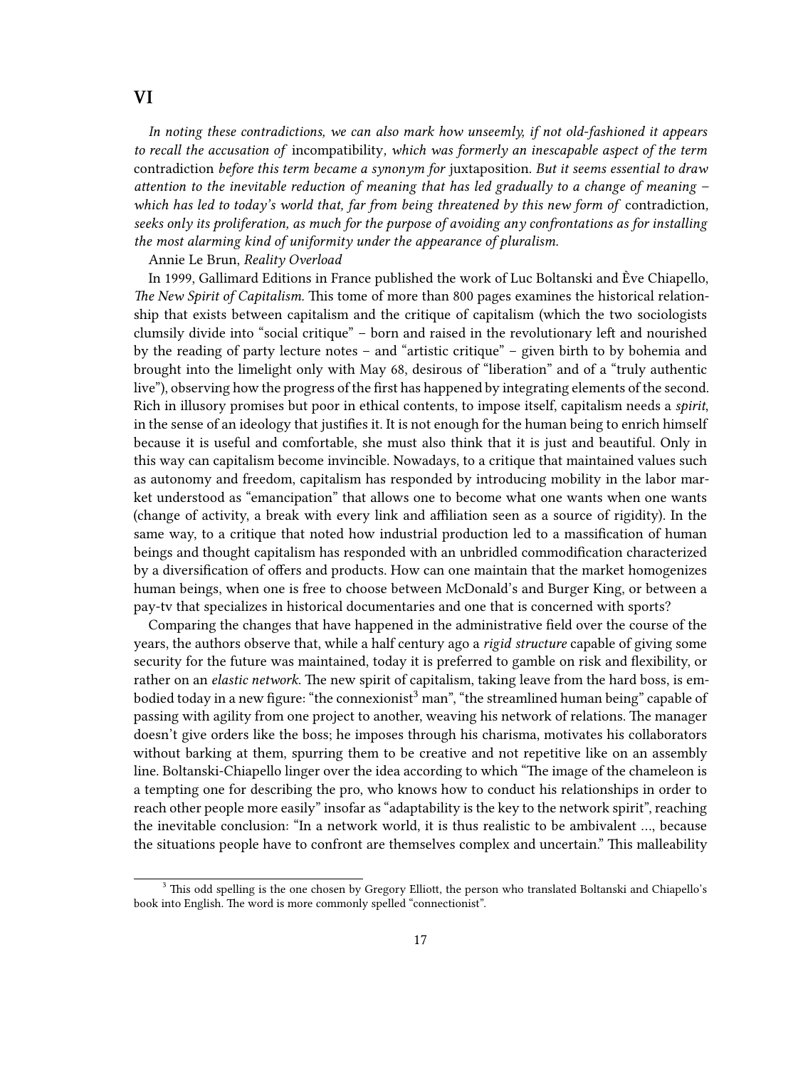## VI

*In noting these contradictions, we can also mark how unseemly, if not old-fashioned it appears to recall the accusation of* incompatibility*, which was formerly an inescapable aspect of the term* contradiction *before this term became a synonym for* juxtaposition*. But it seems essential to draw attention to the inevitable reduction of meaning that has led gradually to a change of meaning – which has led to today's world that, far from being threatened by this new form of* contradiction*, seeks only its proliferation, as much for the purpose of avoiding any confrontations as for installing the most alarming kind of uniformity under the appearance of pluralism.*

Annie Le Brun, *Reality Overload*

In 1999, Gallimard Editions in France published the work of Luc Boltanski and Ève Chiapello, *The New Spirit of Capitalism.* This tome of more than 800 pages examines the historical relationship that exists between capitalism and the critique of capitalism (which the two sociologists clumsily divide into "social critique" – born and raised in the revolutionary left and nourished by the reading of party lecture notes – and "artistic critique" – given birth to by bohemia and brought into the limelight only with May 68, desirous of "liberation" and of a "truly authentic live"), observing how the progress of the first has happened by integrating elements of the second. Rich in illusory promises but poor in ethical contents, to impose itself, capitalism needs a *spirit*, in the sense of an ideology that justifies it. It is not enough for the human being to enrich himself because it is useful and comfortable, she must also think that it is just and beautiful. Only in this way can capitalism become invincible. Nowadays, to a critique that maintained values such as autonomy and freedom, capitalism has responded by introducing mobility in the labor market understood as "emancipation" that allows one to become what one wants when one wants (change of activity, a break with every link and affiliation seen as a source of rigidity). In the same way, to a critique that noted how industrial production led to a massification of human beings and thought capitalism has responded with an unbridled commodification characterized by a diversification of offers and products. How can one maintain that the market homogenizes human beings, when one is free to choose between McDonald's and Burger King, or between a pay-tv that specializes in historical documentaries and one that is concerned with sports?

Comparing the changes that have happened in the administrative field over the course of the years, the authors observe that, while a half century ago a *rigid structure* capable of giving some security for the future was maintained, today it is preferred to gamble on risk and flexibility, or rather on an *elastic network*. The new spirit of capitalism, taking leave from the hard boss, is embodied today in a new figure: "the connexionist[3] man", "the streamlined human being" capable of passing with agility from one project to another, weaving his network of relations. The manager doesn't give orders like the boss; he imposes through his charisma, motivates his collaborators without barking at them, spurring them to be creative and not repetitive like on an assembly line. Boltanski-Chiapello linger over the idea according to which "The image of the chameleon is a tempting one for describing the pro, who knows how to conduct his relationships in order to reach other people more easily" insofar as "adaptability is the key to the network spirit", reaching the inevitable conclusion: "In a network world, it is thus realistic to be ambivalent …, because the situations people have to confront are themselves complex and uncertain." This malleability

---

[3] This odd spelling is the one chosen by Gregory Elliott, the person who translated Boltanski and Chiapello's book into English. The word is more commonly spelled "connectionist".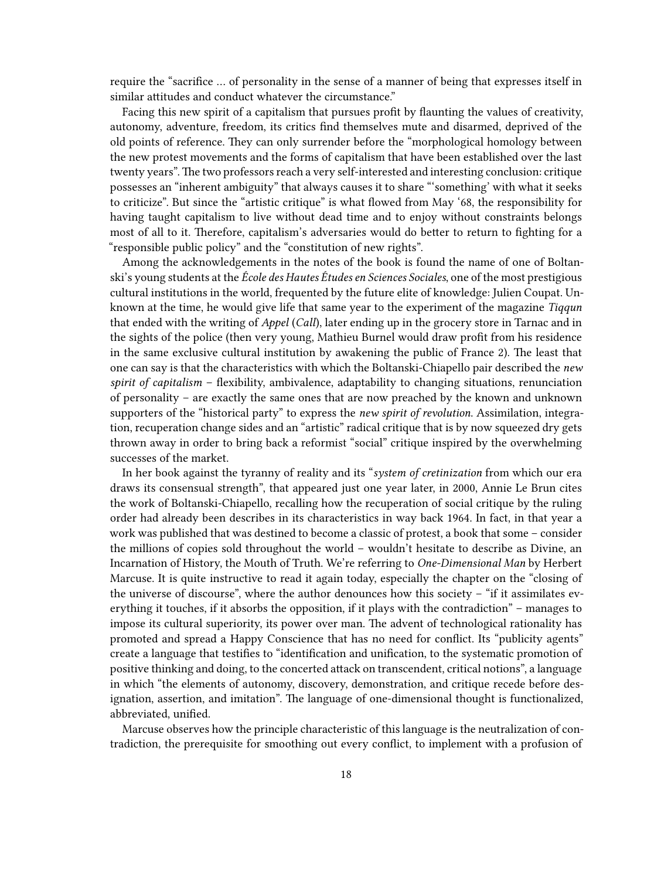require the "sacrifice … of personality in the sense of a manner of being that expresses itself in similar attitudes and conduct whatever the circumstance."

Facing this new spirit of a capitalism that pursues profit by flaunting the values of creativity, autonomy, adventure, freedom, its critics find themselves mute and disarmed, deprived of the old points of reference. They can only surrender before the "morphological homology between the new protest movements and the forms of capitalism that have been established over the last twenty years". The two professors reach a very self-interested and interesting conclusion: critique possesses an "inherent ambiguity" that always causes it to share "'something' with what it seeks to criticize". But since the "artistic critique" is what flowed from May '68, the responsibility for having taught capitalism to live without dead time and to enjoy without constraints belongs most of all to it. Therefore, capitalism's adversaries would do better to return to fighting for a "responsible public policy" and the "constitution of new rights".

Among the acknowledgements in the notes of the book is found the name of one of Boltanski's young students at the *École des Hautes Études en Sciences Sociales*, one of the most prestigious cultural institutions in the world, frequented by the future elite of knowledge: Julien Coupat. Unknown at the time, he would give life that same year to the experiment of the magazine *Tiqqun* that ended with the writing of *Appel* (*Call*), later ending up in the grocery store in Tarnac and in the sights of the police (then very young, Mathieu Burnel would draw profit from his residence in the same exclusive cultural institution by awakening the public of France 2). The least that one can say is that the characteristics with which the Boltanski-Chiapello pair described the *new spirit of capitalism* – flexibility, ambivalence, adaptability to changing situations, renunciation of personality – are exactly the same ones that are now preached by the known and unknown supporters of the "historical party" to express the *new spirit of revolution.* Assimilation, integration, recuperation change sides and an "artistic" radical critique that is by now squeezed dry gets thrown away in order to bring back a reformist "social" critique inspired by the overwhelming successes of the market.

In her book against the tyranny of reality and its "*system of cretinization* from which our era draws its consensual strength", that appeared just one year later, in 2000, Annie Le Brun cites the work of Boltanski-Chiapello, recalling how the recuperation of social critique by the ruling order had already been describes in its characteristics in way back 1964. In fact, in that year a work was published that was destined to become a classic of protest, a book that some – consider the millions of copies sold throughout the world – wouldn't hesitate to describe as Divine, an Incarnation of History, the Mouth of Truth. We're referring to *One-Dimensional Man* by Herbert Marcuse. It is quite instructive to read it again today, especially the chapter on the "closing of the universe of discourse", where the author denounces how this society – "if it assimilates everything it touches, if it absorbs the opposition, if it plays with the contradiction" – manages to impose its cultural superiority, its power over man. The advent of technological rationality has promoted and spread a Happy Conscience that has no need for conflict. Its "publicity agents" create a language that testifies to "identification and unification, to the systematic promotion of positive thinking and doing, to the concerted attack on transcendent, critical notions", a language in which "the elements of autonomy, discovery, demonstration, and critique recede before designation, assertion, and imitation". The language of one-dimensional thought is functionalized, abbreviated, unified.

Marcuse observes how the principle characteristic of this language is the neutralization of contradiction, the prerequisite for smoothing out every conflict, to implement with a profusion of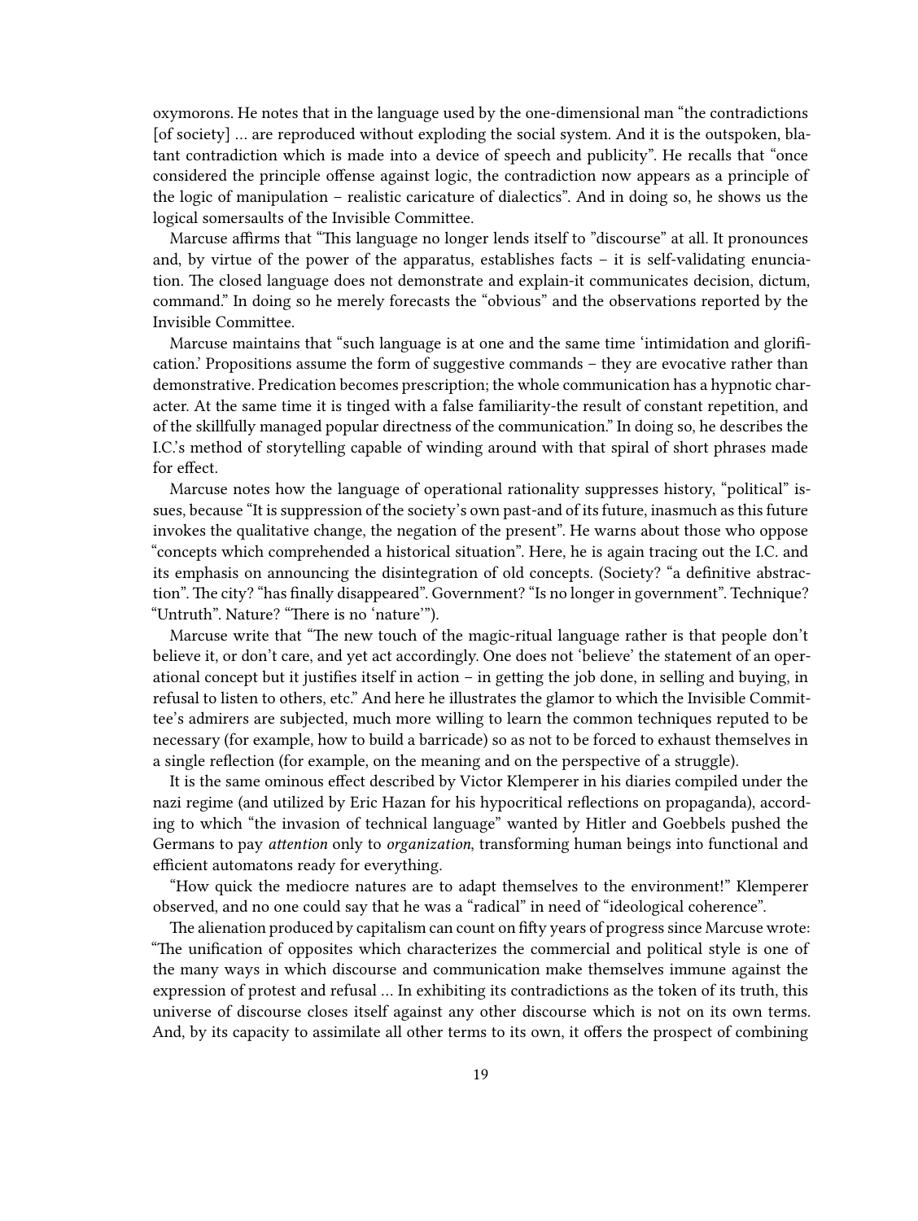oxymorons. He notes that in the language used by the one-dimensional man "the contradictions [of society] … are reproduced without exploding the social system. And it is the outspoken, blatant contradiction which is made into a device of speech and publicity". He recalls that "once considered the principle offense against logic, the contradiction now appears as a principle of the logic of manipulation – realistic caricature of dialectics". And in doing so, he shows us the logical somersaults of the Invisible Committee.

Marcuse affirms that "This language no longer lends itself to "discourse" at all. It pronounces and, by virtue of the power of the apparatus, establishes facts – it is self-validating enunciation. The closed language does not demonstrate and explain-it communicates decision, dictum, command." In doing so he merely forecasts the "obvious" and the observations reported by the Invisible Committee.

Marcuse maintains that "such language is at one and the same time 'intimidation and glorification.' Propositions assume the form of suggestive commands – they are evocative rather than demonstrative. Predication becomes prescription; the whole communication has a hypnotic character. At the same time it is tinged with a false familiarity-the result of constant repetition, and of the skillfully managed popular directness of the communication." In doing so, he describes the I.C.'s method of storytelling capable of winding around with that spiral of short phrases made for effect.

Marcuse notes how the language of operational rationality suppresses history, "political" issues, because "It is suppression of the society's own past-and of its future, inasmuch as this future invokes the qualitative change, the negation of the present". He warns about those who oppose "concepts which comprehended a historical situation". Here, he is again tracing out the I.C. and its emphasis on announcing the disintegration of old concepts. (Society? "a definitive abstraction". The city? "has finally disappeared". Government? "Is no longer in government". Technique? "Untruth". Nature? "There is no 'nature'").

Marcuse write that "The new touch of the magic-ritual language rather is that people don't believe it, or don't care, and yet act accordingly. One does not 'believe' the statement of an operational concept but it justifies itself in action – in getting the job done, in selling and buying, in refusal to listen to others, etc." And here he illustrates the glamor to which the Invisible Committee's admirers are subjected, much more willing to learn the common techniques reputed to be necessary (for example, how to build a barricade) so as not to be forced to exhaust themselves in a single reflection (for example, on the meaning and on the perspective of a struggle).

It is the same ominous effect described by Victor Klemperer in his diaries compiled under the nazi regime (and utilized by Eric Hazan for his hypocritical reflections on propaganda), according to which "the invasion of technical language" wanted by Hitler and Goebbels pushed the Germans to pay *attention* only to *organization*, transforming human beings into functional and efficient automatons ready for everything.

"How quick the mediocre natures are to adapt themselves to the environment!" Klemperer observed, and no one could say that he was a "radical" in need of "ideological coherence".

The alienation produced by capitalism can count on fifty years of progress since Marcuse wrote: "The unification of opposites which characterizes the commercial and political style is one of the many ways in which discourse and communication make themselves immune against the expression of protest and refusal … In exhibiting its contradictions as the token of its truth, this universe of discourse closes itself against any other discourse which is not on its own terms. And, by its capacity to assimilate all other terms to its own, it offers the prospect of combining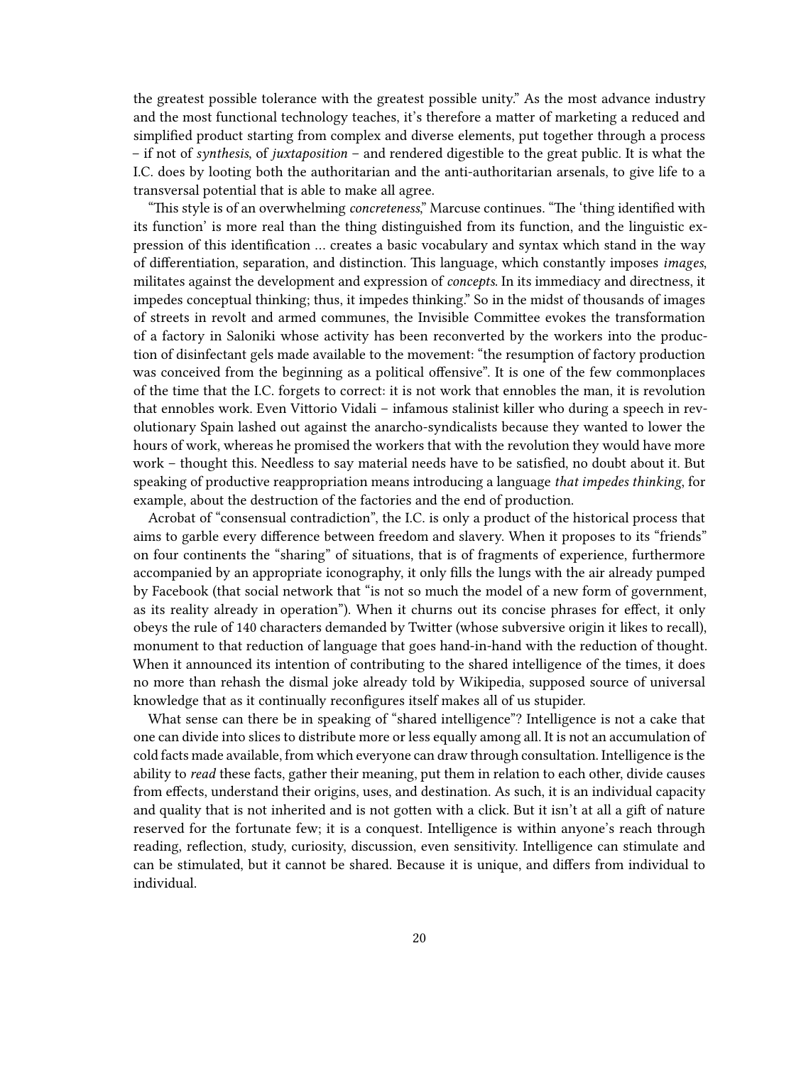the greatest possible tolerance with the greatest possible unity." As the most advance industry and the most functional technology teaches, it's therefore a matter of marketing a reduced and simplified product starting from complex and diverse elements, put together through a process – if not of *synthesis*, of *juxtaposition* – and rendered digestible to the great public. It is what the I.C. does by looting both the authoritarian and the anti-authoritarian arsenals, to give life to a transversal potential that is able to make all agree.

"This style is of an overwhelming *concreteness*," Marcuse continues. "The 'thing identified with its function' is more real than the thing distinguished from its function, and the linguistic expression of this identification … creates a basic vocabulary and syntax which stand in the way of differentiation, separation, and distinction. This language, which constantly imposes *images*, militates against the development and expression of *concepts*. In its immediacy and directness, it impedes conceptual thinking; thus, it impedes thinking." So in the midst of thousands of images of streets in revolt and armed communes, the Invisible Committee evokes the transformation of a factory in Saloniki whose activity has been reconverted by the workers into the production of disinfectant gels made available to the movement: "the resumption of factory production was conceived from the beginning as a political offensive". It is one of the few commonplaces of the time that the I.C. forgets to correct: it is not work that ennobles the man, it is revolution that ennobles work. Even Vittorio Vidali – infamous stalinist killer who during a speech in revolutionary Spain lashed out against the anarcho-syndicalists because they wanted to lower the hours of work, whereas he promised the workers that with the revolution they would have more work – thought this. Needless to say material needs have to be satisfied, no doubt about it. But speaking of productive reappropriation means introducing a language *that impedes thinking*, for example, about the destruction of the factories and the end of production.

Acrobat of "consensual contradiction", the I.C. is only a product of the historical process that aims to garble every difference between freedom and slavery. When it proposes to its "friends" on four continents the "sharing" of situations, that is of fragments of experience, furthermore accompanied by an appropriate iconography, it only fills the lungs with the air already pumped by Facebook (that social network that "is not so much the model of a new form of government, as its reality already in operation"). When it churns out its concise phrases for effect, it only obeys the rule of 140 characters demanded by Twitter (whose subversive origin it likes to recall), monument to that reduction of language that goes hand-in-hand with the reduction of thought. When it announced its intention of contributing to the shared intelligence of the times, it does no more than rehash the dismal joke already told by Wikipedia, supposed source of universal knowledge that as it continually reconfigures itself makes all of us stupider.

What sense can there be in speaking of "shared intelligence"? Intelligence is not a cake that one can divide into slices to distribute more or less equally among all. It is not an accumulation of cold facts made available, from which everyone can draw through consultation. Intelligence is the ability to *read* these facts, gather their meaning, put them in relation to each other, divide causes from effects, understand their origins, uses, and destination. As such, it is an individual capacity and quality that is not inherited and is not gotten with a click. But it isn't at all a gift of nature reserved for the fortunate few; it is a conquest. Intelligence is within anyone's reach through reading, reflection, study, curiosity, discussion, even sensitivity. Intelligence can stimulate and can be stimulated, but it cannot be shared. Because it is unique, and differs from individual to individual.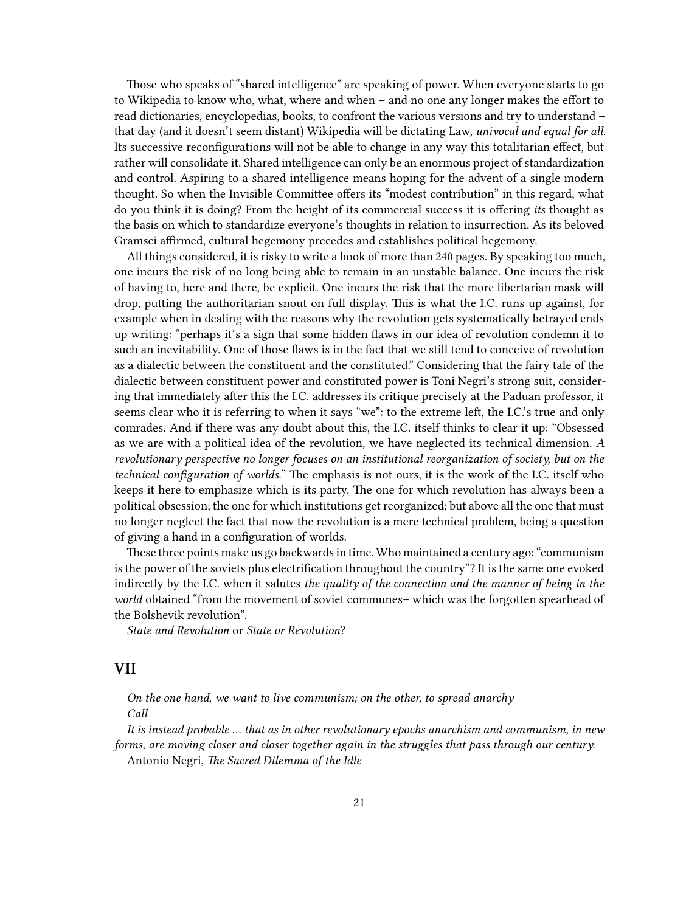Those who speaks of "shared intelligence" are speaking of power. When everyone starts to go to Wikipedia to know who, what, where and when – and no one any longer makes the effort to read dictionaries, encyclopedias, books, to confront the various versions and try to understand – that day (and it doesn't seem distant) Wikipedia will be dictating Law, *univocal and equal for all*. Its successive reconfigurations will not be able to change in any way this totalitarian effect, but rather will consolidate it. Shared intelligence can only be an enormous project of standardization and control. Aspiring to a shared intelligence means hoping for the advent of a single modern thought. So when the Invisible Committee offers its "modest contribution" in this regard, what do you think it is doing? From the height of its commercial success it is offering *its* thought as the basis on which to standardize everyone's thoughts in relation to insurrection. As its beloved Gramsci affirmed, cultural hegemony precedes and establishes political hegemony.

All things considered, it is risky to write a book of more than 240 pages. By speaking too much, one incurs the risk of no long being able to remain in an unstable balance. One incurs the risk of having to, here and there, be explicit. One incurs the risk that the more libertarian mask will drop, putting the authoritarian snout on full display. This is what the I.C. runs up against, for example when in dealing with the reasons why the revolution gets systematically betrayed ends up writing: "perhaps it's a sign that some hidden flaws in our idea of revolution condemn it to such an inevitability. One of those flaws is in the fact that we still tend to conceive of revolution as a dialectic between the constituent and the constituted." Considering that the fairy tale of the dialectic between constituent power and constituted power is Toni Negri's strong suit, considering that immediately after this the I.C. addresses its critique precisely at the Paduan professor, it seems clear who it is referring to when it says "we": to the extreme left, the I.C.'s true and only comrades. And if there was any doubt about this, the I.C. itself thinks to clear it up: "Obsessed as we are with a political idea of the revolution, we have neglected its technical dimension. *A revolutionary perspective no longer focuses on an institutional reorganization of society, but on the technical configuration of worlds.*" The emphasis is not ours, it is the work of the I.C. itself who keeps it here to emphasize which is its party. The one for which revolution has always been a political obsession; the one for which institutions get reorganized; but above all the one that must no longer neglect the fact that now the revolution is a mere technical problem, being a question of giving a hand in a configuration of worlds.

These three points make us go backwards in time. Who maintained a century ago: "communism is the power of the soviets plus electrification throughout the country"? It is the same one evoked indirectly by the I.C. when it salutes *the quality of the connection and the manner of being in the world* obtained "from the movement of soviet communes– which was the forgotten spearhead of the Bolshevik revolution".

*State and Revolution* or *State or Revolution*?

## VII

*On the one hand, we want to live communism; on the other, to spread anarchy*
*Call*

*It is instead probable ... that as in other revolutionary epochs anarchism and communism, in new forms, are moving closer and closer together again in the struggles that pass through our century.*
Antonio Negri, *The Sacred Dilemma of the Idle*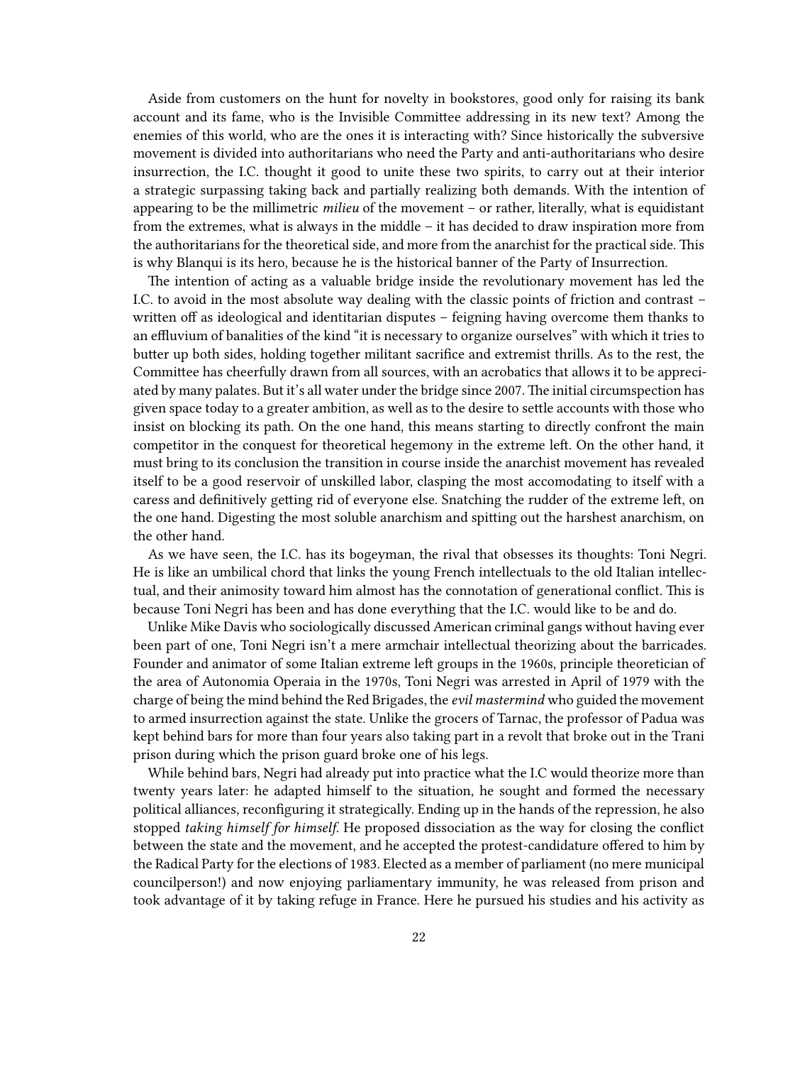Aside from customers on the hunt for novelty in bookstores, good only for raising its bank account and its fame, who is the Invisible Committee addressing in its new text? Among the enemies of this world, who are the ones it is interacting with? Since historically the subversive movement is divided into authoritarians who need the Party and anti-authoritarians who desire insurrection, the I.C. thought it good to unite these two spirits, to carry out at their interior a strategic surpassing taking back and partially realizing both demands. With the intention of appearing to be the millimetric *milieu* of the movement – or rather, literally, what is equidistant from the extremes, what is always in the middle – it has decided to draw inspiration more from the authoritarians for the theoretical side, and more from the anarchist for the practical side. This is why Blanqui is its hero, because he is the historical banner of the Party of Insurrection.

The intention of acting as a valuable bridge inside the revolutionary movement has led the I.C. to avoid in the most absolute way dealing with the classic points of friction and contrast – written off as ideological and identitarian disputes – feigning having overcome them thanks to an effluvium of banalities of the kind "it is necessary to organize ourselves" with which it tries to butter up both sides, holding together militant sacrifice and extremist thrills. As to the rest, the Committee has cheerfully drawn from all sources, with an acrobatics that allows it to be appreciated by many palates. But it's all water under the bridge since 2007. The initial circumspection has given space today to a greater ambition, as well as to the desire to settle accounts with those who insist on blocking its path. On the one hand, this means starting to directly confront the main competitor in the conquest for theoretical hegemony in the extreme left. On the other hand, it must bring to its conclusion the transition in course inside the anarchist movement has revealed itself to be a good reservoir of unskilled labor, clasping the most accomodating to itself with a caress and definitively getting rid of everyone else. Snatching the rudder of the extreme left, on the one hand. Digesting the most soluble anarchism and spitting out the harshest anarchism, on the other hand.

As we have seen, the I.C. has its bogeyman, the rival that obsesses its thoughts: Toni Negri. He is like an umbilical chord that links the young French intellectuals to the old Italian intellectual, and their animosity toward him almost has the connotation of generational conflict. This is because Toni Negri has been and has done everything that the I.C. would like to be and do.

Unlike Mike Davis who sociologically discussed American criminal gangs without having ever been part of one, Toni Negri isn't a mere armchair intellectual theorizing about the barricades. Founder and animator of some Italian extreme left groups in the 1960s, principle theoretician of the area of Autonomia Operaia in the 1970s, Toni Negri was arrested in April of 1979 with the charge of being the mind behind the Red Brigades, the *evil mastermind* who guided the movement to armed insurrection against the state. Unlike the grocers of Tarnac, the professor of Padua was kept behind bars for more than four years also taking part in a revolt that broke out in the Trani prison during which the prison guard broke one of his legs.

While behind bars, Negri had already put into practice what the I.C would theorize more than twenty years later: he adapted himself to the situation, he sought and formed the necessary political alliances, reconfiguring it strategically. Ending up in the hands of the repression, he also stopped *taking himself for himself*. He proposed dissociation as the way for closing the conflict between the state and the movement, and he accepted the protest-candidature offered to him by the Radical Party for the elections of 1983. Elected as a member of parliament (no mere municipal councilperson!) and now enjoying parliamentary immunity, he was released from prison and took advantage of it by taking refuge in France. Here he pursued his studies and his activity as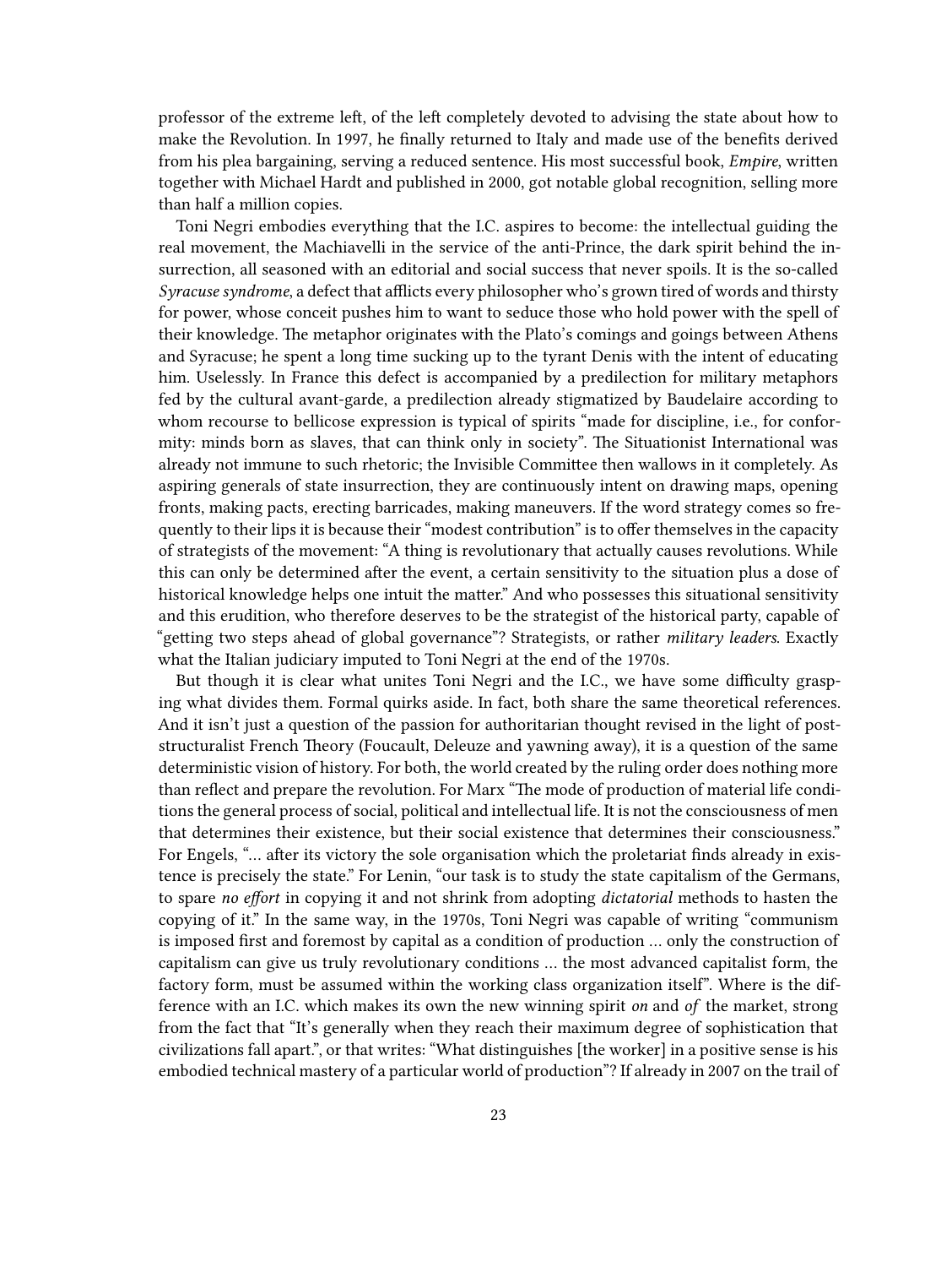professor of the extreme left, of the left completely devoted to advising the state about how to make the Revolution. In 1997, he finally returned to Italy and made use of the benefits derived from his plea bargaining, serving a reduced sentence. His most successful book, *Empire*, written together with Michael Hardt and published in 2000, got notable global recognition, selling more than half a million copies.

Toni Negri embodies everything that the I.C. aspires to become: the intellectual guiding the real movement, the Machiavelli in the service of the anti-Prince, the dark spirit behind the insurrection, all seasoned with an editorial and social success that never spoils. It is the so-called *Syracuse syndrome*, a defect that afflicts every philosopher who's grown tired of words and thirsty for power, whose conceit pushes him to want to seduce those who hold power with the spell of their knowledge. The metaphor originates with the Plato's comings and goings between Athens and Syracuse; he spent a long time sucking up to the tyrant Denis with the intent of educating him. Uselessly. In France this defect is accompanied by a predilection for military metaphors fed by the cultural avant-garde, a predilection already stigmatized by Baudelaire according to whom recourse to bellicose expression is typical of spirits "made for discipline, i.e., for conformity: minds born as slaves, that can think only in society". The Situationist International was already not immune to such rhetoric; the Invisible Committee then wallows in it completely. As aspiring generals of state insurrection, they are continuously intent on drawing maps, opening fronts, making pacts, erecting barricades, making maneuvers. If the word strategy comes so frequently to their lips it is because their "modest contribution" is to offer themselves in the capacity of strategists of the movement: "A thing is revolutionary that actually causes revolutions. While this can only be determined after the event, a certain sensitivity to the situation plus a dose of historical knowledge helps one intuit the matter." And who possesses this situational sensitivity and this erudition, who therefore deserves to be the strategist of the historical party, capable of "getting two steps ahead of global governance"? Strategists, or rather *military leaders*. Exactly what the Italian judiciary imputed to Toni Negri at the end of the 1970s.

But though it is clear what unites Toni Negri and the I.C., we have some difficulty grasping what divides them. Formal quirks aside. In fact, both share the same theoretical references. And it isn't just a question of the passion for authoritarian thought revised in the light of post-structuralist French Theory (Foucault, Deleuze and yawning away), it is a question of the same deterministic vision of history. For both, the world created by the ruling order does nothing more than reflect and prepare the revolution. For Marx "The mode of production of material life conditions the general process of social, political and intellectual life. It is not the consciousness of men that determines their existence, but their social existence that determines their consciousness." For Engels, "… after its victory the sole organisation which the proletariat finds already in existence is precisely the state." For Lenin, "our task is to study the state capitalism of the Germans, to spare *no effort* in copying it and not shrink from adopting *dictatorial* methods to hasten the copying of it." In the same way, in the 1970s, Toni Negri was capable of writing "communism is imposed first and foremost by capital as a condition of production … only the construction of capitalism can give us truly revolutionary conditions … the most advanced capitalist form, the factory form, must be assumed within the working class organization itself". Where is the difference with an I.C. which makes its own the new winning spirit *on* and *of* the market, strong from the fact that "It's generally when they reach their maximum degree of sophistication that civilizations fall apart.", or that writes: "What distinguishes [the worker] in a positive sense is his embodied technical mastery of a particular world of production"? If already in 2007 on the trail of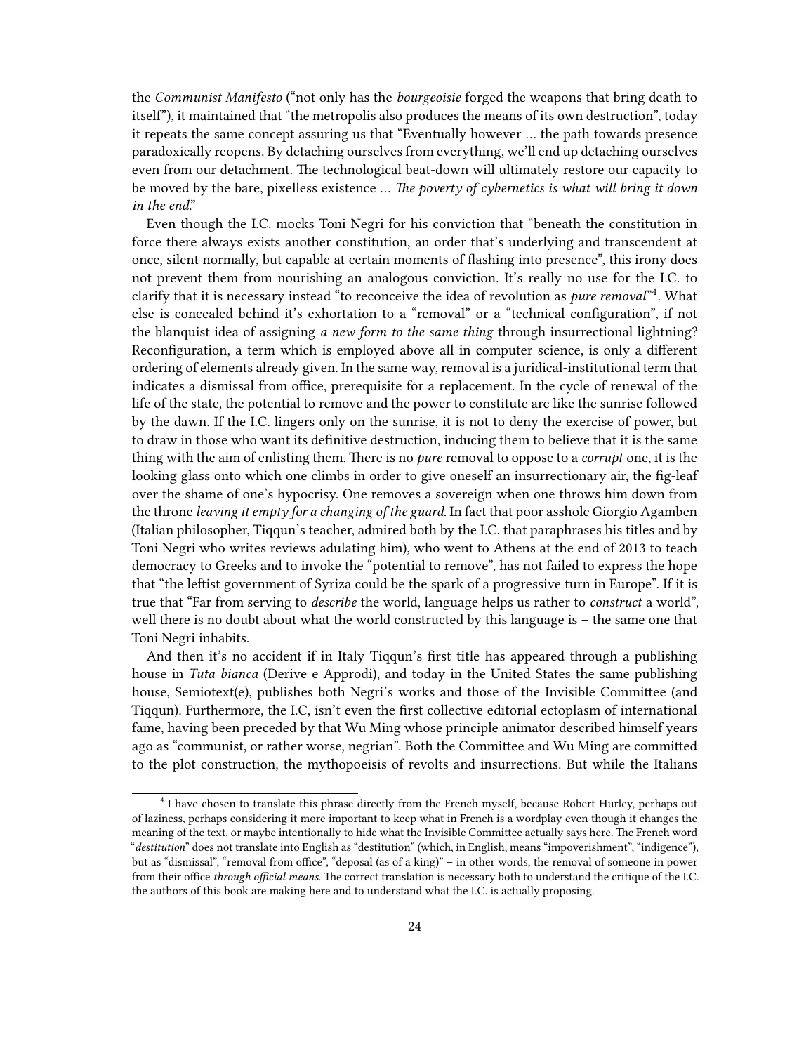the *Communist Manifesto* ("not only has the *bourgeoisie* forged the weapons that bring death to itself"), it maintained that "the metropolis also produces the means of its own destruction", today it repeats the same concept assuring us that "Eventually however … the path towards presence paradoxically reopens. By detaching ourselves from everything, we'll end up detaching ourselves even from our detachment. The technological beat-down will ultimately restore our capacity to be moved by the bare, pixelless existence … *The poverty of cybernetics is what will bring it down in the end*."

Even though the I.C. mocks Toni Negri for his conviction that "beneath the constitution in force there always exists another constitution, an order that's underlying and transcendent at once, silent normally, but capable at certain moments of flashing into presence", this irony does not prevent them from nourishing an analogous conviction. It's really no use for the I.C. to clarify that it is necessary instead "to reconceive the idea of revolution as *pure removal*"[4]. What else is concealed behind it's exhortation to a "removal" or a "technical configuration", if not the blanquist idea of assigning *a new form to the same thing* through insurrectional lightning? Reconfiguration, a term which is employed above all in computer science, is only a different ordering of elements already given. In the same way, removal is a juridical-institutional term that indicates a dismissal from office, prerequisite for a replacement. In the cycle of renewal of the life of the state, the potential to remove and the power to constitute are like the sunrise followed by the dawn. If the I.C. lingers only on the sunrise, it is not to deny the exercise of power, but to draw in those who want its definitive destruction, inducing them to believe that it is the same thing with the aim of enlisting them. There is no *pure* removal to oppose to a *corrupt* one, it is the looking glass onto which one climbs in order to give oneself an insurrectionary air, the fig-leaf over the shame of one's hypocrisy. One removes a sovereign when one throws him down from the throne *leaving it empty for a changing of the guard*. In fact that poor asshole Giorgio Agamben (Italian philosopher, Tiqqun's teacher, admired both by the I.C. that paraphrases his titles and by Toni Negri who writes reviews adulating him), who went to Athens at the end of 2013 to teach democracy to Greeks and to invoke the "potential to remove", has not failed to express the hope that "the leftist government of Syriza could be the spark of a progressive turn in Europe". If it is true that "Far from serving to *describe* the world, language helps us rather to *construct* a world", well there is no doubt about what the world constructed by this language is – the same one that Toni Negri inhabits.

And then it's no accident if in Italy Tiqqun's first title has appeared through a publishing house in *Tuta bianca* (Derive e Approdi), and today in the United States the same publishing house, Semiotext(e), publishes both Negri's works and those of the Invisible Committee (and Tiqqun). Furthermore, the I.C, isn't even the first collective editorial ectoplasm of international fame, having been preceded by that Wu Ming whose principle animator described himself years ago as "communist, or rather worse, negrian". Both the Committee and Wu Ming are committed to the plot construction, the mythopoeisis of revolts and insurrections. But while the Italians

---

[4] I have chosen to translate this phrase directly from the French myself, because Robert Hurley, perhaps out of laziness, perhaps considering it more important to keep what in French is a wordplay even though it changes the meaning of the text, or maybe intentionally to hide what the Invisible Committee actually says here. The French word "*destitution*" does not translate into English as "destitution" (which, in English, means "impoverishment", "indigence"), but as "dismissal", "removal from office", "deposal (as of a king)" – in other words, the removal of someone in power from their office *through official means*. The correct translation is necessary both to understand the critique of the I.C. the authors of this book are making here and to understand what the I.C. is actually proposing.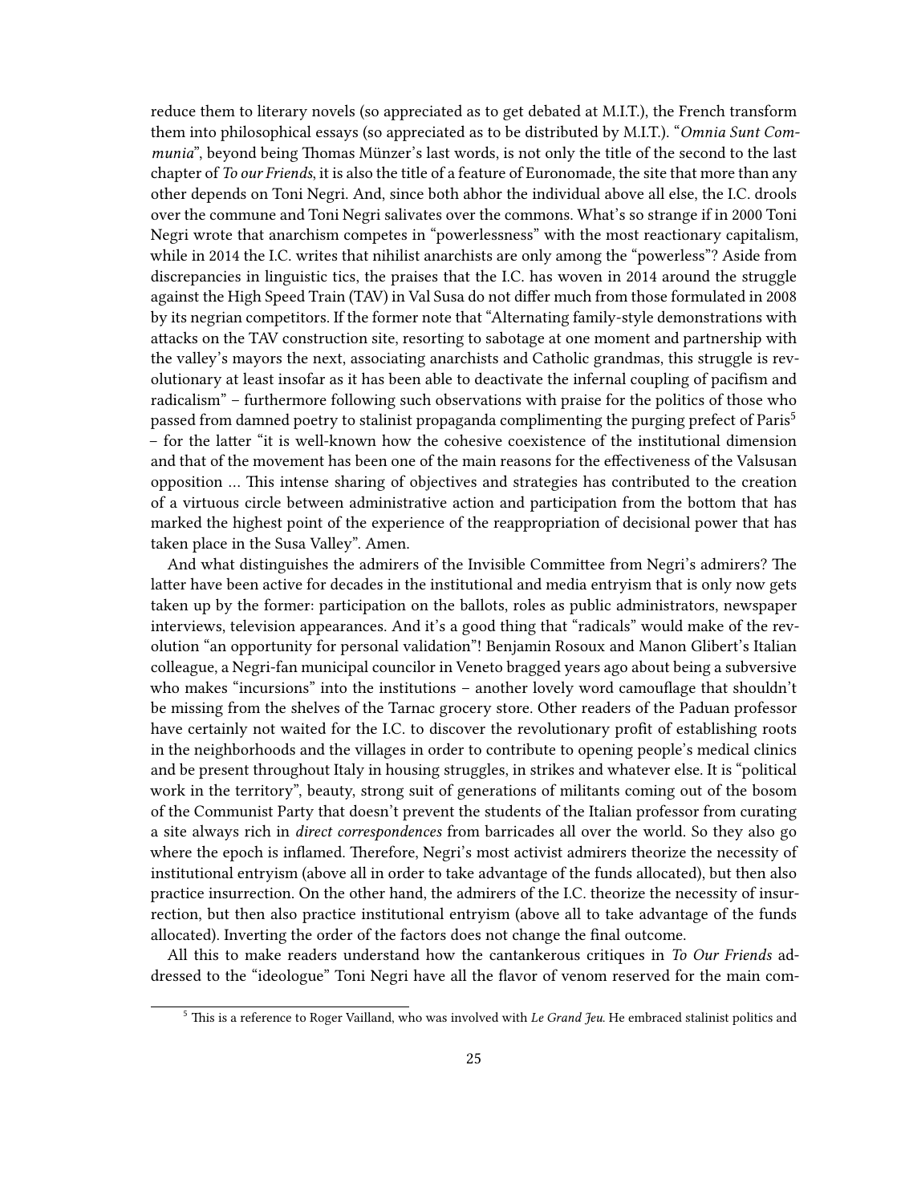reduce them to literary novels (so appreciated as to get debated at M.I.T.), the French transform them into philosophical essays (so appreciated as to be distributed by M.I.T.). "*Omnia Sunt Communia*", beyond being Thomas Münzer's last words, is not only the title of the second to the last chapter of *To our Friends*, it is also the title of a feature of Euronomade, the site that more than any other depends on Toni Negri. And, since both abhor the individual above all else, the I.C. drools over the commune and Toni Negri salivates over the commons. What's so strange if in 2000 Toni Negri wrote that anarchism competes in "powerlessness" with the most reactionary capitalism, while in 2014 the I.C. writes that nihilist anarchists are only among the "powerless"? Aside from discrepancies in linguistic tics, the praises that the I.C. has woven in 2014 around the struggle against the High Speed Train (TAV) in Val Susa do not differ much from those formulated in 2008 by its negrian competitors. If the former note that "Alternating family-style demonstrations with attacks on the TAV construction site, resorting to sabotage at one moment and partnership with the valley's mayors the next, associating anarchists and Catholic grandmas, this struggle is revolutionary at least insofar as it has been able to deactivate the infernal coupling of pacifism and radicalism" – furthermore following such observations with praise for the politics of those who passed from damned poetry to stalinist propaganda complimenting the purging prefect of Paris[5] – for the latter "it is well-known how the cohesive coexistence of the institutional dimension and that of the movement has been one of the main reasons for the effectiveness of the Valsusan opposition … This intense sharing of objectives and strategies has contributed to the creation of a virtuous circle between administrative action and participation from the bottom that has marked the highest point of the experience of the reappropriation of decisional power that has taken place in the Susa Valley". Amen.

And what distinguishes the admirers of the Invisible Committee from Negri's admirers? The latter have been active for decades in the institutional and media entryism that is only now gets taken up by the former: participation on the ballots, roles as public administrators, newspaper interviews, television appearances. And it's a good thing that "radicals" would make of the revolution "an opportunity for personal validation"! Benjamin Rosoux and Manon Glibert's Italian colleague, a Negri-fan municipal councilor in Veneto bragged years ago about being a subversive who makes "incursions" into the institutions – another lovely word camouflage that shouldn't be missing from the shelves of the Tarnac grocery store. Other readers of the Paduan professor have certainly not waited for the I.C. to discover the revolutionary profit of establishing roots in the neighborhoods and the villages in order to contribute to opening people's medical clinics and be present throughout Italy in housing struggles, in strikes and whatever else. It is "political work in the territory", beauty, strong suit of generations of militants coming out of the bosom of the Communist Party that doesn't prevent the students of the Italian professor from curating a site always rich in *direct correspondences* from barricades all over the world. So they also go where the epoch is inflamed. Therefore, Negri's most activist admirers theorize the necessity of institutional entryism (above all in order to take advantage of the funds allocated), but then also practice insurrection. On the other hand, the admirers of the I.C. theorize the necessity of insurrection, but then also practice institutional entryism (above all to take advantage of the funds allocated). Inverting the order of the factors does not change the final outcome.

All this to make readers understand how the cantankerous critiques in *To Our Friends* addressed to the "ideologue" Toni Negri have all the flavor of venom reserved for the main com-

[5] This is a reference to Roger Vailland, who was involved with *Le Grand Jeu*. He embraced stalinist politics and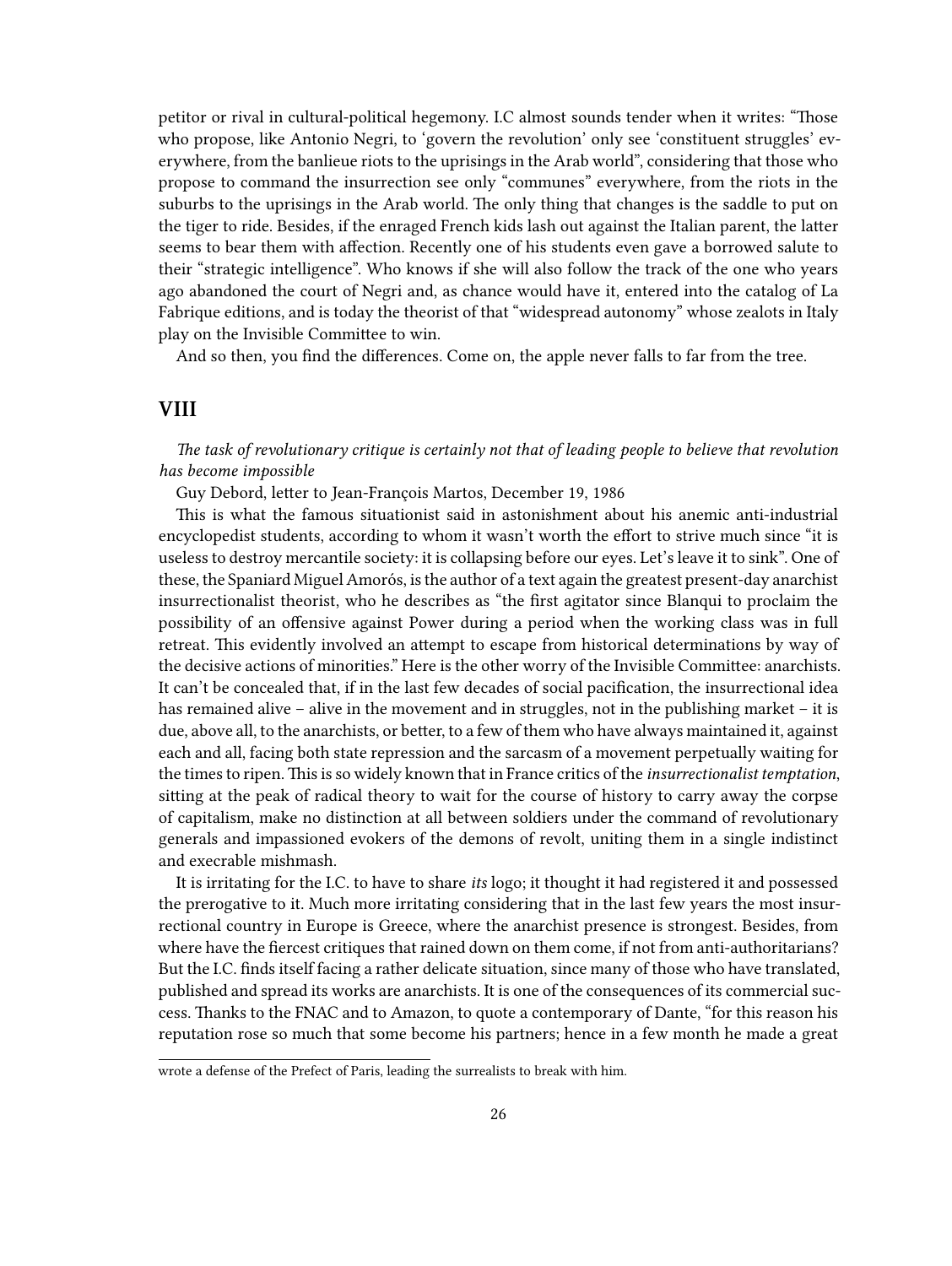petitor or rival in cultural-political hegemony. I.C almost sounds tender when it writes: "Those who propose, like Antonio Negri, to 'govern the revolution' only see 'constituent struggles' everywhere, from the banlieue riots to the uprisings in the Arab world", considering that those who propose to command the insurrection see only "communes" everywhere, from the riots in the suburbs to the uprisings in the Arab world. The only thing that changes is the saddle to put on the tiger to ride. Besides, if the enraged French kids lash out against the Italian parent, the latter seems to bear them with affection. Recently one of his students even gave a borrowed salute to their "strategic intelligence". Who knows if she will also follow the track of the one who years ago abandoned the court of Negri and, as chance would have it, entered into the catalog of La Fabrique editions, and is today the theorist of that "widespread autonomy" whose zealots in Italy play on the Invisible Committee to win.

And so then, you find the differences. Come on, the apple never falls to far from the tree.

## VIII

*The task of revolutionary critique is certainly not that of leading people to believe that revolution has become impossible*

Guy Debord, letter to Jean-François Martos, December 19, 1986

This is what the famous situationist said in astonishment about his anemic anti-industrial encyclopedist students, according to whom it wasn't worth the effort to strive much since "it is useless to destroy mercantile society: it is collapsing before our eyes. Let's leave it to sink". One of these, the Spaniard Miguel Amorós, is the author of a text again the greatest present-day anarchist insurrectionalist theorist, who he describes as "the first agitator since Blanqui to proclaim the possibility of an offensive against Power during a period when the working class was in full retreat. This evidently involved an attempt to escape from historical determinations by way of the decisive actions of minorities." Here is the other worry of the Invisible Committee: anarchists. It can't be concealed that, if in the last few decades of social pacification, the insurrectional idea has remained alive – alive in the movement and in struggles, not in the publishing market – it is due, above all, to the anarchists, or better, to a few of them who have always maintained it, against each and all, facing both state repression and the sarcasm of a movement perpetually waiting for the times to ripen. This is so widely known that in France critics of the *insurrectionalist temptation*, sitting at the peak of radical theory to wait for the course of history to carry away the corpse of capitalism, make no distinction at all between soldiers under the command of revolutionary generals and impassioned evokers of the demons of revolt, uniting them in a single indistinct and execrable mishmash.

It is irritating for the I.C. to have to share *its* logo; it thought it had registered it and possessed the prerogative to it. Much more irritating considering that in the last few years the most insurrectional country in Europe is Greece, where the anarchist presence is strongest. Besides, from where have the fiercest critiques that rained down on them come, if not from anti-authoritarians? But the I.C. finds itself facing a rather delicate situation, since many of those who have translated, published and spread its works are anarchists. It is one of the consequences of its commercial success. Thanks to the FNAC and to Amazon, to quote a contemporary of Dante, "for this reason his reputation rose so much that some become his partners; hence in a few month he made a great

wrote a defense of the Prefect of Paris, leading the surrealists to break with him.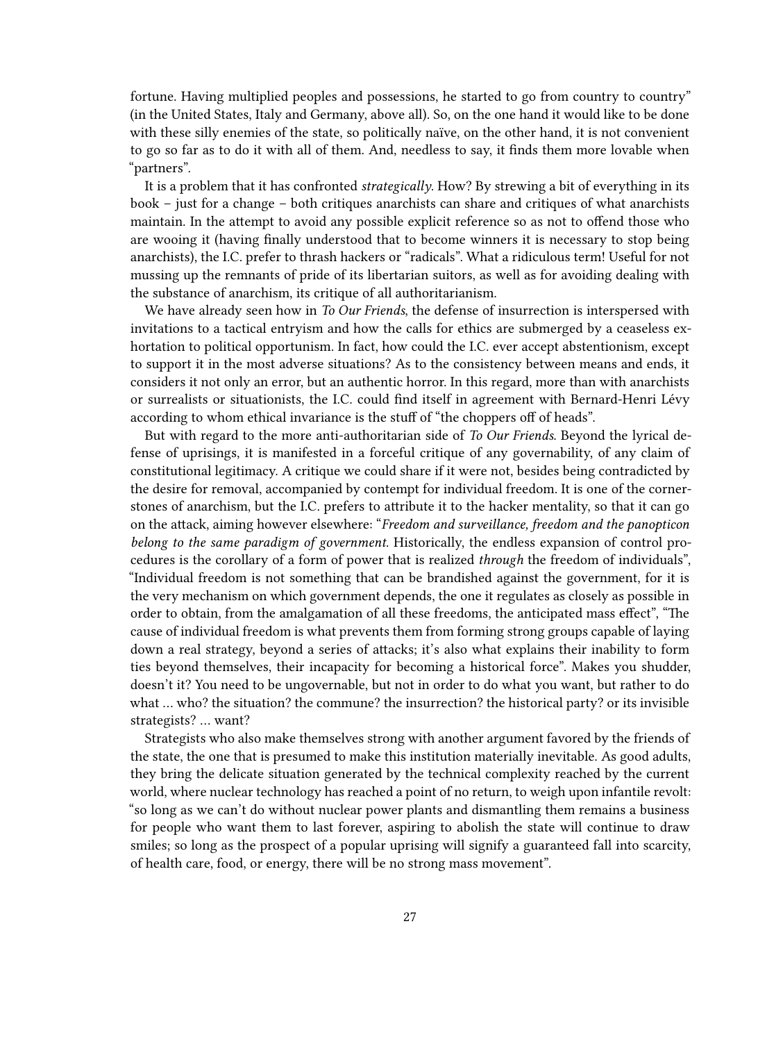fortune. Having multiplied peoples and possessions, he started to go from country to country" (in the United States, Italy and Germany, above all). So, on the one hand it would like to be done with these silly enemies of the state, so politically naïve, on the other hand, it is not convenient to go so far as to do it with all of them. And, needless to say, it finds them more lovable when "partners".

It is a problem that it has confronted *strategically*. How? By strewing a bit of everything in its book – just for a change – both critiques anarchists can share and critiques of what anarchists maintain. In the attempt to avoid any possible explicit reference so as not to offend those who are wooing it (having finally understood that to become winners it is necessary to stop being anarchists), the I.C. prefer to thrash hackers or "radicals". What a ridiculous term! Useful for not mussing up the remnants of pride of its libertarian suitors, as well as for avoiding dealing with the substance of anarchism, its critique of all authoritarianism.

We have already seen how in *To Our Friends*, the defense of insurrection is interspersed with invitations to a tactical entryism and how the calls for ethics are submerged by a ceaseless exhortation to political opportunism. In fact, how could the I.C. ever accept abstentionism, except to support it in the most adverse situations? As to the consistency between means and ends, it considers it not only an error, but an authentic horror. In this regard, more than with anarchists or surrealists or situationists, the I.C. could find itself in agreement with Bernard-Henri Lévy according to whom ethical invariance is the stuff of "the choppers off of heads".

But with regard to the more anti-authoritarian side of *To Our Friends*. Beyond the lyrical defense of uprisings, it is manifested in a forceful critique of any governability, of any claim of constitutional legitimacy. A critique we could share if it were not, besides being contradicted by the desire for removal, accompanied by contempt for individual freedom. It is one of the cornerstones of anarchism, but the I.C. prefers to attribute it to the hacker mentality, so that it can go on the attack, aiming however elsewhere: "*Freedom and surveillance, freedom and the panopticon belong to the same paradigm of government.* Historically, the endless expansion of control procedures is the corollary of a form of power that is realized *through* the freedom of individuals", "Individual freedom is not something that can be brandished against the government, for it is the very mechanism on which government depends, the one it regulates as closely as possible in order to obtain, from the amalgamation of all these freedoms, the anticipated mass effect", "The cause of individual freedom is what prevents them from forming strong groups capable of laying down a real strategy, beyond a series of attacks; it's also what explains their inability to form ties beyond themselves, their incapacity for becoming a historical force". Makes you shudder, doesn't it? You need to be ungovernable, but not in order to do what you want, but rather to do what … who? the situation? the commune? the insurrection? the historical party? or its invisible strategists? … want?

Strategists who also make themselves strong with another argument favored by the friends of the state, the one that is presumed to make this institution materially inevitable. As good adults, they bring the delicate situation generated by the technical complexity reached by the current world, where nuclear technology has reached a point of no return, to weigh upon infantile revolt: "so long as we can't do without nuclear power plants and dismantling them remains a business for people who want them to last forever, aspiring to abolish the state will continue to draw smiles; so long as the prospect of a popular uprising will signify a guaranteed fall into scarcity, of health care, food, or energy, there will be no strong mass movement".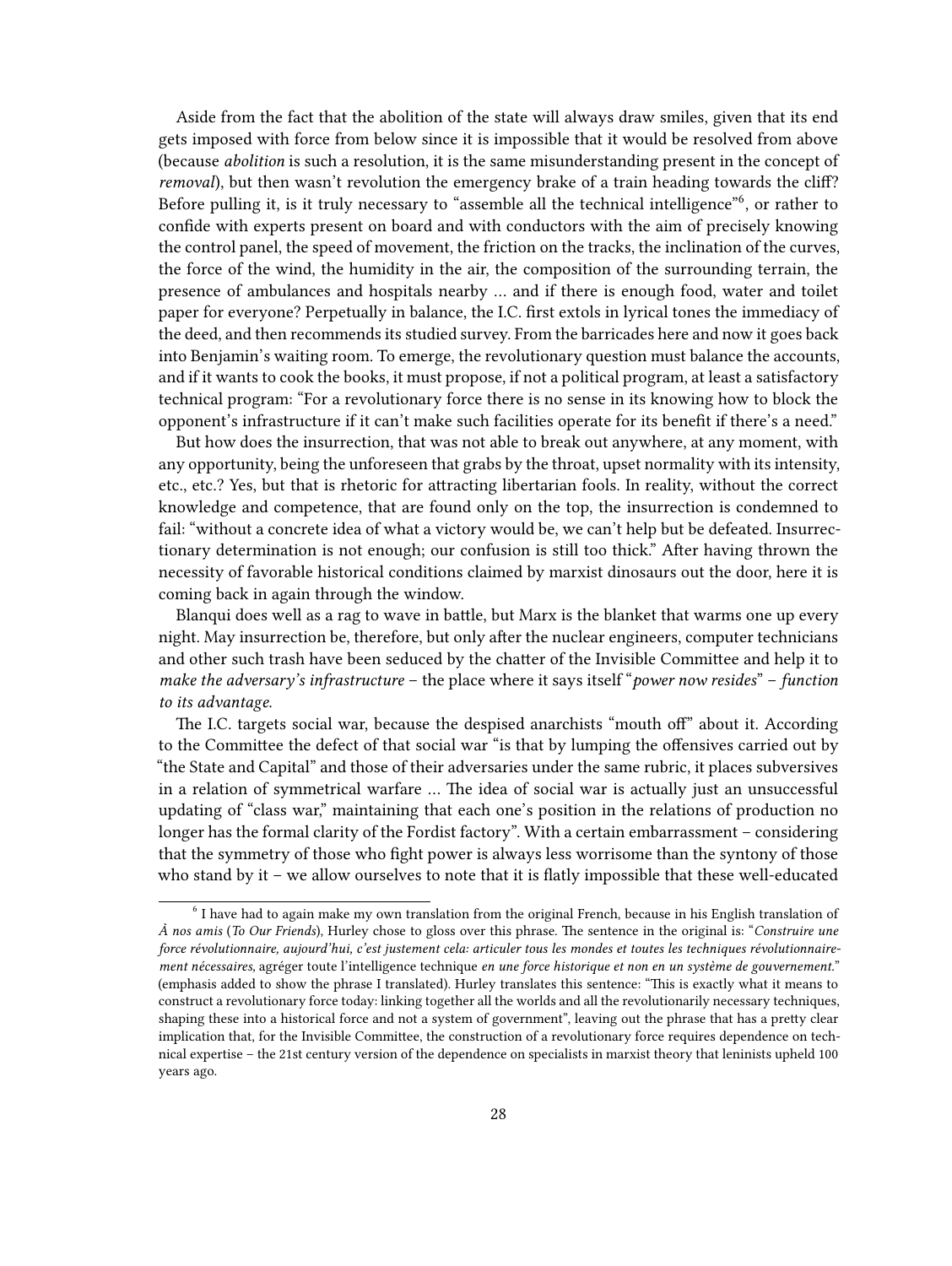Aside from the fact that the abolition of the state will always draw smiles, given that its end gets imposed with force from below since it is impossible that it would be resolved from above (because *abolition* is such a resolution, it is the same misunderstanding present in the concept of *removal*), but then wasn't revolution the emergency brake of a train heading towards the cliff? Before pulling it, is it truly necessary to "assemble all the technical intelligence"[6], or rather to confide with experts present on board and with conductors with the aim of precisely knowing the control panel, the speed of movement, the friction on the tracks, the inclination of the curves, the force of the wind, the humidity in the air, the composition of the surrounding terrain, the presence of ambulances and hospitals nearby … and if there is enough food, water and toilet paper for everyone? Perpetually in balance, the I.C. first extols in lyrical tones the immediacy of the deed, and then recommends its studied survey. From the barricades here and now it goes back into Benjamin's waiting room. To emerge, the revolutionary question must balance the accounts, and if it wants to cook the books, it must propose, if not a political program, at least a satisfactory technical program: "For a revolutionary force there is no sense in its knowing how to block the opponent's infrastructure if it can't make such facilities operate for its benefit if there's a need."

But how does the insurrection, that was not able to break out anywhere, at any moment, with any opportunity, being the unforeseen that grabs by the throat, upset normality with its intensity, etc., etc.? Yes, but that is rhetoric for attracting libertarian fools. In reality, without the correct knowledge and competence, that are found only on the top, the insurrection is condemned to fail: "without a concrete idea of what a victory would be, we can't help but be defeated. Insurrectionary determination is not enough; our confusion is still too thick." After having thrown the necessity of favorable historical conditions claimed by marxist dinosaurs out the door, here it is coming back in again through the window.

Blanqui does well as a rag to wave in battle, but Marx is the blanket that warms one up every night. May insurrection be, therefore, but only after the nuclear engineers, computer technicians and other such trash have been seduced by the chatter of the Invisible Committee and help it to *make the adversary's infrastructure* – the place where it says itself "*power now resides*" – *function to its advantage*.

The I.C. targets social war, because the despised anarchists "mouth off" about it. According to the Committee the defect of that social war "is that by lumping the offensives carried out by "the State and Capital" and those of their adversaries under the same rubric, it places subversives in a relation of symmetrical warfare … The idea of social war is actually just an unsuccessful updating of "class war," maintaining that each one's position in the relations of production no longer has the formal clarity of the Fordist factory". With a certain embarrassment – considering that the symmetry of those who fight power is always less worrisome than the syntony of those who stand by it – we allow ourselves to note that it is flatly impossible that these well-educated

---

[6] I have had to again make my own translation from the original French, because in his English translation of *À nos amis* (*To Our Friends*), Hurley chose to gloss over this phrase. The sentence in the original is: "*Construire une force révolutionnaire, aujourd'hui, c'est justement cela: articuler tous les mondes et toutes les techniques révolutionnairement nécessaires,* agréger toute l'intelligence technique *en une force historique et non en un système de gouvernement.*" (emphasis added to show the phrase I translated). Hurley translates this sentence: "This is exactly what it means to construct a revolutionary force today: linking together all the worlds and all the revolutionarily necessary techniques, shaping these into a historical force and not a system of government", leaving out the phrase that has a pretty clear implication that, for the Invisible Committee, the construction of a revolutionary force requires dependence on technical expertise – the 21st century version of the dependence on specialists in marxist theory that leninists upheld 100 years ago.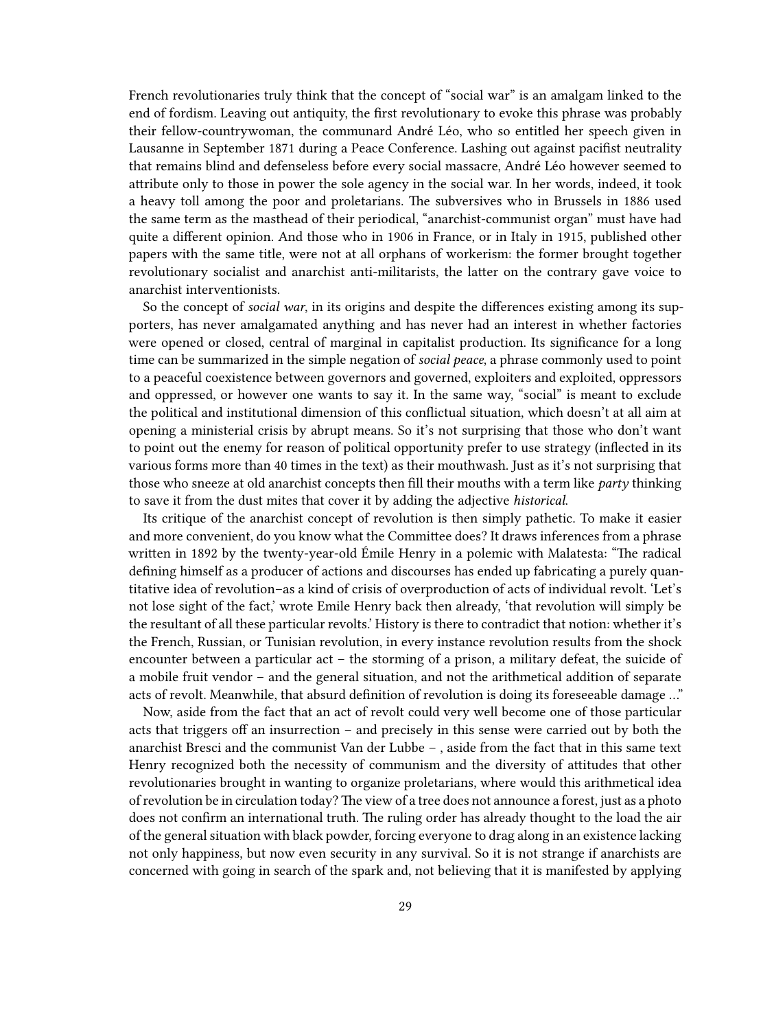French revolutionaries truly think that the concept of "social war" is an amalgam linked to the end of fordism. Leaving out antiquity, the first revolutionary to evoke this phrase was probably their fellow-countrywoman, the communard André Léo, who so entitled her speech given in Lausanne in September 1871 during a Peace Conference. Lashing out against pacifist neutrality that remains blind and defenseless before every social massacre, André Léo however seemed to attribute only to those in power the sole agency in the social war. In her words, indeed, it took a heavy toll among the poor and proletarians. The subversives who in Brussels in 1886 used the same term as the masthead of their periodical, "anarchist-communist organ" must have had quite a different opinion. And those who in 1906 in France, or in Italy in 1915, published other papers with the same title, were not at all orphans of workerism: the former brought together revolutionary socialist and anarchist anti-militarists, the latter on the contrary gave voice to anarchist interventionists.

So the concept of *social war*, in its origins and despite the differences existing among its supporters, has never amalgamated anything and has never had an interest in whether factories were opened or closed, central of marginal in capitalist production. Its significance for a long time can be summarized in the simple negation of *social peace*, a phrase commonly used to point to a peaceful coexistence between governors and governed, exploiters and exploited, oppressors and oppressed, or however one wants to say it. In the same way, "social" is meant to exclude the political and institutional dimension of this conflictual situation, which doesn't at all aim at opening a ministerial crisis by abrupt means. So it's not surprising that those who don't want to point out the enemy for reason of political opportunity prefer to use strategy (inflected in its various forms more than 40 times in the text) as their mouthwash. Just as it's not surprising that those who sneeze at old anarchist concepts then fill their mouths with a term like *party* thinking to save it from the dust mites that cover it by adding the adjective *historical*.

Its critique of the anarchist concept of revolution is then simply pathetic. To make it easier and more convenient, do you know what the Committee does? It draws inferences from a phrase written in 1892 by the twenty-year-old Émile Henry in a polemic with Malatesta: "The radical defining himself as a producer of actions and discourses has ended up fabricating a purely quantitative idea of revolution–as a kind of crisis of overproduction of acts of individual revolt. 'Let's not lose sight of the fact,' wrote Emile Henry back then already, 'that revolution will simply be the resultant of all these particular revolts.' History is there to contradict that notion: whether it's the French, Russian, or Tunisian revolution, in every instance revolution results from the shock encounter between a particular act – the storming of a prison, a military defeat, the suicide of a mobile fruit vendor – and the general situation, and not the arithmetical addition of separate acts of revolt. Meanwhile, that absurd definition of revolution is doing its foreseeable damage …"

Now, aside from the fact that an act of revolt could very well become one of those particular acts that triggers off an insurrection – and precisely in this sense were carried out by both the anarchist Bresci and the communist Van der Lubbe – , aside from the fact that in this same text Henry recognized both the necessity of communism and the diversity of attitudes that other revolutionaries brought in wanting to organize proletarians, where would this arithmetical idea of revolution be in circulation today? The view of a tree does not announce a forest, just as a photo does not confirm an international truth. The ruling order has already thought to the load the air of the general situation with black powder, forcing everyone to drag along in an existence lacking not only happiness, but now even security in any survival. So it is not strange if anarchists are concerned with going in search of the spark and, not believing that it is manifested by applying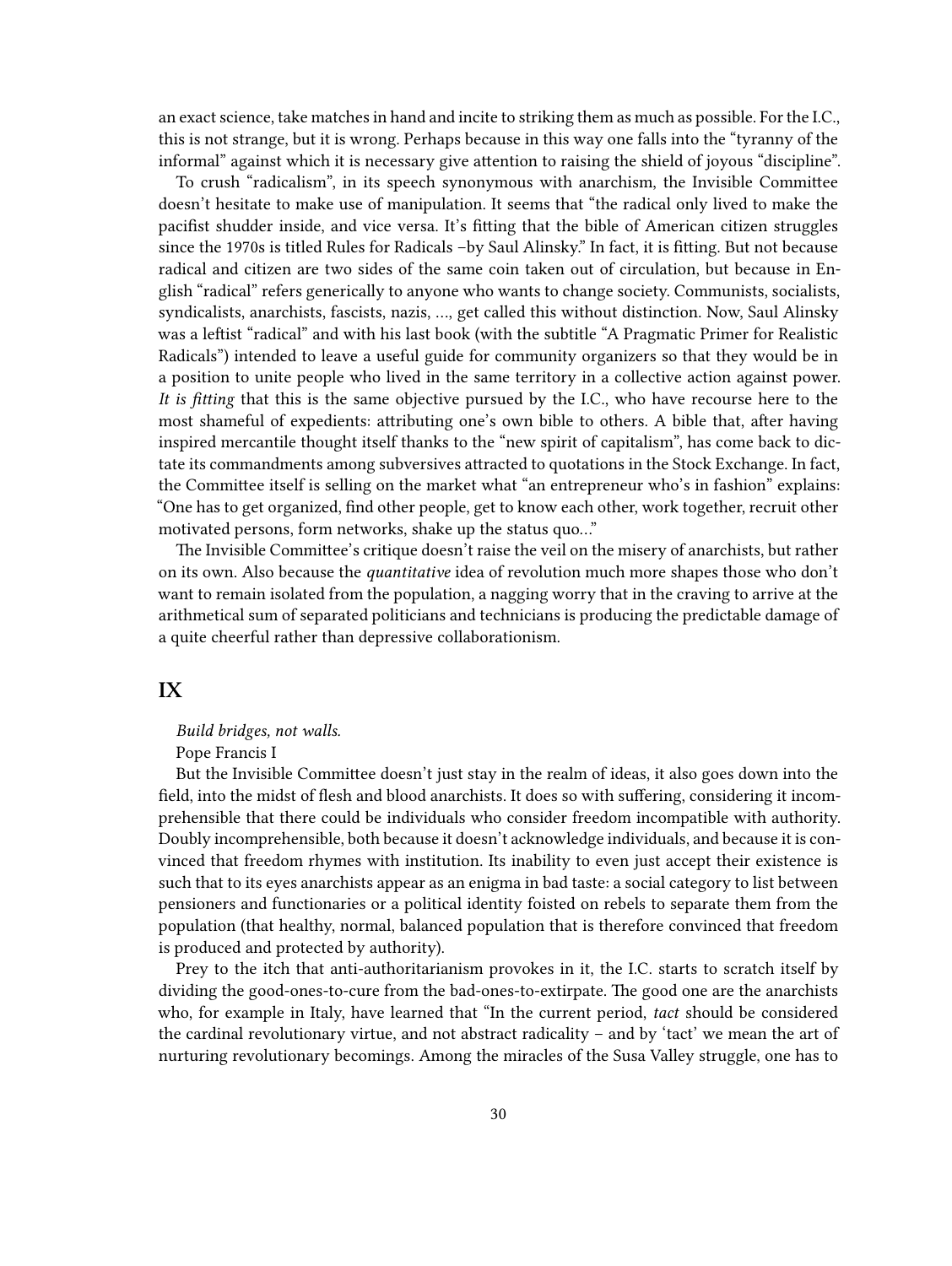an exact science, take matches in hand and incite to striking them as much as possible. For the I.C., this is not strange, but it is wrong. Perhaps because in this way one falls into the "tyranny of the informal" against which it is necessary give attention to raising the shield of joyous "discipline".

To crush "radicalism", in its speech synonymous with anarchism, the Invisible Committee doesn't hesitate to make use of manipulation. It seems that "the radical only lived to make the pacifist shudder inside, and vice versa. It's fitting that the bible of American citizen struggles since the 1970s is titled Rules for Radicals –by Saul Alinsky." In fact, it is fitting. But not because radical and citizen are two sides of the same coin taken out of circulation, but because in English "radical" refers generically to anyone who wants to change society. Communists, socialists, syndicalists, anarchists, fascists, nazis, …, get called this without distinction. Now, Saul Alinsky was a leftist "radical" and with his last book (with the subtitle "A Pragmatic Primer for Realistic Radicals") intended to leave a useful guide for community organizers so that they would be in a position to unite people who lived in the same territory in a collective action against power. *It is fitting* that this is the same objective pursued by the I.C., who have recourse here to the most shameful of expedients: attributing one's own bible to others. A bible that, after having inspired mercantile thought itself thanks to the "new spirit of capitalism", has come back to dictate its commandments among subversives attracted to quotations in the Stock Exchange. In fact, the Committee itself is selling on the market what "an entrepreneur who's in fashion" explains: "One has to get organized, find other people, get to know each other, work together, recruit other motivated persons, form networks, shake up the status quo…"

The Invisible Committee's critique doesn't raise the veil on the misery of anarchists, but rather on its own. Also because the *quantitative* idea of revolution much more shapes those who don't want to remain isolated from the population, a nagging worry that in the craving to arrive at the arithmetical sum of separated politicians and technicians is producing the predictable damage of a quite cheerful rather than depressive collaborationism.

## IX

*Build bridges, not walls.*

Pope Francis I

But the Invisible Committee doesn't just stay in the realm of ideas, it also goes down into the field, into the midst of flesh and blood anarchists. It does so with suffering, considering it incomprehensible that there could be individuals who consider freedom incompatible with authority. Doubly incomprehensible, both because it doesn't acknowledge individuals, and because it is convinced that freedom rhymes with institution. Its inability to even just accept their existence is such that to its eyes anarchists appear as an enigma in bad taste: a social category to list between pensioners and functionaries or a political identity foisted on rebels to separate them from the population (that healthy, normal, balanced population that is therefore convinced that freedom is produced and protected by authority).

Prey to the itch that anti-authoritarianism provokes in it, the I.C. starts to scratch itself by dividing the good-ones-to-cure from the bad-ones-to-extirpate. The good one are the anarchists who, for example in Italy, have learned that "In the current period, *tact* should be considered the cardinal revolutionary virtue, and not abstract radicality – and by 'tact' we mean the art of nurturing revolutionary becomings. Among the miracles of the Susa Valley struggle, one has to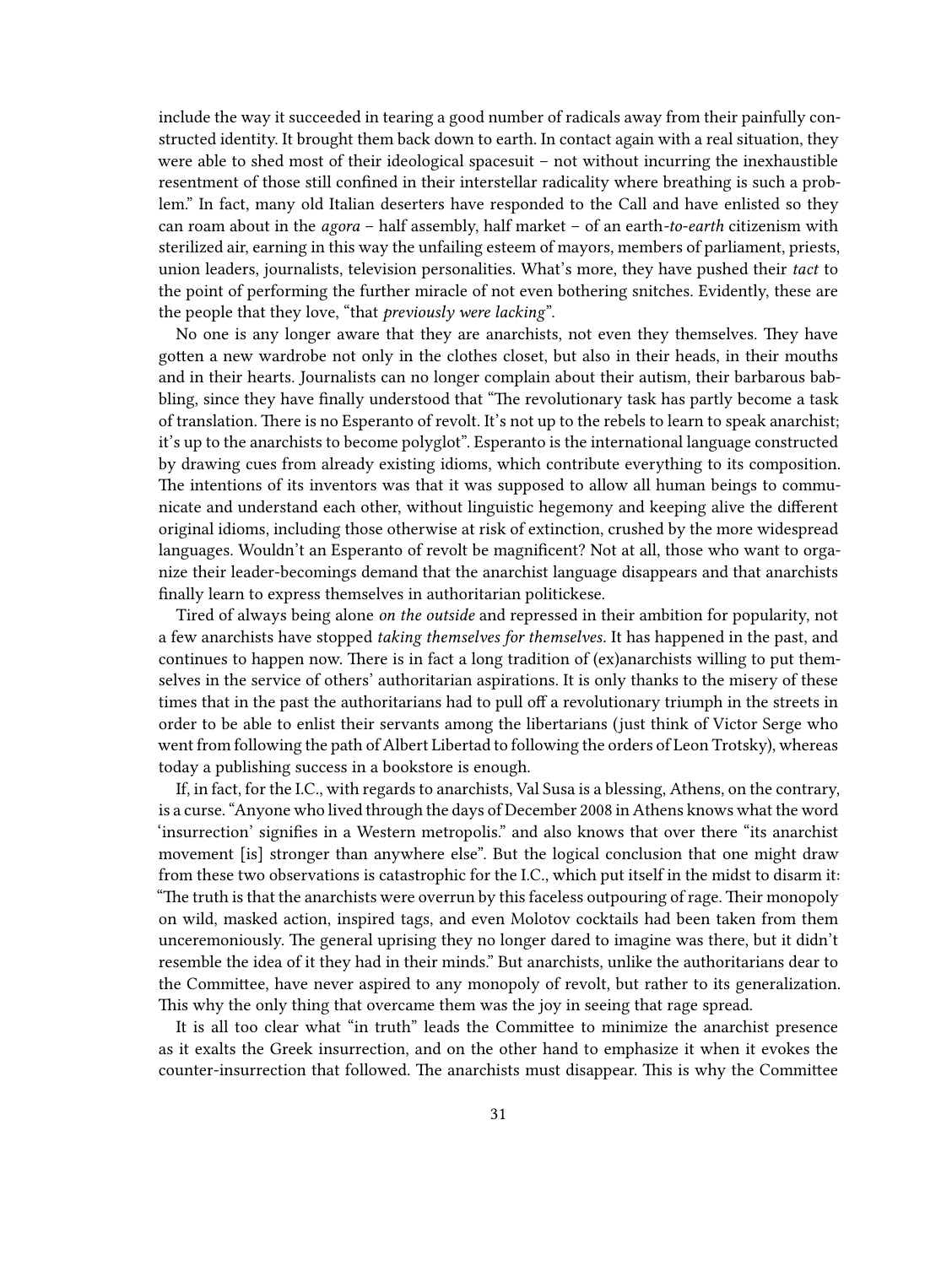include the way it succeeded in tearing a good number of radicals away from their painfully constructed identity. It brought them back down to earth. In contact again with a real situation, they were able to shed most of their ideological spacesuit – not without incurring the inexhaustible resentment of those still confined in their interstellar radicality where breathing is such a problem." In fact, many old Italian deserters have responded to the Call and have enlisted so they can roam about in the *agora* – half assembly, half market – of an earth-*to-earth* citizenism with sterilized air, earning in this way the unfailing esteem of mayors, members of parliament, priests, union leaders, journalists, television personalities. What's more, they have pushed their *tact* to the point of performing the further miracle of not even bothering snitches. Evidently, these are the people that they love, "that *previously were lacking*".

No one is any longer aware that they are anarchists, not even they themselves. They have gotten a new wardrobe not only in the clothes closet, but also in their heads, in their mouths and in their hearts. Journalists can no longer complain about their autism, their barbarous babbling, since they have finally understood that "The revolutionary task has partly become a task of translation. There is no Esperanto of revolt. It's not up to the rebels to learn to speak anarchist; it's up to the anarchists to become polyglot". Esperanto is the international language constructed by drawing cues from already existing idioms, which contribute everything to its composition. The intentions of its inventors was that it was supposed to allow all human beings to communicate and understand each other, without linguistic hegemony and keeping alive the different original idioms, including those otherwise at risk of extinction, crushed by the more widespread languages. Wouldn't an Esperanto of revolt be magnificent? Not at all, those who want to organize their leader-becomings demand that the anarchist language disappears and that anarchists finally learn to express themselves in authoritarian politickese.

Tired of always being alone *on the outside* and repressed in their ambition for popularity, not a few anarchists have stopped *taking themselves for themselves*. It has happened in the past, and continues to happen now. There is in fact a long tradition of (ex)anarchists willing to put themselves in the service of others' authoritarian aspirations. It is only thanks to the misery of these times that in the past the authoritarians had to pull off a revolutionary triumph in the streets in order to be able to enlist their servants among the libertarians (just think of Victor Serge who went from following the path of Albert Libertad to following the orders of Leon Trotsky), whereas today a publishing success in a bookstore is enough.

If, in fact, for the I.C., with regards to anarchists, Val Susa is a blessing, Athens, on the contrary, is a curse. "Anyone who lived through the days of December 2008 in Athens knows what the word 'insurrection' signifies in a Western metropolis." and also knows that over there "its anarchist movement [is] stronger than anywhere else". But the logical conclusion that one might draw from these two observations is catastrophic for the I.C., which put itself in the midst to disarm it: "The truth is that the anarchists were overrun by this faceless outpouring of rage. Their monopoly on wild, masked action, inspired tags, and even Molotov cocktails had been taken from them unceremoniously. The general uprising they no longer dared to imagine was there, but it didn't resemble the idea of it they had in their minds." But anarchists, unlike the authoritarians dear to the Committee, have never aspired to any monopoly of revolt, but rather to its generalization. This why the only thing that overcame them was the joy in seeing that rage spread.

It is all too clear what "in truth" leads the Committee to minimize the anarchist presence as it exalts the Greek insurrection, and on the other hand to emphasize it when it evokes the counter-insurrection that followed. The anarchists must disappear. This is why the Committee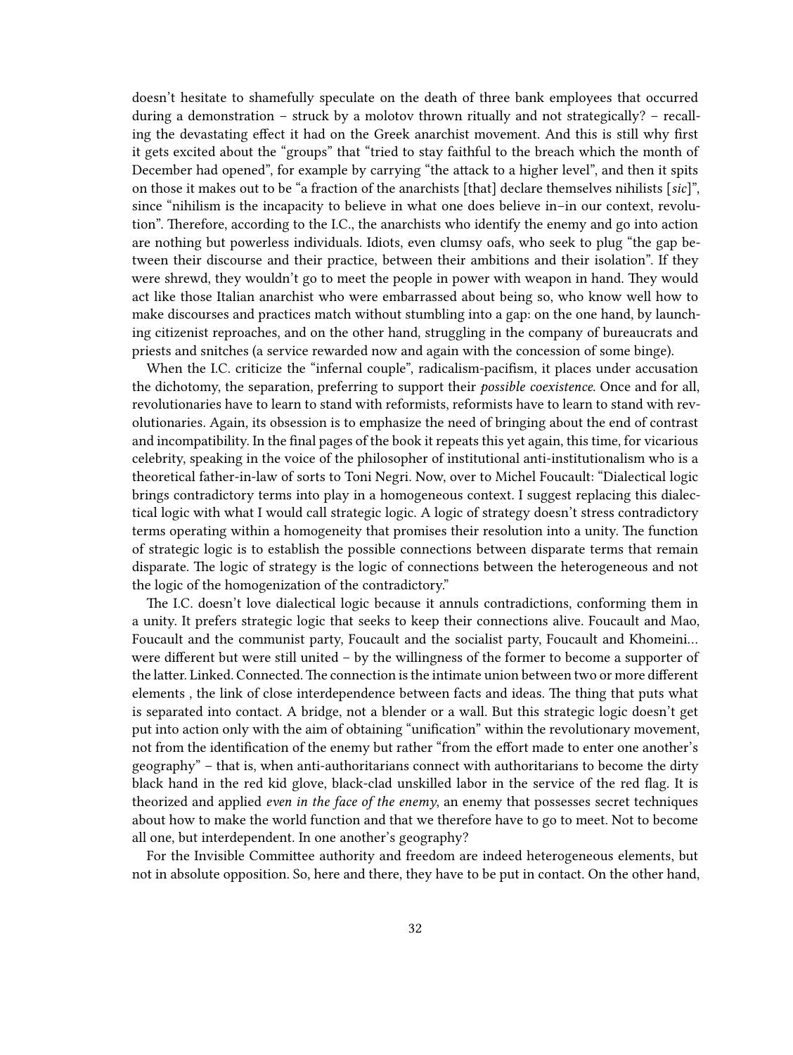doesn't hesitate to shamefully speculate on the death of three bank employees that occurred during a demonstration – struck by a molotov thrown ritually and not strategically? – recalling the devastating effect it had on the Greek anarchist movement. And this is still why first it gets excited about the "groups" that "tried to stay faithful to the breach which the month of December had opened", for example by carrying "the attack to a higher level", and then it spits on those it makes out to be "a fraction of the anarchists [that] declare themselves nihilists [*sic*]", since "nihilism is the incapacity to believe in what one does believe in–in our context, revolution". Therefore, according to the I.C., the anarchists who identify the enemy and go into action are nothing but powerless individuals. Idiots, even clumsy oafs, who seek to plug "the gap between their discourse and their practice, between their ambitions and their isolation". If they were shrewd, they wouldn't go to meet the people in power with weapon in hand. They would act like those Italian anarchist who were embarrassed about being so, who know well how to make discourses and practices match without stumbling into a gap: on the one hand, by launching citizenist reproaches, and on the other hand, struggling in the company of bureaucrats and priests and snitches (a service rewarded now and again with the concession of some binge).

When the I.C. criticize the "infernal couple", radicalism-pacifism, it places under accusation the dichotomy, the separation, preferring to support their *possible coexistence*. Once and for all, revolutionaries have to learn to stand with reformists, reformists have to learn to stand with revolutionaries. Again, its obsession is to emphasize the need of bringing about the end of contrast and incompatibility. In the final pages of the book it repeats this yet again, this time, for vicarious celebrity, speaking in the voice of the philosopher of institutional anti-institutionalism who is a theoretical father-in-law of sorts to Toni Negri. Now, over to Michel Foucault: "Dialectical logic brings contradictory terms into play in a homogeneous context. I suggest replacing this dialectical logic with what I would call strategic logic. A logic of strategy doesn't stress contradictory terms operating within a homogeneity that promises their resolution into a unity. The function of strategic logic is to establish the possible connections between disparate terms that remain disparate. The logic of strategy is the logic of connections between the heterogeneous and not the logic of the homogenization of the contradictory."

The I.C. doesn't love dialectical logic because it annuls contradictions, conforming them in a unity. It prefers strategic logic that seeks to keep their connections alive. Foucault and Mao, Foucault and the communist party, Foucault and the socialist party, Foucault and Khomeini… were different but were still united – by the willingness of the former to become a supporter of the latter. Linked. Connected. The connection is the intimate union between two or more different elements , the link of close interdependence between facts and ideas. The thing that puts what is separated into contact. A bridge, not a blender or a wall. But this strategic logic doesn't get put into action only with the aim of obtaining "unification" within the revolutionary movement, not from the identification of the enemy but rather "from the effort made to enter one another's geography" – that is, when anti-authoritarians connect with authoritarians to become the dirty black hand in the red kid glove, black-clad unskilled labor in the service of the red flag. It is theorized and applied *even in the face of the enemy*, an enemy that possesses secret techniques about how to make the world function and that we therefore have to go to meet. Not to become all one, but interdependent. In one another's geography?

For the Invisible Committee authority and freedom are indeed heterogeneous elements, but not in absolute opposition. So, here and there, they have to be put in contact. On the other hand,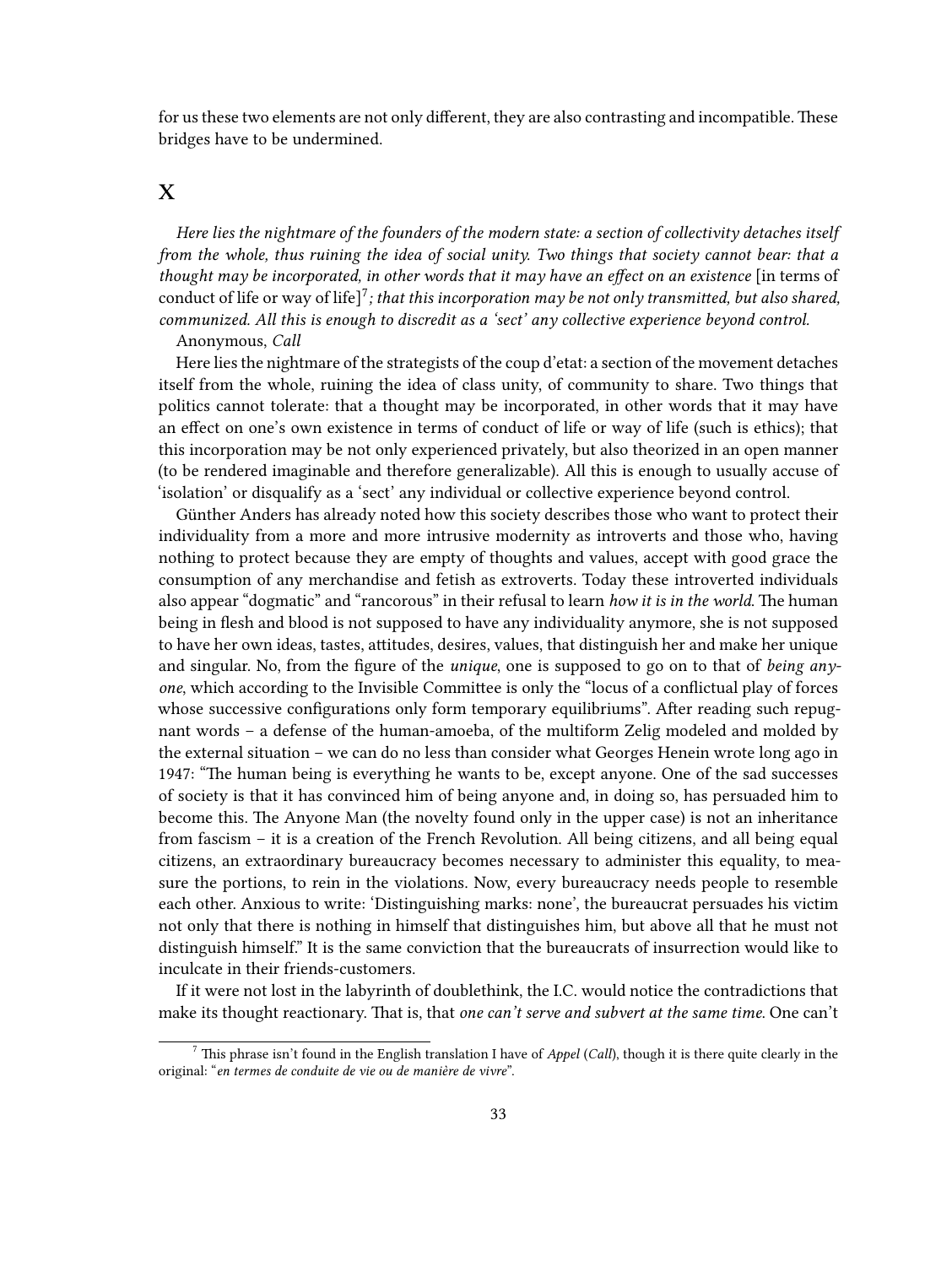for us these two elements are not only different, they are also contrasting and incompatible. These bridges have to be undermined.

## X

*Here lies the nightmare of the founders of the modern state: a section of collectivity detaches itself from the whole, thus ruining the idea of social unity. Two things that society cannot bear: that a thought may be incorporated, in other words that it may have an effect on an existence* [in terms of conduct of life or way of life][7]*; that this incorporation may be not only transmitted, but also shared, communized. All this is enough to discredit as a 'sect' any collective experience beyond control.*

Anonymous, *Call*

Here lies the nightmare of the strategists of the coup d'etat: a section of the movement detaches itself from the whole, ruining the idea of class unity, of community to share. Two things that politics cannot tolerate: that a thought may be incorporated, in other words that it may have an effect on one's own existence in terms of conduct of life or way of life (such is ethics); that this incorporation may be not only experienced privately, but also theorized in an open manner (to be rendered imaginable and therefore generalizable). All this is enough to usually accuse of 'isolation' or disqualify as a 'sect' any individual or collective experience beyond control.

Günther Anders has already noted how this society describes those who want to protect their individuality from a more and more intrusive modernity as introverts and those who, having nothing to protect because they are empty of thoughts and values, accept with good grace the consumption of any merchandise and fetish as extroverts. Today these introverted individuals also appear "dogmatic" and "rancorous" in their refusal to learn *how it is in the world.* The human being in flesh and blood is not supposed to have any individuality anymore, she is not supposed to have her own ideas, tastes, attitudes, desires, values, that distinguish her and make her unique and singular. No, from the figure of the *unique*, one is supposed to go on to that of *being anyone*, which according to the Invisible Committee is only the "locus of a conflictual play of forces whose successive configurations only form temporary equilibriums". After reading such repugnant words – a defense of the human-amoeba, of the multiform Zelig modeled and molded by the external situation – we can do no less than consider what Georges Henein wrote long ago in 1947: "The human being is everything he wants to be, except anyone. One of the sad successes of society is that it has convinced him of being anyone and, in doing so, has persuaded him to become this. The Anyone Man (the novelty found only in the upper case) is not an inheritance from fascism – it is a creation of the French Revolution. All being citizens, and all being equal citizens, an extraordinary bureaucracy becomes necessary to administer this equality, to measure the portions, to rein in the violations. Now, every bureaucracy needs people to resemble each other. Anxious to write: 'Distinguishing marks: none', the bureaucrat persuades his victim not only that there is nothing in himself that distinguishes him, but above all that he must not distinguish himself." It is the same conviction that the bureaucrats of insurrection would like to inculcate in their friends-customers.

If it were not lost in the labyrinth of doublethink, the I.C. would notice the contradictions that make its thought reactionary. That is, that *one can't serve and subvert at the same time.* One can't

[7] This phrase isn't found in the English translation I have of *Appel* (*Call*), though it is there quite clearly in the original: "*en termes de conduite de vie ou de manière de vivre*".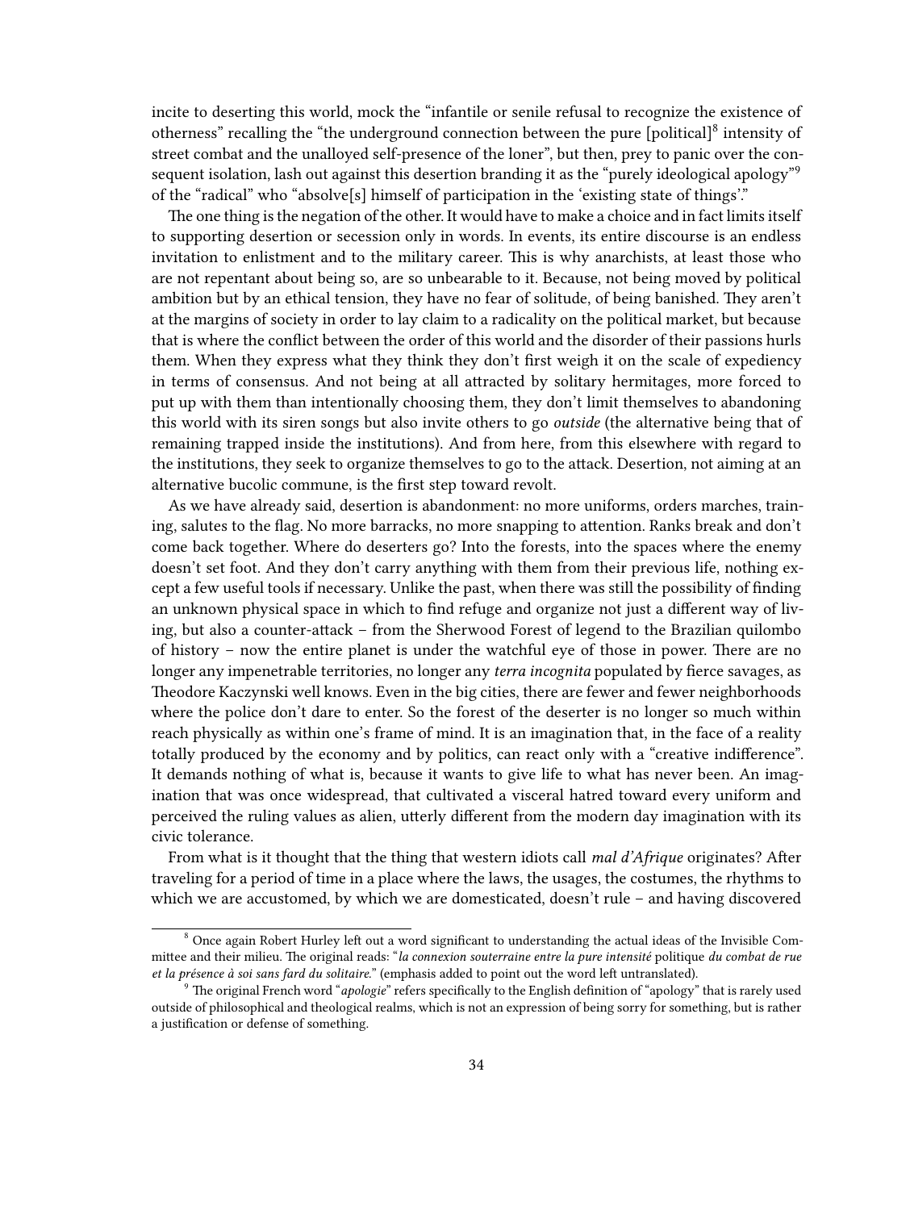incite to deserting this world, mock the "infantile or senile refusal to recognize the existence of otherness" recalling the "the underground connection between the pure [political][8] intensity of street combat and the unalloyed self-presence of the loner", but then, prey to panic over the consequent isolation, lash out against this desertion branding it as the "purely ideological apology"[9] of the "radical" who "absolve[s] himself of participation in the 'existing state of things'."

The one thing is the negation of the other. It would have to make a choice and in fact limits itself to supporting desertion or secession only in words. In events, its entire discourse is an endless invitation to enlistment and to the military career. This is why anarchists, at least those who are not repentant about being so, are so unbearable to it. Because, not being moved by political ambition but by an ethical tension, they have no fear of solitude, of being banished. They aren't at the margins of society in order to lay claim to a radicality on the political market, but because that is where the conflict between the order of this world and the disorder of their passions hurls them. When they express what they think they don't first weigh it on the scale of expediency in terms of consensus. And not being at all attracted by solitary hermitages, more forced to put up with them than intentionally choosing them, they don't limit themselves to abandoning this world with its siren songs but also invite others to go *outside* (the alternative being that of remaining trapped inside the institutions). And from here, from this elsewhere with regard to the institutions, they seek to organize themselves to go to the attack. Desertion, not aiming at an alternative bucolic commune, is the first step toward revolt.

As we have already said, desertion is abandonment: no more uniforms, orders marches, training, salutes to the flag. No more barracks, no more snapping to attention. Ranks break and don't come back together. Where do deserters go? Into the forests, into the spaces where the enemy doesn't set foot. And they don't carry anything with them from their previous life, nothing except a few useful tools if necessary. Unlike the past, when there was still the possibility of finding an unknown physical space in which to find refuge and organize not just a different way of living, but also a counter-attack – from the Sherwood Forest of legend to the Brazilian quilombo of history – now the entire planet is under the watchful eye of those in power. There are no longer any impenetrable territories, no longer any *terra incognita* populated by fierce savages, as Theodore Kaczynski well knows. Even in the big cities, there are fewer and fewer neighborhoods where the police don't dare to enter. So the forest of the deserter is no longer so much within reach physically as within one's frame of mind. It is an imagination that, in the face of a reality totally produced by the economy and by politics, can react only with a "creative indifference". It demands nothing of what is, because it wants to give life to what has never been. An imagination that was once widespread, that cultivated a visceral hatred toward every uniform and perceived the ruling values as alien, utterly different from the modern day imagination with its civic tolerance.

From what is it thought that the thing that western idiots call *mal d'Afrique* originates? After traveling for a period of time in a place where the laws, the usages, the costumes, the rhythms to which we are accustomed, by which we are domesticated, doesn't rule – and having discovered

[8] Once again Robert Hurley left out a word significant to understanding the actual ideas of the Invisible Committee and their milieu. The original reads: "*la connexion souterraine entre la pure intensité* politique *du combat de rue et la présence à soi sans fard du solitaire.*" (emphasis added to point out the word left untranslated).

[9] The original French word "*apologie*" refers specifically to the English definition of "apology" that is rarely used outside of philosophical and theological realms, which is not an expression of being sorry for something, but is rather a justification or defense of something.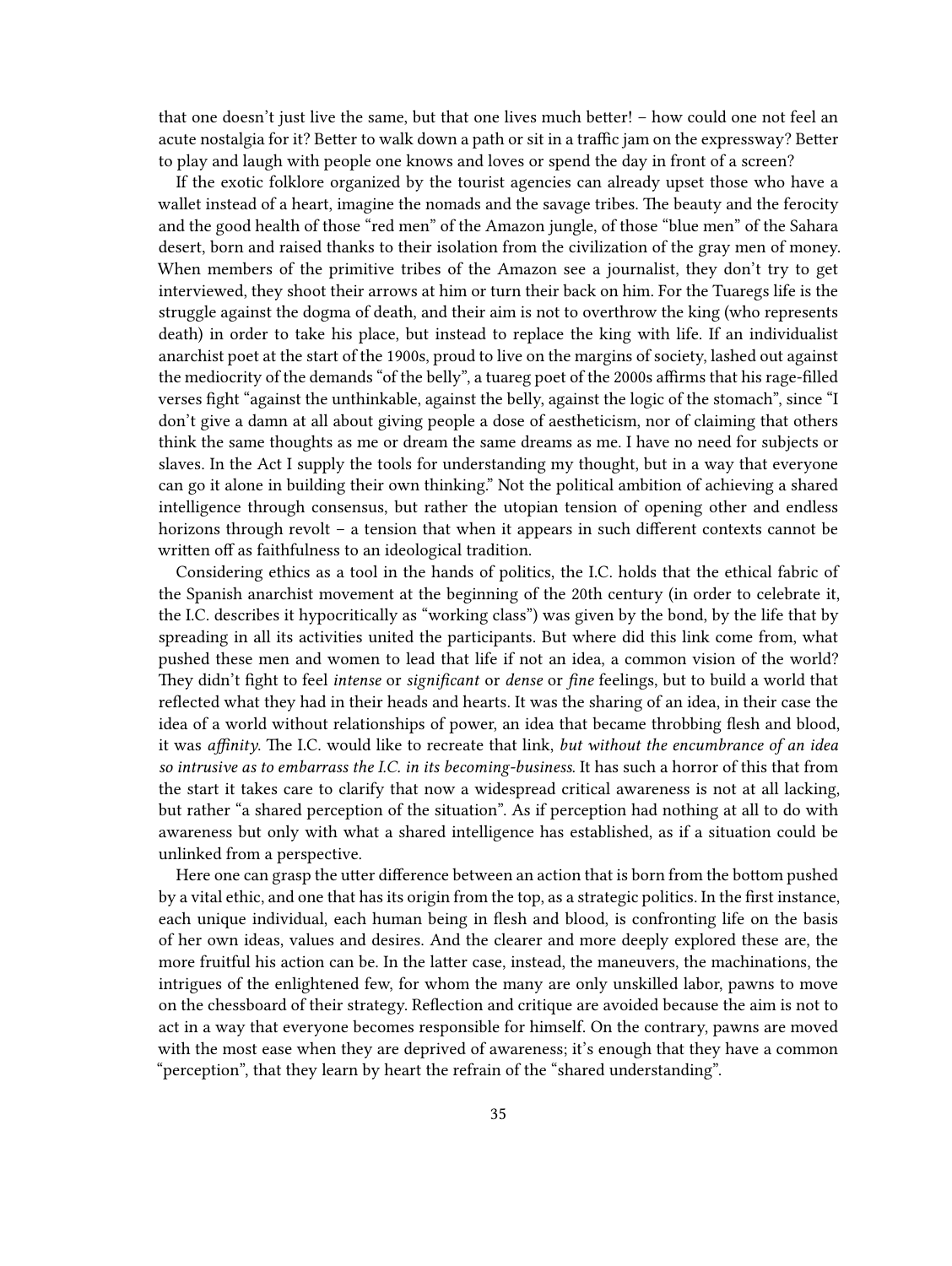that one doesn't just live the same, but that one lives much better! – how could one not feel an acute nostalgia for it? Better to walk down a path or sit in a traffic jam on the expressway? Better to play and laugh with people one knows and loves or spend the day in front of a screen?

If the exotic folklore organized by the tourist agencies can already upset those who have a wallet instead of a heart, imagine the nomads and the savage tribes. The beauty and the ferocity and the good health of those "red men" of the Amazon jungle, of those "blue men" of the Sahara desert, born and raised thanks to their isolation from the civilization of the gray men of money. When members of the primitive tribes of the Amazon see a journalist, they don't try to get interviewed, they shoot their arrows at him or turn their back on him. For the Tuaregs life is the struggle against the dogma of death, and their aim is not to overthrow the king (who represents death) in order to take his place, but instead to replace the king with life. If an individualist anarchist poet at the start of the 1900s, proud to live on the margins of society, lashed out against the mediocrity of the demands "of the belly", a tuareg poet of the 2000s affirms that his rage-filled verses fight "against the unthinkable, against the belly, against the logic of the stomach", since "I don't give a damn at all about giving people a dose of aestheticism, nor of claiming that others think the same thoughts as me or dream the same dreams as me. I have no need for subjects or slaves. In the Act I supply the tools for understanding my thought, but in a way that everyone can go it alone in building their own thinking." Not the political ambition of achieving a shared intelligence through consensus, but rather the utopian tension of opening other and endless horizons through revolt – a tension that when it appears in such different contexts cannot be written off as faithfulness to an ideological tradition.

Considering ethics as a tool in the hands of politics, the I.C. holds that the ethical fabric of the Spanish anarchist movement at the beginning of the 20th century (in order to celebrate it, the I.C. describes it hypocritically as "working class") was given by the bond, by the life that by spreading in all its activities united the participants. But where did this link come from, what pushed these men and women to lead that life if not an idea, a common vision of the world? They didn't fight to feel *intense* or *significant* or *dense* or *fine* feelings, but to build a world that reflected what they had in their heads and hearts. It was the sharing of an idea, in their case the idea of a world without relationships of power, an idea that became throbbing flesh and blood, it was *affinity*. The I.C. would like to recreate that link, *but without the encumbrance of an idea so intrusive as to embarrass the I.C. in its becoming-business*. It has such a horror of this that from the start it takes care to clarify that now a widespread critical awareness is not at all lacking, but rather "a shared perception of the situation". As if perception had nothing at all to do with awareness but only with what a shared intelligence has established, as if a situation could be unlinked from a perspective.

Here one can grasp the utter difference between an action that is born from the bottom pushed by a vital ethic, and one that has its origin from the top, as a strategic politics. In the first instance, each unique individual, each human being in flesh and blood, is confronting life on the basis of her own ideas, values and desires. And the clearer and more deeply explored these are, the more fruitful his action can be. In the latter case, instead, the maneuvers, the machinations, the intrigues of the enlightened few, for whom the many are only unskilled labor, pawns to move on the chessboard of their strategy. Reflection and critique are avoided because the aim is not to act in a way that everyone becomes responsible for himself. On the contrary, pawns are moved with the most ease when they are deprived of awareness; it's enough that they have a common "perception", that they learn by heart the refrain of the "shared understanding".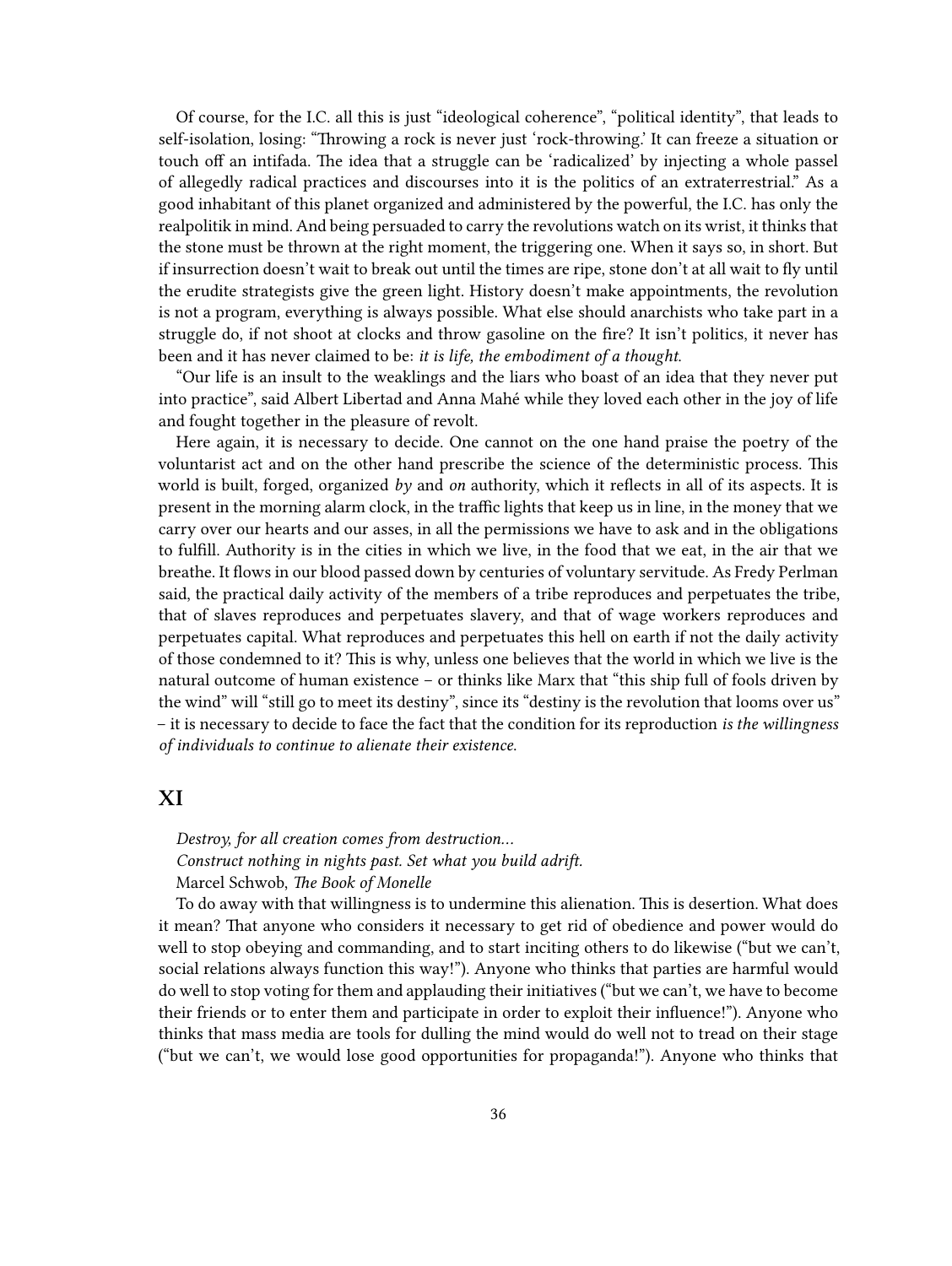Of course, for the I.C. all this is just "ideological coherence", "political identity", that leads to self-isolation, losing: "Throwing a rock is never just 'rock-throwing.' It can freeze a situation or touch off an intifada. The idea that a struggle can be 'radicalized' by injecting a whole passel of allegedly radical practices and discourses into it is the politics of an extraterrestrial." As a good inhabitant of this planet organized and administered by the powerful, the I.C. has only the realpolitik in mind. And being persuaded to carry the revolutions watch on its wrist, it thinks that the stone must be thrown at the right moment, the triggering one. When it says so, in short. But if insurrection doesn't wait to break out until the times are ripe, stone don't at all wait to fly until the erudite strategists give the green light. History doesn't make appointments, the revolution is not a program, everything is always possible. What else should anarchists who take part in a struggle do, if not shoot at clocks and throw gasoline on the fire? It isn't politics, it never has been and it has never claimed to be: *it is life, the embodiment of a thought.*

"Our life is an insult to the weaklings and the liars who boast of an idea that they never put into practice", said Albert Libertad and Anna Mahé while they loved each other in the joy of life and fought together in the pleasure of revolt.

Here again, it is necessary to decide. One cannot on the one hand praise the poetry of the voluntarist act and on the other hand prescribe the science of the deterministic process. This world is built, forged, organized *by* and *on* authority, which it reflects in all of its aspects. It is present in the morning alarm clock, in the traffic lights that keep us in line, in the money that we carry over our hearts and our asses, in all the permissions we have to ask and in the obligations to fulfill. Authority is in the cities in which we live, in the food that we eat, in the air that we breathe. It flows in our blood passed down by centuries of voluntary servitude. As Fredy Perlman said, the practical daily activity of the members of a tribe reproduces and perpetuates the tribe, that of slaves reproduces and perpetuates slavery, and that of wage workers reproduces and perpetuates capital. What reproduces and perpetuates this hell on earth if not the daily activity of those condemned to it? This is why, unless one believes that the world in which we live is the natural outcome of human existence – or thinks like Marx that "this ship full of fools driven by the wind" will "still go to meet its destiny", since its "destiny is the revolution that looms over us" – it is necessary to decide to face the fact that the condition for its reproduction *is the willingness of individuals to continue to alienate their existence.*

## XI

*Destroy, for all creation comes from destruction…*
*Construct nothing in nights past. Set what you build adrift.*
Marcel Schwob, *The Book of Monelle*

To do away with that willingness is to undermine this alienation. This is desertion. What does it mean? That anyone who considers it necessary to get rid of obedience and power would do well to stop obeying and commanding, and to start inciting others to do likewise ("but we can't, social relations always function this way!"). Anyone who thinks that parties are harmful would do well to stop voting for them and applauding their initiatives ("but we can't, we have to become their friends or to enter them and participate in order to exploit their influence!"). Anyone who thinks that mass media are tools for dulling the mind would do well not to tread on their stage ("but we can't, we would lose good opportunities for propaganda!"). Anyone who thinks that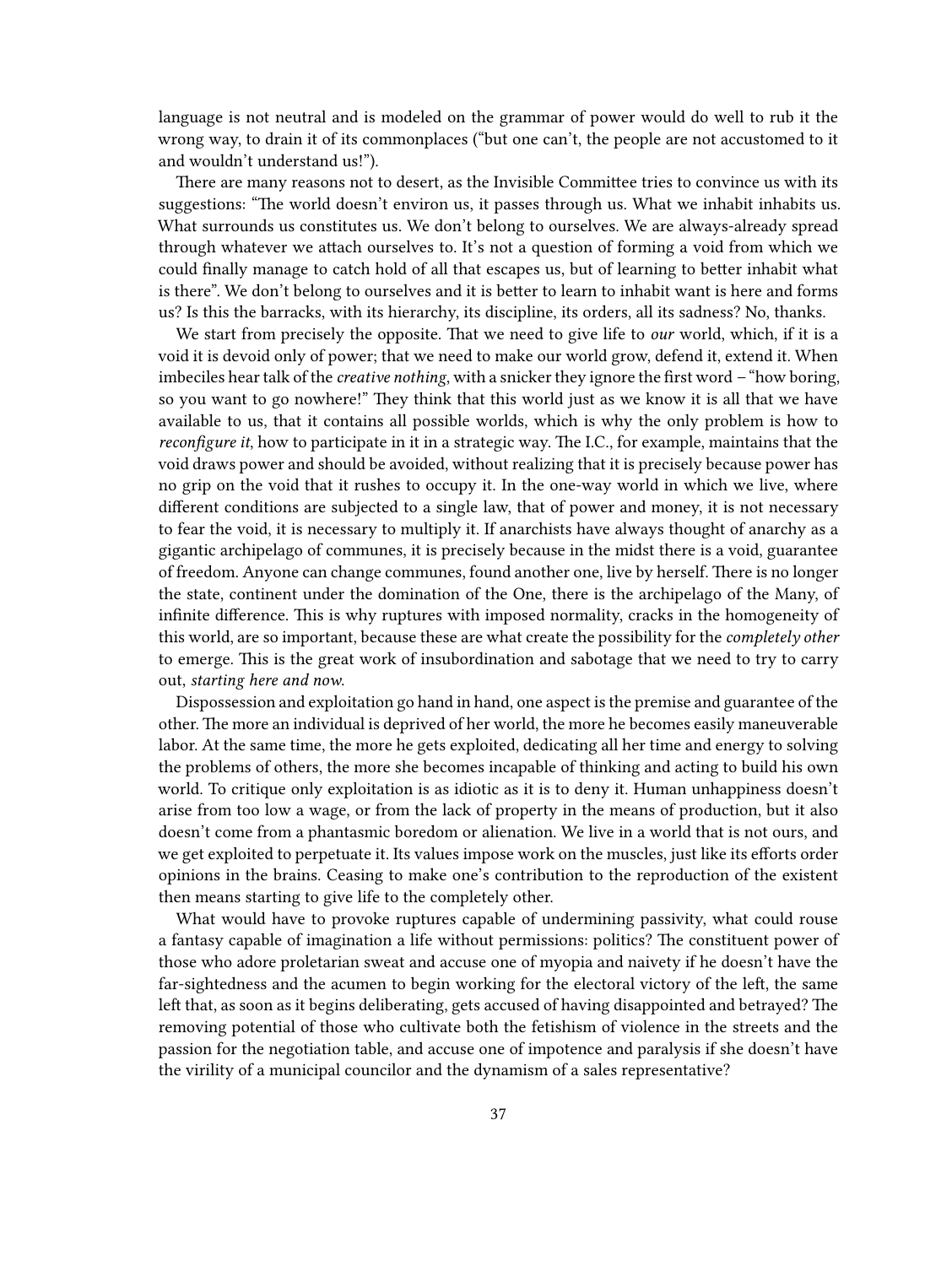language is not neutral and is modeled on the grammar of power would do well to rub it the wrong way, to drain it of its commonplaces ("but one can't, the people are not accustomed to it and wouldn't understand us!").

There are many reasons not to desert, as the Invisible Committee tries to convince us with its suggestions: "The world doesn't environ us, it passes through us. What we inhabit inhabits us. What surrounds us constitutes us. We don't belong to ourselves. We are always-already spread through whatever we attach ourselves to. It's not a question of forming a void from which we could finally manage to catch hold of all that escapes us, but of learning to better inhabit what is there". We don't belong to ourselves and it is better to learn to inhabit want is here and forms us? Is this the barracks, with its hierarchy, its discipline, its orders, all its sadness? No, thanks.

We start from precisely the opposite. That we need to give life to *our* world, which, if it is a void it is devoid only of power; that we need to make our world grow, defend it, extend it. When imbeciles hear talk of the *creative nothing*, with a snicker they ignore the first word – "how boring, so you want to go nowhere!" They think that this world just as we know it is all that we have available to us, that it contains all possible worlds, which is why the only problem is how to *reconfigure it*, how to participate in it in a strategic way. The I.C., for example, maintains that the void draws power and should be avoided, without realizing that it is precisely because power has no grip on the void that it rushes to occupy it. In the one-way world in which we live, where different conditions are subjected to a single law, that of power and money, it is not necessary to fear the void, it is necessary to multiply it. If anarchists have always thought of anarchy as a gigantic archipelago of communes, it is precisely because in the midst there is a void, guarantee of freedom. Anyone can change communes, found another one, live by herself. There is no longer the state, continent under the domination of the One, there is the archipelago of the Many, of infinite difference. This is why ruptures with imposed normality, cracks in the homogeneity of this world, are so important, because these are what create the possibility for the *completely other* to emerge. This is the great work of insubordination and sabotage that we need to try to carry out, *starting here and now.*

Dispossession and exploitation go hand in hand, one aspect is the premise and guarantee of the other. The more an individual is deprived of her world, the more he becomes easily maneuverable labor. At the same time, the more he gets exploited, dedicating all her time and energy to solving the problems of others, the more she becomes incapable of thinking and acting to build his own world. To critique only exploitation is as idiotic as it is to deny it. Human unhappiness doesn't arise from too low a wage, or from the lack of property in the means of production, but it also doesn't come from a phantasmic boredom or alienation. We live in a world that is not ours, and we get exploited to perpetuate it. Its values impose work on the muscles, just like its efforts order opinions in the brains. Ceasing to make one's contribution to the reproduction of the existent then means starting to give life to the completely other.

What would have to provoke ruptures capable of undermining passivity, what could rouse a fantasy capable of imagination a life without permissions: politics? The constituent power of those who adore proletarian sweat and accuse one of myopia and naivety if he doesn't have the far-sightedness and the acumen to begin working for the electoral victory of the left, the same left that, as soon as it begins deliberating, gets accused of having disappointed and betrayed? The removing potential of those who cultivate both the fetishism of violence in the streets and the passion for the negotiation table, and accuse one of impotence and paralysis if she doesn't have the virility of a municipal councilor and the dynamism of a sales representative?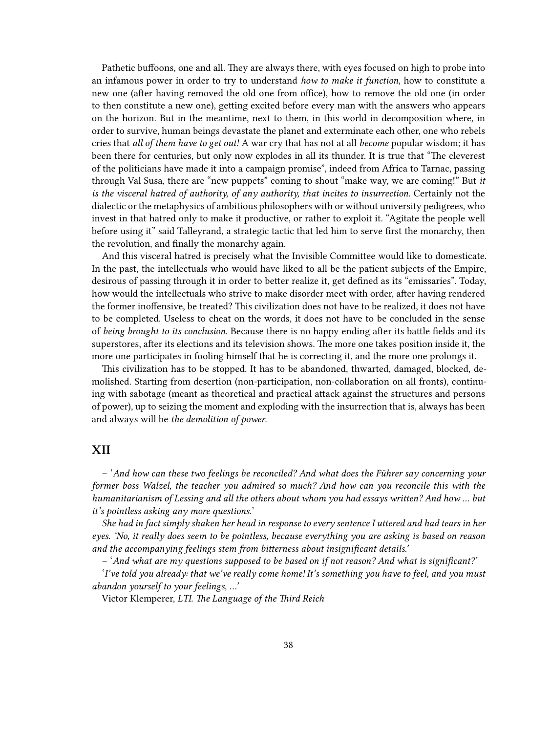Pathetic buffoons, one and all. They are always there, with eyes focused on high to probe into an infamous power in order to try to understand *how to make it function*, how to constitute a new one (after having removed the old one from office), how to remove the old one (in order to then constitute a new one), getting excited before every man with the answers who appears on the horizon. But in the meantime, next to them, in this world in decomposition where, in order to survive, human beings devastate the planet and exterminate each other, one who rebels cries that *all of them have to get out!* A war cry that has not at all *become* popular wisdom; it has been there for centuries, but only now explodes in all its thunder. It is true that "The cleverest of the politicians have made it into a campaign promise", indeed from Africa to Tarnac, passing through Val Susa, there are "new puppets" coming to shout "make way, we are coming!" But *it is the visceral hatred of authority, of any authority, that incites to insurrection.* Certainly not the dialectic or the metaphysics of ambitious philosophers with or without university pedigrees, who invest in that hatred only to make it productive, or rather to exploit it. "Agitate the people well before using it" said Talleyrand, a strategic tactic that led him to serve first the monarchy, then the revolution, and finally the monarchy again.

And this visceral hatred is precisely what the Invisible Committee would like to domesticate. In the past, the intellectuals who would have liked to all be the patient subjects of the Empire, desirous of passing through it in order to better realize it, get defined as its "emissaries". Today, how would the intellectuals who strive to make disorder meet with order, after having rendered the former inoffensive, be treated? This civilization does not have to be realized, it does not have to be completed. Useless to cheat on the words, it does not have to be concluded in the sense of *being brought to its conclusion.* Because there is no happy ending after its battle fields and its superstores, after its elections and its television shows. The more one takes position inside it, the more one participates in fooling himself that he is correcting it, and the more one prolongs it.

This civilization has to be stopped. It has to be abandoned, thwarted, damaged, blocked, demolished. Starting from desertion (non-participation, non-collaboration on all fronts), continuing with sabotage (meant as theoretical and practical attack against the structures and persons of power), up to seizing the moment and exploding with the insurrection that is, always has been and always will be *the demolition of power.*

## XII

– '*And how can these two feelings be reconciled? And what does the Führer say concerning your former boss Walzel, the teacher you admired so much? And how can you reconcile this with the humanitarianism of Lessing and all the others about whom you had essays written? And how … but it's pointless asking any more questions.*'

*She had in fact simply shaken her head in response to every sentence I uttered and had tears in her eyes. 'No, it really does seem to be pointless, because everything you are asking is based on reason and the accompanying feelings stem from bitterness about insignificant details.'*

– '*And what are my questions supposed to be based on if not reason? And what is significant?*'

'*I've told you already: that we've really come home! It's something you have to feel, and you must abandon yourself to your feelings, …*'

Victor Klemperer, *LTI. The Language of the Third Reich*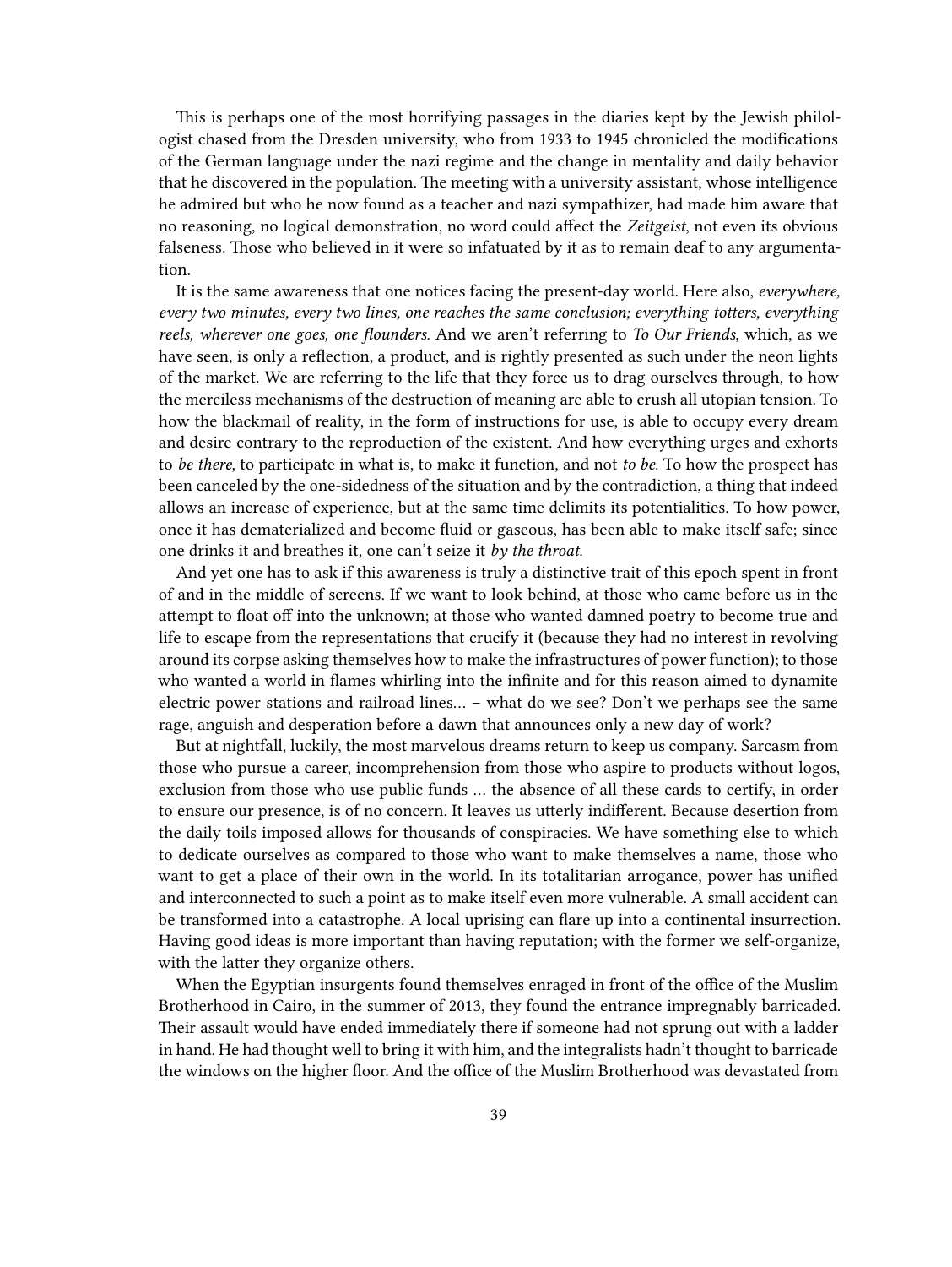This is perhaps one of the most horrifying passages in the diaries kept by the Jewish philologist chased from the Dresden university, who from 1933 to 1945 chronicled the modifications of the German language under the nazi regime and the change in mentality and daily behavior that he discovered in the population. The meeting with a university assistant, whose intelligence he admired but who he now found as a teacher and nazi sympathizer, had made him aware that no reasoning, no logical demonstration, no word could affect the *Zeitgeist*, not even its obvious falseness. Those who believed in it were so infatuated by it as to remain deaf to any argumentation.

It is the same awareness that one notices facing the present-day world. Here also, *everywhere, every two minutes, every two lines, one reaches the same conclusion; everything totters, everything reels, wherever one goes, one flounders.* And we aren't referring to *To Our Friends*, which, as we have seen, is only a reflection, a product, and is rightly presented as such under the neon lights of the market. We are referring to the life that they force us to drag ourselves through, to how the merciless mechanisms of the destruction of meaning are able to crush all utopian tension. To how the blackmail of reality, in the form of instructions for use, is able to occupy every dream and desire contrary to the reproduction of the existent. And how everything urges and exhorts to *be there*, to participate in what is, to make it function, and not *to be.* To how the prospect has been canceled by the one-sidedness of the situation and by the contradiction, a thing that indeed allows an increase of experience, but at the same time delimits its potentialities. To how power, once it has dematerialized and become fluid or gaseous, has been able to make itself safe; since one drinks it and breathes it, one can't seize it *by the throat.*

And yet one has to ask if this awareness is truly a distinctive trait of this epoch spent in front of and in the middle of screens. If we want to look behind, at those who came before us in the attempt to float off into the unknown; at those who wanted damned poetry to become true and life to escape from the representations that crucify it (because they had no interest in revolving around its corpse asking themselves how to make the infrastructures of power function); to those who wanted a world in flames whirling into the infinite and for this reason aimed to dynamite electric power stations and railroad lines… – what do we see? Don't we perhaps see the same rage, anguish and desperation before a dawn that announces only a new day of work?

But at nightfall, luckily, the most marvelous dreams return to keep us company. Sarcasm from those who pursue a career, incomprehension from those who aspire to products without logos, exclusion from those who use public funds … the absence of all these cards to certify, in order to ensure our presence, is of no concern. It leaves us utterly indifferent. Because desertion from the daily toils imposed allows for thousands of conspiracies. We have something else to which to dedicate ourselves as compared to those who want to make themselves a name, those who want to get a place of their own in the world. In its totalitarian arrogance, power has unified and interconnected to such a point as to make itself even more vulnerable. A small accident can be transformed into a catastrophe. A local uprising can flare up into a continental insurrection. Having good ideas is more important than having reputation; with the former we self-organize, with the latter they organize others.

When the Egyptian insurgents found themselves enraged in front of the office of the Muslim Brotherhood in Cairo, in the summer of 2013, they found the entrance impregnably barricaded. Their assault would have ended immediately there if someone had not sprung out with a ladder in hand. He had thought well to bring it with him, and the integralists hadn't thought to barricade the windows on the higher floor. And the office of the Muslim Brotherhood was devastated from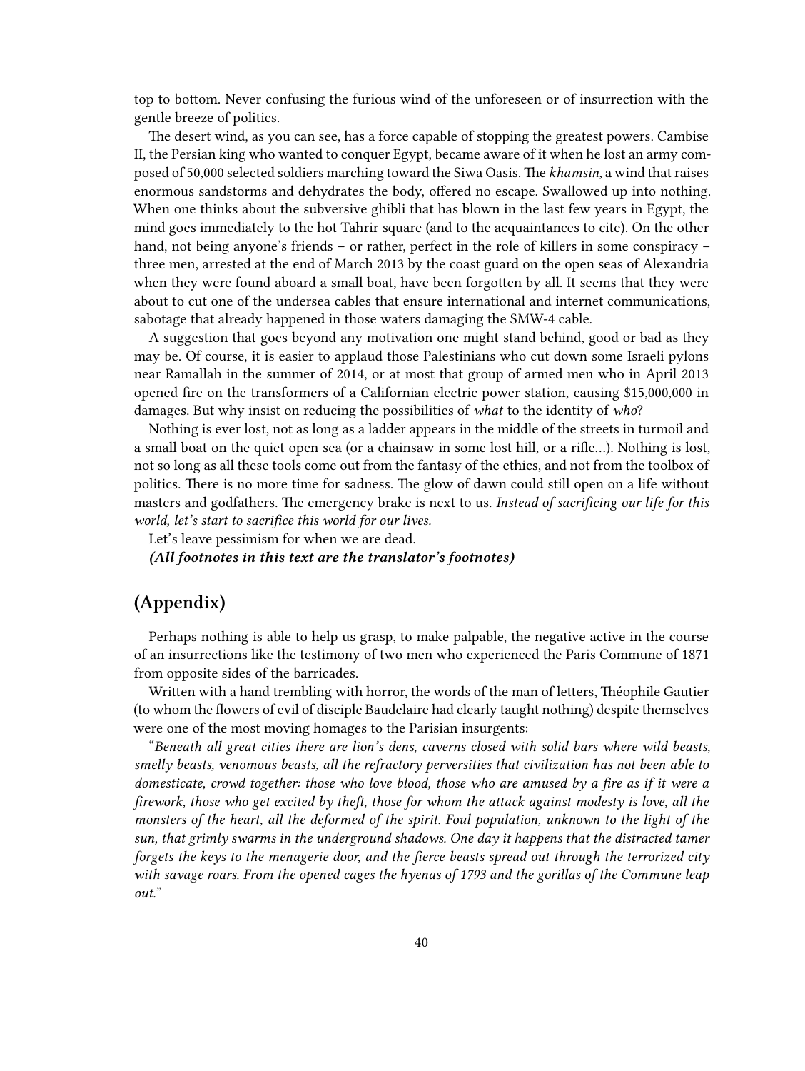top to bottom. Never confusing the furious wind of the unforeseen or of insurrection with the gentle breeze of politics.

The desert wind, as you can see, has a force capable of stopping the greatest powers. Cambise II, the Persian king who wanted to conquer Egypt, became aware of it when he lost an army composed of 50,000 selected soldiers marching toward the Siwa Oasis. The *khamsin*, a wind that raises enormous sandstorms and dehydrates the body, offered no escape. Swallowed up into nothing. When one thinks about the subversive ghibli that has blown in the last few years in Egypt, the mind goes immediately to the hot Tahrir square (and to the acquaintances to cite). On the other hand, not being anyone's friends – or rather, perfect in the role of killers in some conspiracy – three men, arrested at the end of March 2013 by the coast guard on the open seas of Alexandria when they were found aboard a small boat, have been forgotten by all. It seems that they were about to cut one of the undersea cables that ensure international and internet communications, sabotage that already happened in those waters damaging the SMW-4 cable.

A suggestion that goes beyond any motivation one might stand behind, good or bad as they may be. Of course, it is easier to applaud those Palestinians who cut down some Israeli pylons near Ramallah in the summer of 2014, or at most that group of armed men who in April 2013 opened fire on the transformers of a Californian electric power station, causing $15,000,000 in damages. But why insist on reducing the possibilities of *what* to the identity of *who*?

Nothing is ever lost, not as long as a ladder appears in the middle of the streets in turmoil and a small boat on the quiet open sea (or a chainsaw in some lost hill, or a rifle…). Nothing is lost, not so long as all these tools come out from the fantasy of the ethics, and not from the toolbox of politics. There is no more time for sadness. The glow of dawn could still open on a life without masters and godfathers. The emergency brake is next to us. *Instead of sacrificing our life for this world, let's start to sacrifice this world for our lives.*

Let's leave pessimism for when we are dead.

***(All footnotes in this text are the translator's footnotes)***

## (Appendix)

Perhaps nothing is able to help us grasp, to make palpable, the negative active in the course of an insurrections like the testimony of two men who experienced the Paris Commune of 1871 from opposite sides of the barricades.

Written with a hand trembling with horror, the words of the man of letters, Théophile Gautier (to whom the flowers of evil of disciple Baudelaire had clearly taught nothing) despite themselves were one of the most moving homages to the Parisian insurgents:

"*Beneath all great cities there are lion's dens, caverns closed with solid bars where wild beasts, smelly beasts, venomous beasts, all the refractory perversities that civilization has not been able to domesticate, crowd together: those who love blood, those who are amused by a fire as if it were a firework, those who get excited by theft, those for whom the attack against modesty is love, all the monsters of the heart, all the deformed of the spirit. Foul population, unknown to the light of the sun, that grimly swarms in the underground shadows. One day it happens that the distracted tamer forgets the keys to the menagerie door, and the fierce beasts spread out through the terrorized city with savage roars. From the opened cages the hyenas of 1793 and the gorillas of the Commune leap out.*"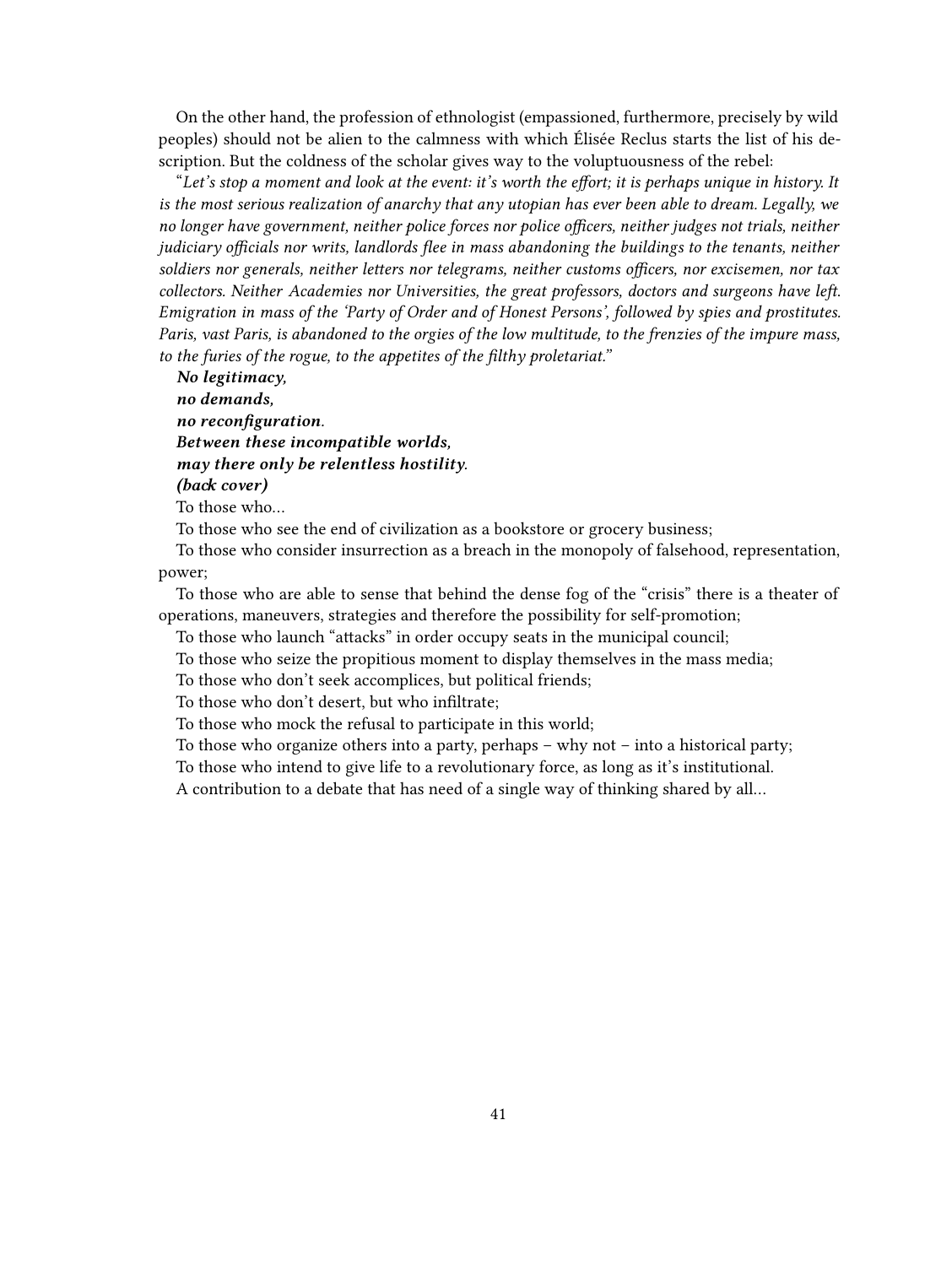On the other hand, the profession of ethnologist (empassioned, furthermore, precisely by wild peoples) should not be alien to the calmness with which Élisée Reclus starts the list of his description. But the coldness of the scholar gives way to the voluptuousness of the rebel:

"*Let's stop a moment and look at the event: it's worth the effort; it is perhaps unique in history. It is the most serious realization of anarchy that any utopian has ever been able to dream. Legally, we no longer have government, neither police forces nor police officers, neither judges not trials, neither judiciary officials nor writs, landlords flee in mass abandoning the buildings to the tenants, neither soldiers nor generals, neither letters nor telegrams, neither customs officers, nor excisemen, nor tax collectors. Neither Academies nor Universities, the great professors, doctors and surgeons have left. Emigration in mass of the 'Party of Order and of Honest Persons', followed by spies and prostitutes. Paris, vast Paris, is abandoned to the orgies of the low multitude, to the frenzies of the impure mass, to the furies of the rogue, to the appetites of the filthy proletariat.*"

***No legitimacy,***
***no demands,***
***no reconfiguration.***
***Between these incompatible worlds,***
***may there only be relentless hostility.***

***(back cover)***

To those who…

To those who see the end of civilization as a bookstore or grocery business;

To those who consider insurrection as a breach in the monopoly of falsehood, representation, power;

To those who are able to sense that behind the dense fog of the "crisis" there is a theater of operations, maneuvers, strategies and therefore the possibility for self-promotion;

To those who launch "attacks" in order occupy seats in the municipal council;

To those who seize the propitious moment to display themselves in the mass media;

To those who don't seek accomplices, but political friends;

To those who don't desert, but who infiltrate;

To those who mock the refusal to participate in this world;

To those who organize others into a party, perhaps – why not – into a historical party;

To those who intend to give life to a revolutionary force, as long as it's institutional.

A contribution to a debate that has need of a single way of thinking shared by all…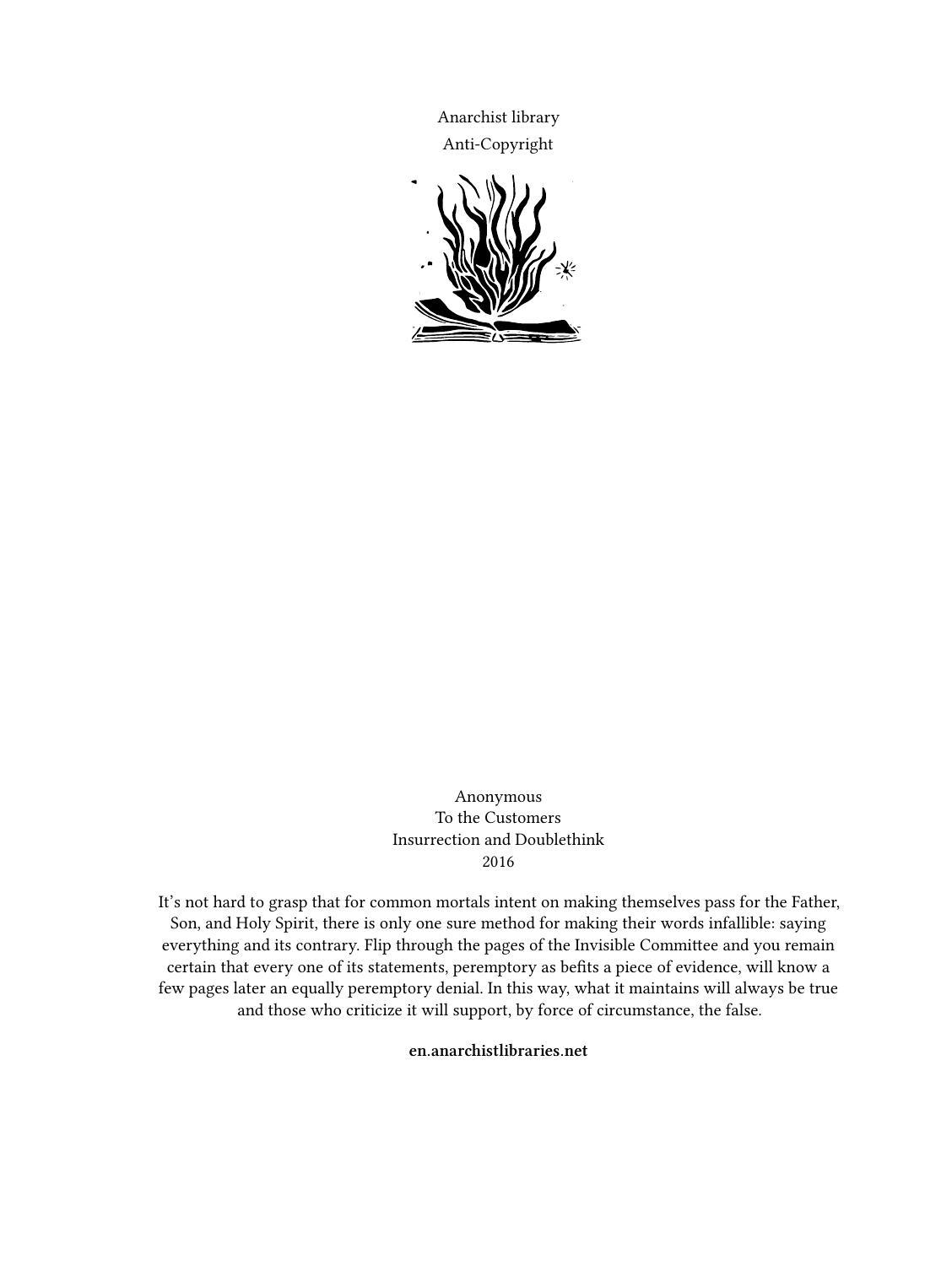Anarchist library
Anti-Copyright

Anonymous
To the Customers
Insurrection and Doublethink
2016

It's not hard to grasp that for common mortals intent on making themselves pass for the Father, Son, and Holy Spirit, there is only one sure method for making their words infallible: saying everything and its contrary. Flip through the pages of the Invisible Committee and you remain certain that every one of its statements, peremptory as befits a piece of evidence, will know a few pages later an equally peremptory denial. In this way, what it maintains will always be true and those who criticize it will support, by force of circumstance, the false.

**en.anarchistlibraries.net**